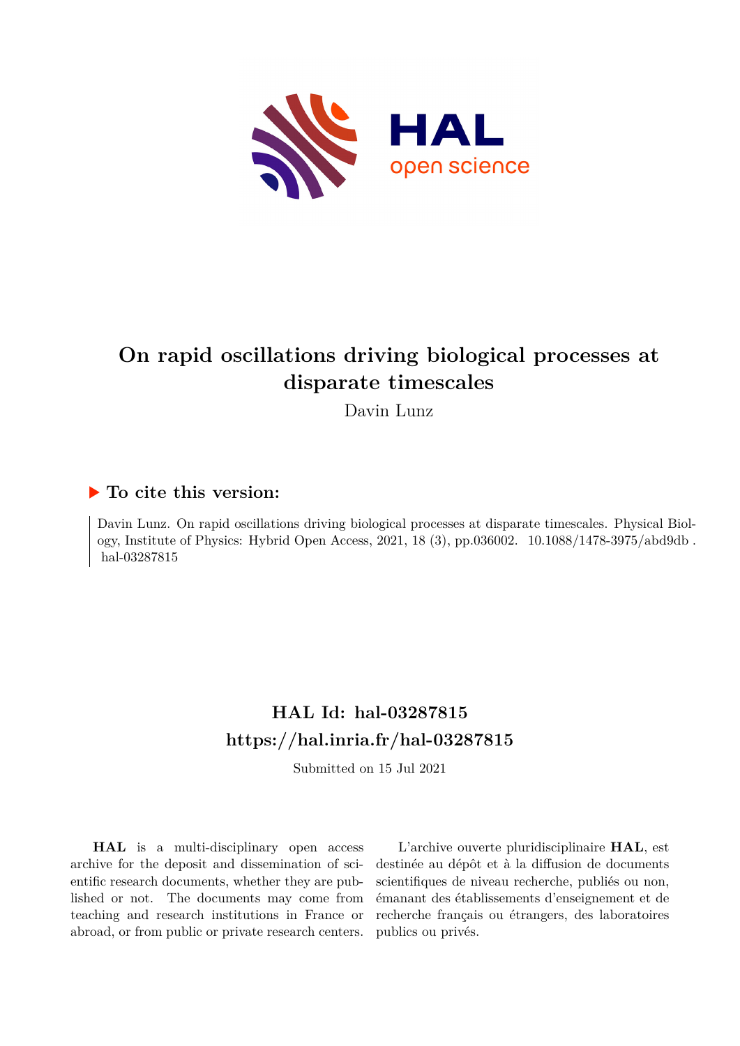# On rapid oscillations driving biological processes at disparate timescales

Davin Lunz

## ▶ To cite this version:

Davin Lunz. On rapid oscillations driving biological processes at disparate timescales. Physical Biology, Institute of Physics: Hybrid Open Access, 2021, 18 (3), pp.036002. 10.1088/1478-3975/abd9db . hal-03287815

## HAL Id: hal-03287815
## https://hal.inria.fr/hal-03287815

Submitted on 15 Jul 2021

**HAL** is a multi-disciplinary open access archive for the deposit and dissemination of scientific research documents, whether they are published or not. The documents may come from teaching and research institutions in France or abroad, or from public or private research centers.

L'archive ouverte pluridisciplinaire **HAL**, est destinée au dépôt et à la diffusion de documents scientifiques de niveau recherche, publiés ou non, émanant des établissements d'enseignement et de recherche français ou étrangers, des laboratoires publics ou privés.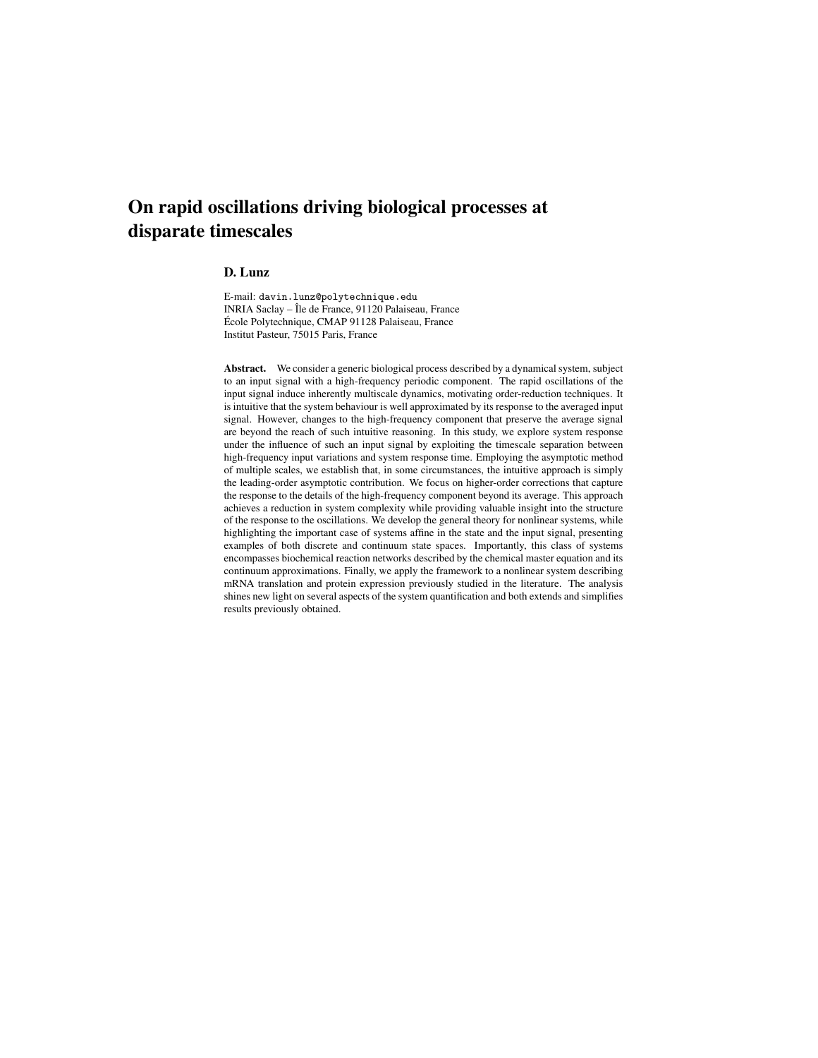# On rapid oscillations driving biological processes at disparate timescales

**D. Lunz**

E-mail: davin.lunz@polytechnique.edu
INRIA Saclay – Île de France, 91120 Palaiseau, France
École Polytechnique, CMAP 91128 Palaiseau, France
Institut Pasteur, 75015 Paris, France

**Abstract.** We consider a generic biological process described by a dynamical system, subject to an input signal with a high-frequency periodic component. The rapid oscillations of the input signal induce inherently multiscale dynamics, motivating order-reduction techniques. It is intuitive that the system behaviour is well approximated by its response to the averaged input signal. However, changes to the high-frequency component that preserve the average signal are beyond the reach of such intuitive reasoning. In this study, we explore system response under the influence of such an input signal by exploiting the timescale separation between high-frequency input variations and system response time. Employing the asymptotic method of multiple scales, we establish that, in some circumstances, the intuitive approach is simply the leading-order asymptotic contribution. We focus on higher-order corrections that capture the response to the details of the high-frequency component beyond its average. This approach achieves a reduction in system complexity while providing valuable insight into the structure of the response to the oscillations. We develop the general theory for nonlinear systems, while highlighting the important case of systems affine in the state and the input signal, presenting examples of both discrete and continuum state spaces. Importantly, this class of systems encompasses biochemical reaction networks described by the chemical master equation and its continuum approximations. Finally, we apply the framework to a nonlinear system describing mRNA translation and protein expression previously studied in the literature. The analysis shines new light on several aspects of the system quantification and both extends and simplifies results previously obtained.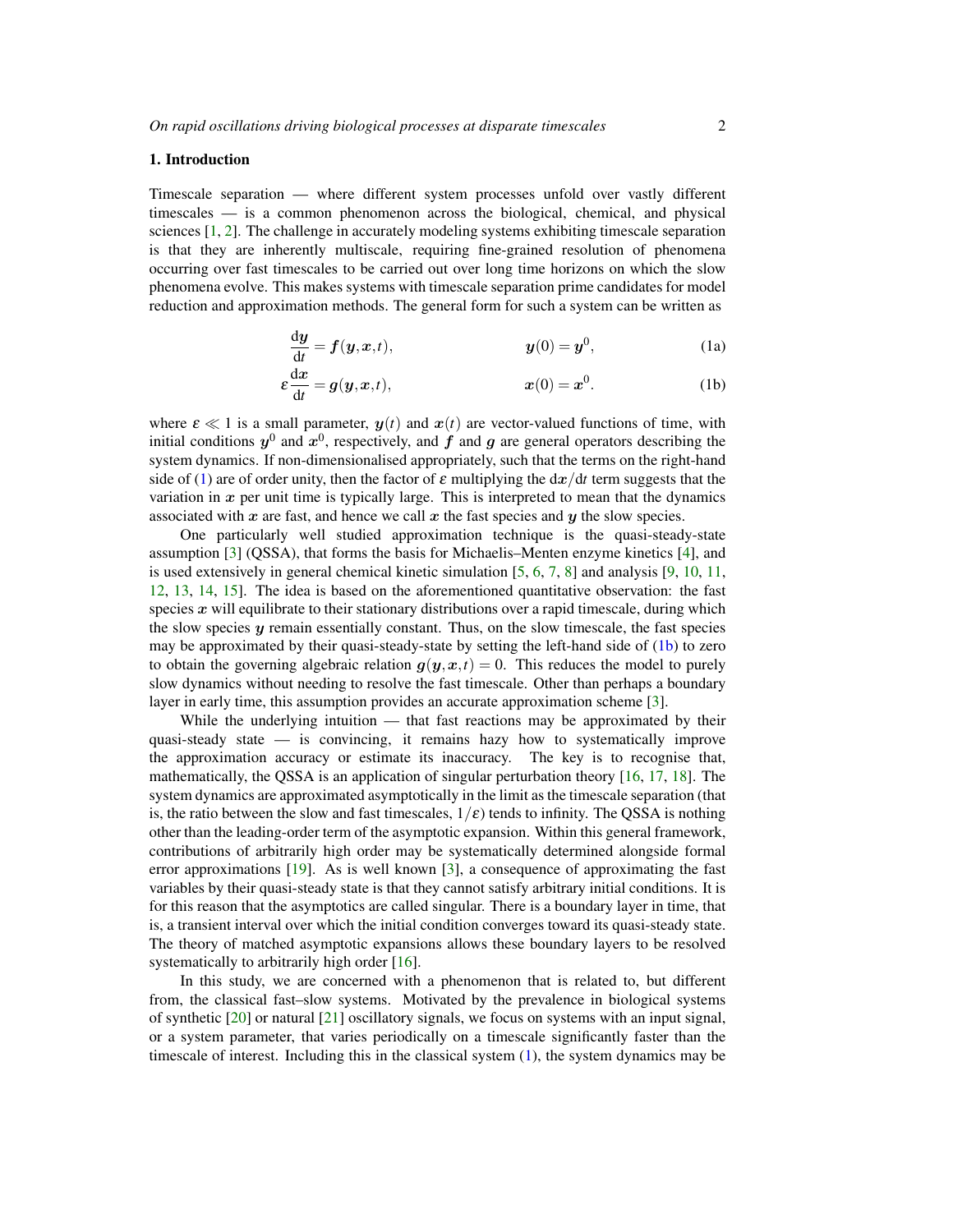## 1. Introduction

Timescale separation — where different system processes unfold over vastly different timescales — is a common phenomenon across the biological, chemical, and physical sciences [1, 2]. The challenge in accurately modeling systems exhibiting timescale separation is that they are inherently multiscale, requiring fine-grained resolution of phenomena occurring over fast timescales to be carried out over long time horizons on which the slow phenomena evolve. This makes systems with timescale separation prime candidates for model reduction and approximation methods. The general form for such a system can be written as

$$\frac{\mathrm{d}\boldsymbol{y}}{\mathrm{d}t} = \boldsymbol{f}(\boldsymbol{y},\boldsymbol{x},t), \qquad \boldsymbol{y}(0) = \boldsymbol{y}^0, \tag{1a}$$

$$\varepsilon\frac{\mathrm{d}\boldsymbol{x}}{\mathrm{d}t} = \boldsymbol{g}(\boldsymbol{y},\boldsymbol{x},t), \qquad \boldsymbol{x}(0) = \boldsymbol{x}^0. \tag{1b}$$

where $\varepsilon \ll 1$ is a small parameter, $\boldsymbol{y}(t)$ and $\boldsymbol{x}(t)$ are vector-valued functions of time, with initial conditions $\boldsymbol{y}^0$ and $\boldsymbol{x}^0$, respectively, and $\boldsymbol{f}$ and $\boldsymbol{g}$ are general operators describing the system dynamics. If non-dimensionalised appropriately, such that the terms on the right-hand side of (1) are of order unity, then the factor of $\varepsilon$ multiplying the $\mathrm{d}\boldsymbol{x}/\mathrm{d}t$ term suggests that the variation in $\boldsymbol{x}$ per unit time is typically large. This is interpreted to mean that the dynamics associated with $\boldsymbol{x}$ are fast, and hence we call $\boldsymbol{x}$ the fast species and $\boldsymbol{y}$ the slow species.

One particularly well studied approximation technique is the quasi-steady-state assumption [3] (QSSA), that forms the basis for Michaelis–Menten enzyme kinetics [4], and is used extensively in general chemical kinetic simulation [5, 6, 7, 8] and analysis [9, 10, 11, 12, 13, 14, 15]. The idea is based on the aforementioned quantitative observation: the fast species $\boldsymbol{x}$ will equilibrate to their stationary distributions over a rapid timescale, during which the slow species $\boldsymbol{y}$ remain essentially constant. Thus, on the slow timescale, the fast species may be approximated by their quasi-steady-state by setting the left-hand side of (1b) to zero to obtain the governing algebraic relation $\boldsymbol{g}(\boldsymbol{y},\boldsymbol{x},t) = 0$. This reduces the model to purely slow dynamics without needing to resolve the fast timescale. Other than perhaps a boundary layer in early time, this assumption provides an accurate approximation scheme [3].

While the underlying intuition — that fast reactions may be approximated by their quasi-steady state — is convincing, it remains hazy how to systematically improve the approximation accuracy or estimate its inaccuracy. The key is to recognise that, mathematically, the QSSA is an application of singular perturbation theory [16, 17, 18]. The system dynamics are approximated asymptotically in the limit as the timescale separation (that is, the ratio between the slow and fast timescales, $1/\varepsilon$) tends to infinity. The QSSA is nothing other than the leading-order term of the asymptotic expansion. Within this general framework, contributions of arbitrarily high order may be systematically determined alongside formal error approximations [19]. As is well known [3], a consequence of approximating the fast variables by their quasi-steady state is that they cannot satisfy arbitrary initial conditions. It is for this reason that the asymptotics are called singular. There is a boundary layer in time, that is, a transient interval over which the initial condition converges toward its quasi-steady state. The theory of matched asymptotic expansions allows these boundary layers to be resolved systematically to arbitrarily high order [16].

In this study, we are concerned with a phenomenon that is related to, but different from, the classical fast–slow systems. Motivated by the prevalence in biological systems of synthetic [20] or natural [21] oscillatory signals, we focus on systems with an input signal, or a system parameter, that varies periodically on a timescale significantly faster than the timescale of interest. Including this in the classical system (1), the system dynamics may be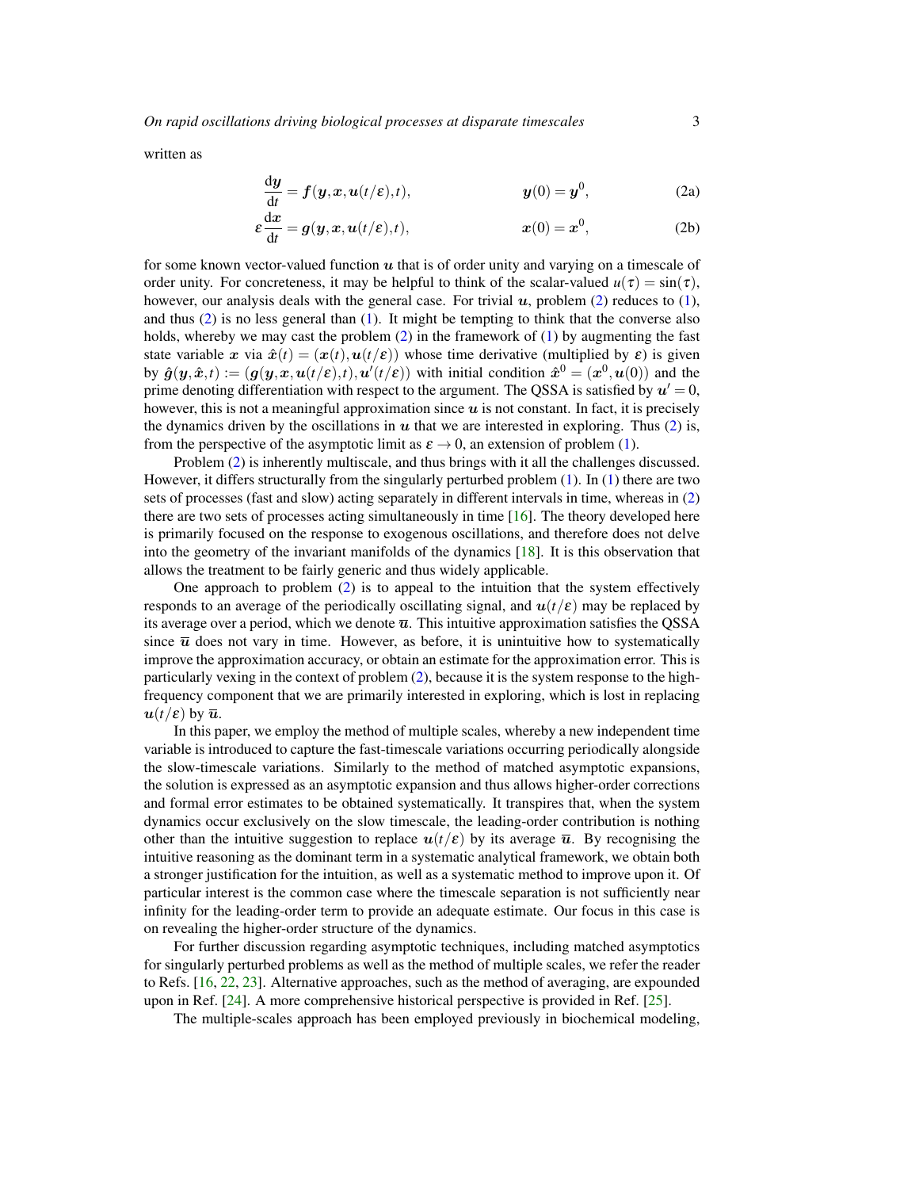written as

$$\frac{\mathrm{d}\boldsymbol{y}}{\mathrm{d}t} = \boldsymbol{f}(\boldsymbol{y},\boldsymbol{x},\boldsymbol{u}(t/\varepsilon),t), \qquad \boldsymbol{y}(0) = \boldsymbol{y}^0, \tag{2a}$$

$$\varepsilon\frac{\mathrm{d}\boldsymbol{x}}{\mathrm{d}t} = \boldsymbol{g}(\boldsymbol{y},\boldsymbol{x},\boldsymbol{u}(t/\varepsilon),t), \qquad \boldsymbol{x}(0) = \boldsymbol{x}^0, \tag{2b}$$

for some known vector-valued function $\boldsymbol{u}$ that is of order unity and varying on a timescale of order unity. For concreteness, it may be helpful to think of the scalar-valued $u(\tau) = \sin(\tau)$, however, our analysis deals with the general case. For trivial $\boldsymbol{u}$, problem (2) reduces to (1), and thus (2) is no less general than (1). It might be tempting to think that the converse also holds, whereby we may cast the problem (2) in the framework of (1) by augmenting the fast state variable $\boldsymbol{x}$ via $\hat{\boldsymbol{x}}(t) = (\boldsymbol{x}(t),\boldsymbol{u}(t/\varepsilon))$ whose time derivative (multiplied by $\varepsilon$) is given by $\hat{\boldsymbol{g}}(\boldsymbol{y},\hat{\boldsymbol{x}},t) := (\boldsymbol{g}(\boldsymbol{y},\boldsymbol{x},\boldsymbol{u}(t/\varepsilon),t),\boldsymbol{u}'(t/\varepsilon))$ with initial condition $\hat{\boldsymbol{x}}^0 = (\boldsymbol{x}^0,\boldsymbol{u}(0))$ and the prime denoting differentiation with respect to the argument. The QSSA is satisfied by $\boldsymbol{u}' = 0$, however, this is not a meaningful approximation since $\boldsymbol{u}$ is not constant. In fact, it is precisely the dynamics driven by the oscillations in $\boldsymbol{u}$ that we are interested in exploring. Thus (2) is, from the perspective of the asymptotic limit as $\varepsilon \to 0$, an extension of problem (1).

Problem (2) is inherently multiscale, and thus brings with it all the challenges discussed. However, it differs structurally from the singularly perturbed problem (1). In (1) there are two sets of processes (fast and slow) acting separately in different intervals in time, whereas in (2) there are two sets of processes acting simultaneously in time [16]. The theory developed here is primarily focused on the response to exogenous oscillations, and therefore does not delve into the geometry of the invariant manifolds of the dynamics [18]. It is this observation that allows the treatment to be fairly generic and thus widely applicable.

One approach to problem (2) is to appeal to the intuition that the system effectively responds to an average of the periodically oscillating signal, and $\boldsymbol{u}(t/\varepsilon)$ may be replaced by its average over a period, which we denote $\overline{\boldsymbol{u}}$. This intuitive approximation satisfies the QSSA since $\overline{\boldsymbol{u}}$ does not vary in time. However, as before, it is unintuitive how to systematically improve the approximation accuracy, or obtain an estimate for the approximation error. This is particularly vexing in the context of problem (2), because it is the system response to the high-frequency component that we are primarily interested in exploring, which is lost in replacing $\boldsymbol{u}(t/\varepsilon)$ by $\overline{\boldsymbol{u}}$.

In this paper, we employ the method of multiple scales, whereby a new independent time variable is introduced to capture the fast-timescale variations occurring periodically alongside the slow-timescale variations. Similarly to the method of matched asymptotic expansions, the solution is expressed as an asymptotic expansion and thus allows higher-order corrections and formal error estimates to be obtained systematically. It transpires that, when the system dynamics occur exclusively on the slow timescale, the leading-order contribution is nothing other than the intuitive suggestion to replace $\boldsymbol{u}(t/\varepsilon)$ by its average $\overline{\boldsymbol{u}}$. By recognising the intuitive reasoning as the dominant term in a systematic analytical framework, we obtain both a stronger justification for the intuition, as well as a systematic method to improve upon it. Of particular interest is the common case where the timescale separation is not sufficiently near infinity for the leading-order term to provide an adequate estimate. Our focus in this case is on revealing the higher-order structure of the dynamics.

For further discussion regarding asymptotic techniques, including matched asymptotics for singularly perturbed problems as well as the method of multiple scales, we refer the reader to Refs. [16, 22, 23]. Alternative approaches, such as the method of averaging, are expounded upon in Ref. [24]. A more comprehensive historical perspective is provided in Ref. [25].

The multiple-scales approach has been employed previously in biochemical modeling,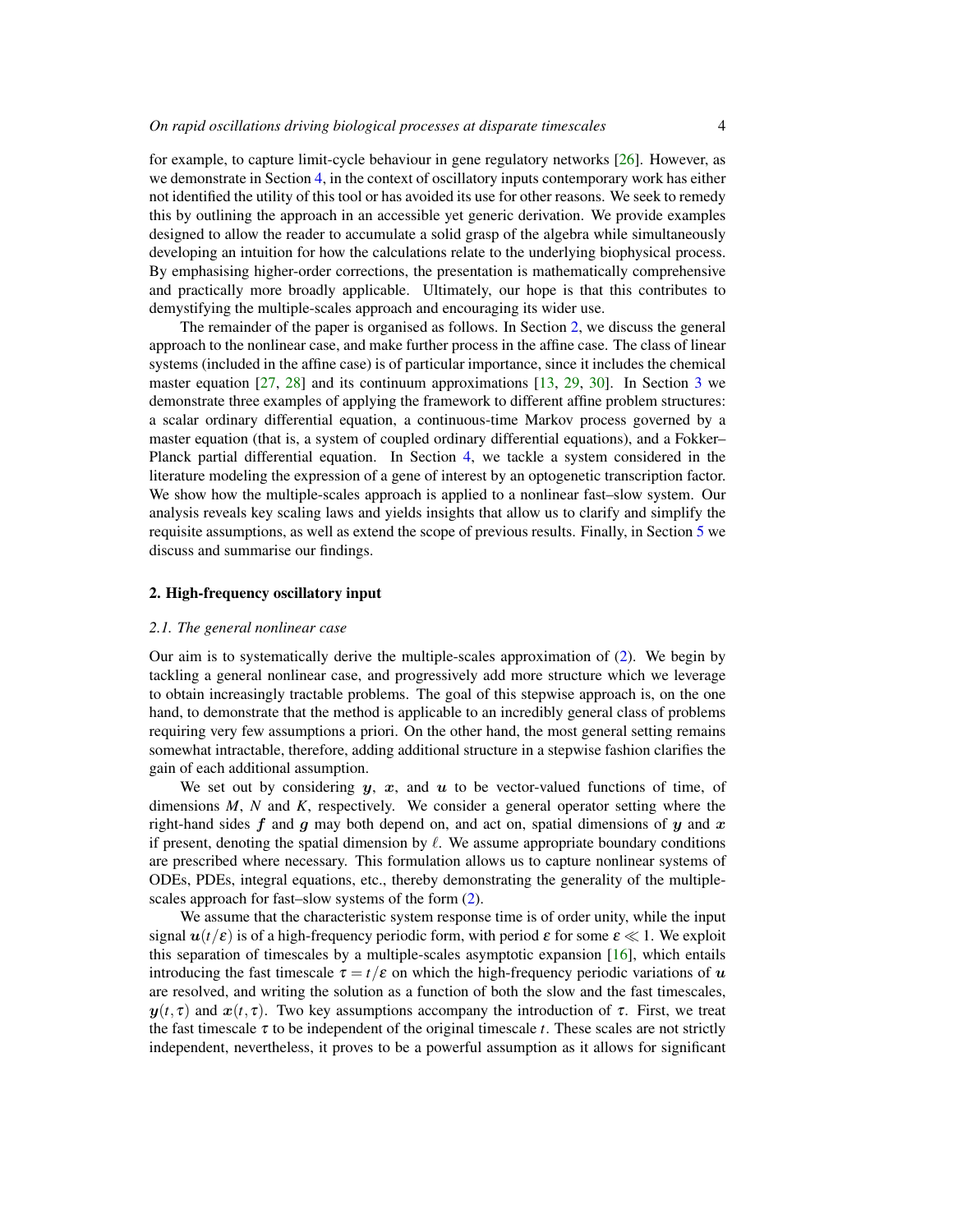for example, to capture limit-cycle behaviour in gene regulatory networks [26]. However, as we demonstrate in Section 4, in the context of oscillatory inputs contemporary work has either not identified the utility of this tool or has avoided its use for other reasons. We seek to remedy this by outlining the approach in an accessible yet generic derivation. We provide examples designed to allow the reader to accumulate a solid grasp of the algebra while simultaneously developing an intuition for how the calculations relate to the underlying biophysical process. By emphasising higher-order corrections, the presentation is mathematically comprehensive and practically more broadly applicable. Ultimately, our hope is that this contributes to demystifying the multiple-scales approach and encouraging its wider use.

The remainder of the paper is organised as follows. In Section 2, we discuss the general approach to the nonlinear case, and make further process in the affine case. The class of linear systems (included in the affine case) is of particular importance, since it includes the chemical master equation [27, 28] and its continuum approximations [13, 29, 30]. In Section 3 we demonstrate three examples of applying the framework to different affine problem structures: a scalar ordinary differential equation, a continuous-time Markov process governed by a master equation (that is, a system of coupled ordinary differential equations), and a Fokker–Planck partial differential equation. In Section 4, we tackle a system considered in the literature modeling the expression of a gene of interest by an optogenetic transcription factor. We show how the multiple-scales approach is applied to a nonlinear fast–slow system. Our analysis reveals key scaling laws and yields insights that allow us to clarify and simplify the requisite assumptions, as well as extend the scope of previous results. Finally, in Section 5 we discuss and summarise our findings.

## 2. High-frequency oscillatory input

### 2.1. The general nonlinear case

Our aim is to systematically derive the multiple-scales approximation of (2). We begin by tackling a general nonlinear case, and progressively add more structure which we leverage to obtain increasingly tractable problems. The goal of this stepwise approach is, on the one hand, to demonstrate that the method is applicable to an incredibly general class of problems requiring very few assumptions a priori. On the other hand, the most general setting remains somewhat intractable, therefore, adding additional structure in a stepwise fashion clarifies the gain of each additional assumption.

We set out by considering $\boldsymbol{y}$, $\boldsymbol{x}$, and $\boldsymbol{u}$ to be vector-valued functions of time, of dimensions $M$, $N$ and $K$, respectively. We consider a general operator setting where the right-hand sides $\boldsymbol{f}$ and $\boldsymbol{g}$ may both depend on, and act on, spatial dimensions of $\boldsymbol{y}$ and $\boldsymbol{x}$ if present, denoting the spatial dimension by $\ell$. We assume appropriate boundary conditions are prescribed where necessary. This formulation allows us to capture nonlinear systems of ODEs, PDEs, integral equations, etc., thereby demonstrating the generality of the multiple-scales approach for fast–slow systems of the form (2).

We assume that the characteristic system response time is of order unity, while the input signal $\boldsymbol{u}(t/\varepsilon)$ is of a high-frequency periodic form, with period $\varepsilon$ for some $\varepsilon \ll 1$. We exploit this separation of timescales by a multiple-scales asymptotic expansion [16], which entails introducing the fast timescale $\tau = t/\varepsilon$ on which the high-frequency periodic variations of $\boldsymbol{u}$ are resolved, and writing the solution as a function of both the slow and the fast timescales, $\boldsymbol{y}(t,\tau)$ and $\boldsymbol{x}(t,\tau)$. Two key assumptions accompany the introduction of $\tau$. First, we treat the fast timescale $\tau$ to be independent of the original timescale $t$. These scales are not strictly independent, nevertheless, it proves to be a powerful assumption as it allows for significant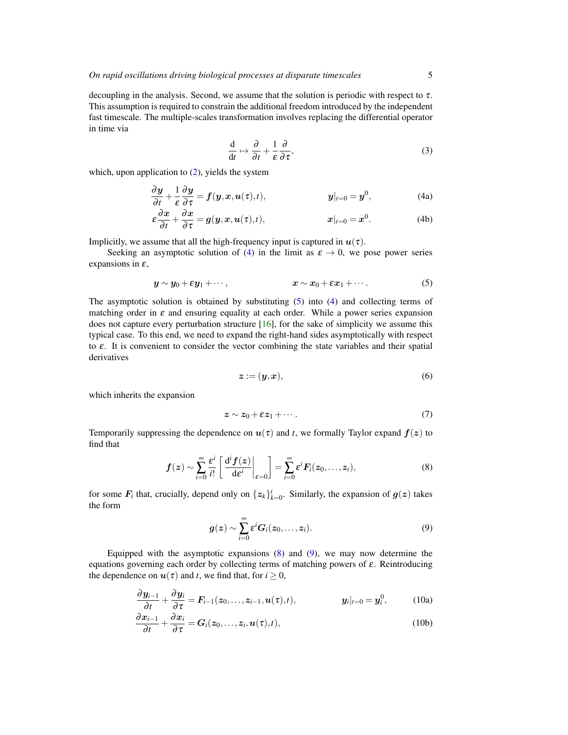decoupling in the analysis. Second, we assume that the solution is periodic with respect to $\tau$. This assumption is required to constrain the additional freedom introduced by the independent fast timescale. The multiple-scales transformation involves replacing the differential operator in time via

$$\frac{\mathrm{d}}{\mathrm{d}t} \mapsto \frac{\partial}{\partial t} + \frac{1}{\varepsilon}\frac{\partial}{\partial \tau}, \tag{3}$$

which, upon application to (2), yields the system

$$\frac{\partial \boldsymbol{y}}{\partial t} + \frac{1}{\varepsilon}\frac{\partial \boldsymbol{y}}{\partial \tau} = \boldsymbol{f}(\boldsymbol{y}, \boldsymbol{x}, \boldsymbol{u}(\tau), t), \qquad \boldsymbol{y}|_{t=0} = \boldsymbol{y}^0, \tag{4a}$$

$$\varepsilon\frac{\partial \boldsymbol{x}}{\partial t} + \frac{\partial \boldsymbol{x}}{\partial \tau} = \boldsymbol{g}(\boldsymbol{y}, \boldsymbol{x}, \boldsymbol{u}(\tau), t), \qquad \boldsymbol{x}|_{t=0} = \boldsymbol{x}^0. \tag{4b}$$

Implicitly, we assume that all the high-frequency input is captured in $\boldsymbol{u}(\tau)$.

Seeking an asymptotic solution of (4) in the limit as $\varepsilon \to 0$, we pose power series expansions in $\varepsilon$,

$$\boldsymbol{y} \sim \boldsymbol{y}_0 + \varepsilon \boldsymbol{y}_1 + \cdots, \qquad \boldsymbol{x} \sim \boldsymbol{x}_0 + \varepsilon \boldsymbol{x}_1 + \cdots. \tag{5}$$

The asymptotic solution is obtained by substituting (5) into (4) and collecting terms of matching order in $\varepsilon$ and ensuring equality at each order. While a power series expansion does not capture every perturbation structure [16], for the sake of simplicity we assume this typical case. To this end, we need to expand the right-hand sides asymptotically with respect to $\varepsilon$. It is convenient to consider the vector combining the state variables and their spatial derivatives

$$\boldsymbol{z} := (\boldsymbol{y}, \boldsymbol{x}), \tag{6}$$

which inherits the expansion

$$\boldsymbol{z} \sim \boldsymbol{z}_0 + \varepsilon \boldsymbol{z}_1 + \cdots. \tag{7}$$

Temporarily suppressing the dependence on $\boldsymbol{u}(\tau)$ and $t$, we formally Taylor expand $\boldsymbol{f}(\boldsymbol{z})$ to find that

$$\boldsymbol{f}(\boldsymbol{z}) \sim \sum_{i=0}^{\infty} \frac{\varepsilon^i}{i!}\left[\left.\frac{\mathrm{d}^i \boldsymbol{f}(\boldsymbol{z})}{\mathrm{d}\varepsilon^i}\right|_{\varepsilon=0}\right] = \sum_{i=0}^{\infty} \varepsilon^i \boldsymbol{F}_i(\boldsymbol{z}_0, \ldots, \boldsymbol{z}_i), \tag{8}$$

for some $\boldsymbol{F}_i$ that, crucially, depend only on $\{\boldsymbol{z}_k\}_{k=0}^{i}$. Similarly, the expansion of $\boldsymbol{g}(\boldsymbol{z})$ takes the form

$$\boldsymbol{g}(\boldsymbol{z}) \sim \sum_{i=0}^{\infty} \varepsilon^i \boldsymbol{G}_i(\boldsymbol{z}_0, \ldots, \boldsymbol{z}_i). \tag{9}$$

Equipped with the asymptotic expansions (8) and (9), we may now determine the equations governing each order by collecting terms of matching powers of $\varepsilon$. Reintroducing the dependence on $\boldsymbol{u}(\tau)$ and $t$, we find that, for $i \geq 0$,

$$\frac{\partial \boldsymbol{y}_{i-1}}{\partial t} + \frac{\partial \boldsymbol{y}_i}{\partial \tau} = \boldsymbol{F}_{i-1}(\boldsymbol{z}_0, \ldots, \boldsymbol{z}_{i-1}, \boldsymbol{u}(\tau), t), \qquad \boldsymbol{y}_i|_{t=0} = \boldsymbol{y}_i^0, \tag{10a}$$

$$\frac{\partial \boldsymbol{x}_{i-1}}{\partial t} + \frac{\partial \boldsymbol{x}_i}{\partial \tau} = \boldsymbol{G}_i(\boldsymbol{z}_0, \ldots, \boldsymbol{z}_i, \boldsymbol{u}(\tau), t), \tag{10b}$$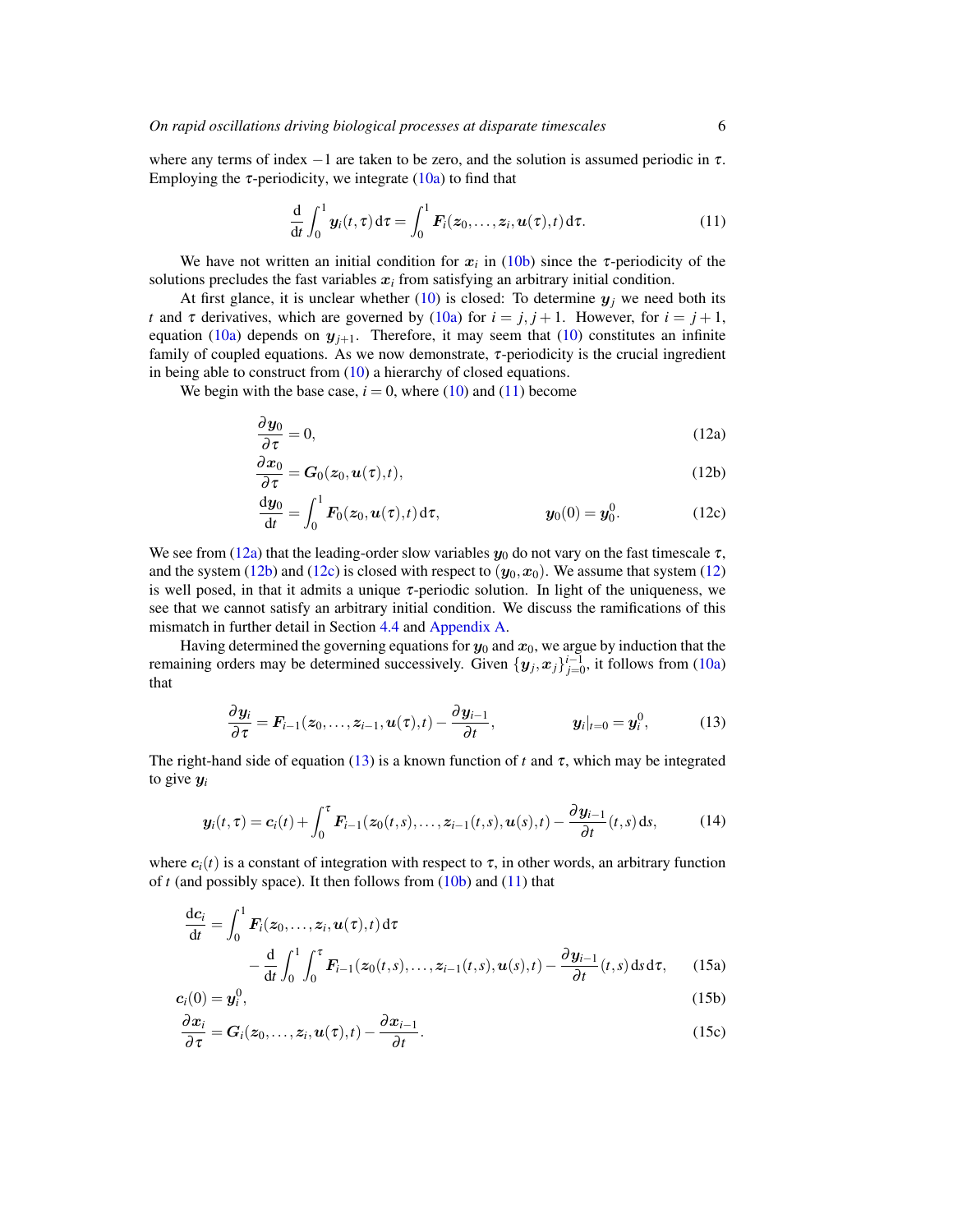where any terms of index $-1$ are taken to be zero, and the solution is assumed periodic in $\tau$. Employing the $\tau$-periodicity, we integrate (10a) to find that

$$\frac{\mathrm{d}}{\mathrm{d}t}\int_0^1 \boldsymbol{y}_i(t,\tau)\,\mathrm{d}\tau = \int_0^1 \boldsymbol{F}_i(\boldsymbol{z}_0,\ldots,\boldsymbol{z}_i,\boldsymbol{u}(\tau),t)\,\mathrm{d}\tau. \tag{11}$$

We have not written an initial condition for $\boldsymbol{x}_i$ in (10b) since the $\tau$-periodicity of the solutions precludes the fast variables $\boldsymbol{x}_i$ from satisfying an arbitrary initial condition.

At first glance, it is unclear whether (10) is closed: To determine $\boldsymbol{y}_j$ we need both its $t$ and $\tau$ derivatives, which are governed by (10a) for $i = j, j+1$. However, for $i = j+1$, equation (10a) depends on $\boldsymbol{y}_{j+1}$. Therefore, it may seem that (10) constitutes an infinite family of coupled equations. As we now demonstrate, $\tau$-periodicity is the crucial ingredient in being able to construct from (10) a hierarchy of closed equations.

We begin with the base case, $i = 0$, where (10) and (11) become

$$\frac{\partial \boldsymbol{y}_0}{\partial \tau} = 0, \tag{12a}$$

$$\frac{\partial \boldsymbol{x}_0}{\partial \tau} = \boldsymbol{G}_0(\boldsymbol{z}_0,\boldsymbol{u}(\tau),t), \tag{12b}$$

$$\frac{\mathrm{d}\boldsymbol{y}_0}{\mathrm{d}t} = \int_0^1 \boldsymbol{F}_0(\boldsymbol{z}_0,\boldsymbol{u}(\tau),t)\,\mathrm{d}\tau, \qquad \boldsymbol{y}_0(0) = \boldsymbol{y}_0^0. \tag{12c}$$

We see from (12a) that the leading-order slow variables $\boldsymbol{y}_0$ do not vary on the fast timescale $\tau$, and the system (12b) and (12c) is closed with respect to $(\boldsymbol{y}_0, \boldsymbol{x}_0)$. We assume that system (12) is well posed, in that it admits a unique $\tau$-periodic solution. In light of the uniqueness, we see that we cannot satisfy an arbitrary initial condition. We discuss the ramifications of this mismatch in further detail in Section 4.4 and Appendix A.

Having determined the governing equations for $\boldsymbol{y}_0$ and $\boldsymbol{x}_0$, we argue by induction that the remaining orders may be determined successively. Given $\{\boldsymbol{y}_j,\boldsymbol{x}_j\}_{j=0}^{i-1}$, it follows from (10a) that

$$\frac{\partial \boldsymbol{y}_i}{\partial \tau} = \boldsymbol{F}_{i-1}(\boldsymbol{z}_0,\ldots,\boldsymbol{z}_{i-1},\boldsymbol{u}(\tau),t) - \frac{\partial \boldsymbol{y}_{i-1}}{\partial t}, \qquad \boldsymbol{y}_i|_{t=0} = \boldsymbol{y}_i^0, \tag{13}$$

The right-hand side of equation (13) is a known function of $t$ and $\tau$, which may be integrated to give $\boldsymbol{y}_i$

$$\boldsymbol{y}_i(t,\tau) = \boldsymbol{c}_i(t) + \int_0^\tau \boldsymbol{F}_{i-1}(\boldsymbol{z}_0(t,s),\ldots,\boldsymbol{z}_{i-1}(t,s),\boldsymbol{u}(s),t) - \frac{\partial \boldsymbol{y}_{i-1}}{\partial t}(t,s)\,\mathrm{d}s, \tag{14}$$

where $\boldsymbol{c}_i(t)$ is a constant of integration with respect to $\tau$, in other words, an arbitrary function of $t$ (and possibly space). It then follows from (10b) and (11) that

$$\begin{aligned}\frac{\mathrm{d}\boldsymbol{c}_i}{\mathrm{d}t} = &\int_0^1 \boldsymbol{F}_i(\boldsymbol{z}_0,\ldots,\boldsymbol{z}_i,\boldsymbol{u}(\tau),t)\,\mathrm{d}\tau \\ &- \frac{\mathrm{d}}{\mathrm{d}t}\int_0^1\int_0^\tau \boldsymbol{F}_{i-1}(\boldsymbol{z}_0(t,s),\ldots,\boldsymbol{z}_{i-1}(t,s),\boldsymbol{u}(s),t) - \frac{\partial \boldsymbol{y}_{i-1}}{\partial t}(t,s)\,\mathrm{d}s\,\mathrm{d}\tau,\end{aligned} \tag{15a}$$

$$\boldsymbol{c}_i(0) = \boldsymbol{y}_i^0, \tag{15b}$$

$$\frac{\partial \boldsymbol{x}_i}{\partial \tau} = \boldsymbol{G}_i(\boldsymbol{z}_0,\ldots,\boldsymbol{z}_i,\boldsymbol{u}(\tau),t) - \frac{\partial \boldsymbol{x}_{i-1}}{\partial t}. \tag{15c}$$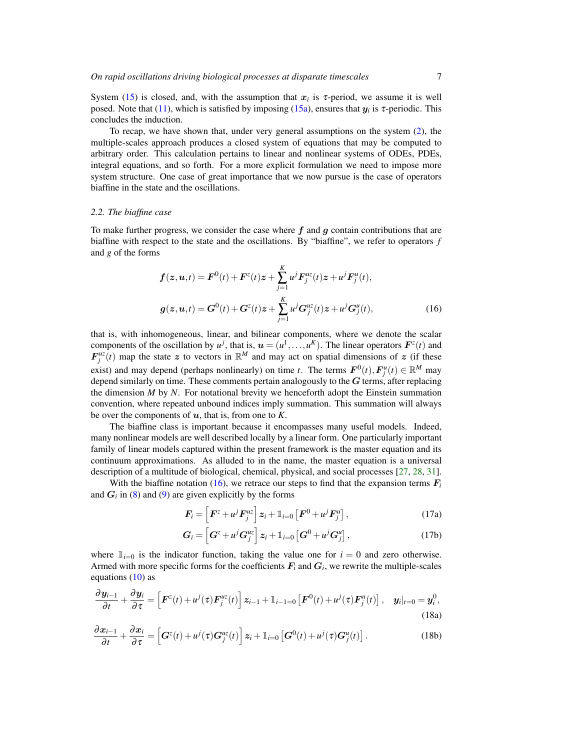System (15) is closed, and, with the assumption that $\boldsymbol{x}_i$ is $\tau$-period, we assume it is well posed. Note that (11), which is satisfied by imposing (15a), ensures that $\boldsymbol{y}_i$ is $\tau$-periodic. This concludes the induction.

To recap, we have shown that, under very general assumptions on the system (2), the multiple-scales approach produces a closed system of equations that may be computed to arbitrary order. This calculation pertains to linear and nonlinear systems of ODEs, PDEs, integral equations, and so forth. For a more explicit formulation we need to impose more system structure. One case of great importance that we now pursue is the case of operators biaffine in the state and the oscillations.

### *2.2. The biaffine case*

To make further progress, we consider the case where $\boldsymbol{f}$ and $\boldsymbol{g}$ contain contributions that are biaffine with respect to the state and the oscillations. By "biaffine", we refer to operators $f$ and $g$ of the forms

$$
\begin{aligned}
\boldsymbol{f}(\boldsymbol{z},\boldsymbol{u},t) &= \boldsymbol{F}^0(t) + \boldsymbol{F}^z(t)\boldsymbol{z} + \sum_{j=1}^{K} u^j \boldsymbol{F}_j^{uz}(t)\boldsymbol{z} + u^j \boldsymbol{F}_j^u(t), \\
\boldsymbol{g}(\boldsymbol{z},\boldsymbol{u},t) &= \boldsymbol{G}^0(t) + \boldsymbol{G}^z(t)\boldsymbol{z} + \sum_{j=1}^{K} u^j \boldsymbol{G}_j^{uz}(t)\boldsymbol{z} + u^j \boldsymbol{G}_j^u(t),
\end{aligned}
\tag{16}
$$

that is, with inhomogeneous, linear, and bilinear components, where we denote the scalar components of the oscillation by $u^j$, that is, $\boldsymbol{u} = (u^1, \ldots, u^K)$. The linear operators $\boldsymbol{F}^z(t)$ and $\boldsymbol{F}_j^{uz}(t)$ map the state $\boldsymbol{z}$ to vectors in $\mathbb{R}^M$ and may act on spatial dimensions of $\boldsymbol{z}$ (if these exist) and may depend (perhaps nonlinearly) on time $t$. The terms $\boldsymbol{F}^0(t), \boldsymbol{F}_j^u(t) \in \mathbb{R}^M$ may depend similarly on time. These comments pertain analogously to the $\boldsymbol{G}$ terms, after replacing the dimension $M$ by $N$. For notational brevity we henceforth adopt the Einstein summation convention, where repeated unbound indices imply summation. This summation will always be over the components of $\boldsymbol{u}$, that is, from one to $K$.

The biaffine class is important because it encompasses many useful models. Indeed, many nonlinear models are well described locally by a linear form. One particularly important family of linear models captured within the present framework is the master equation and its continuum approximations. As alluded to in the name, the master equation is a universal description of a multitude of biological, chemical, physical, and social processes [27, 28, 31].

With the biaffine notation (16), we retrace our steps to find that the expansion terms $\boldsymbol{F}_i$ and $\boldsymbol{G}_i$ in (8) and (9) are given explicitly by the forms

$$
\boldsymbol{F}_i = \left[\boldsymbol{F}^z + u^j \boldsymbol{F}_j^{uz}\right]\boldsymbol{z}_i + \mathbb{1}_{i=0}\left[\boldsymbol{F}^0 + u^j \boldsymbol{F}_j^u\right], \tag{17a}
$$

$$
\boldsymbol{G}_i = \left[\boldsymbol{G}^z + u^j \boldsymbol{G}_j^{uz}\right]\boldsymbol{z}_i + \mathbb{1}_{i=0}\left[\boldsymbol{G}^0 + u^j \boldsymbol{G}_j^u\right], \tag{17b}
$$

where $\mathbb{1}_{i=0}$ is the indicator function, taking the value one for $i = 0$ and zero otherwise. Armed with more specific forms for the coefficients $\boldsymbol{F}_i$ and $\boldsymbol{G}_i$, we rewrite the multiple-scales equations (10) as

$$
\frac{\partial \boldsymbol{y}_{i-1}}{\partial t} + \frac{\partial \boldsymbol{y}_i}{\partial \tau} = \left[\boldsymbol{F}^z(t) + u^j(\tau)\boldsymbol{F}_j^{uz}(t)\right]\boldsymbol{z}_{i-1} + \mathbb{1}_{i-1=0}\left[\boldsymbol{F}^0(t) + u^j(\tau)\boldsymbol{F}_j^u(t)\right], \quad \boldsymbol{y}_i|_{t=0} = \boldsymbol{y}_i^0, \tag{18a}
$$

$$
\frac{\partial \boldsymbol{x}_{i-1}}{\partial t} + \frac{\partial \boldsymbol{x}_i}{\partial \tau} = \left[\boldsymbol{G}^z(t) + u^j(\tau)\boldsymbol{G}_j^{uz}(t)\right]\boldsymbol{z}_i + \mathbb{1}_{i=0}\left[\boldsymbol{G}^0(t) + u^j(\tau)\boldsymbol{G}_j^u(t)\right]. \tag{18b}
$$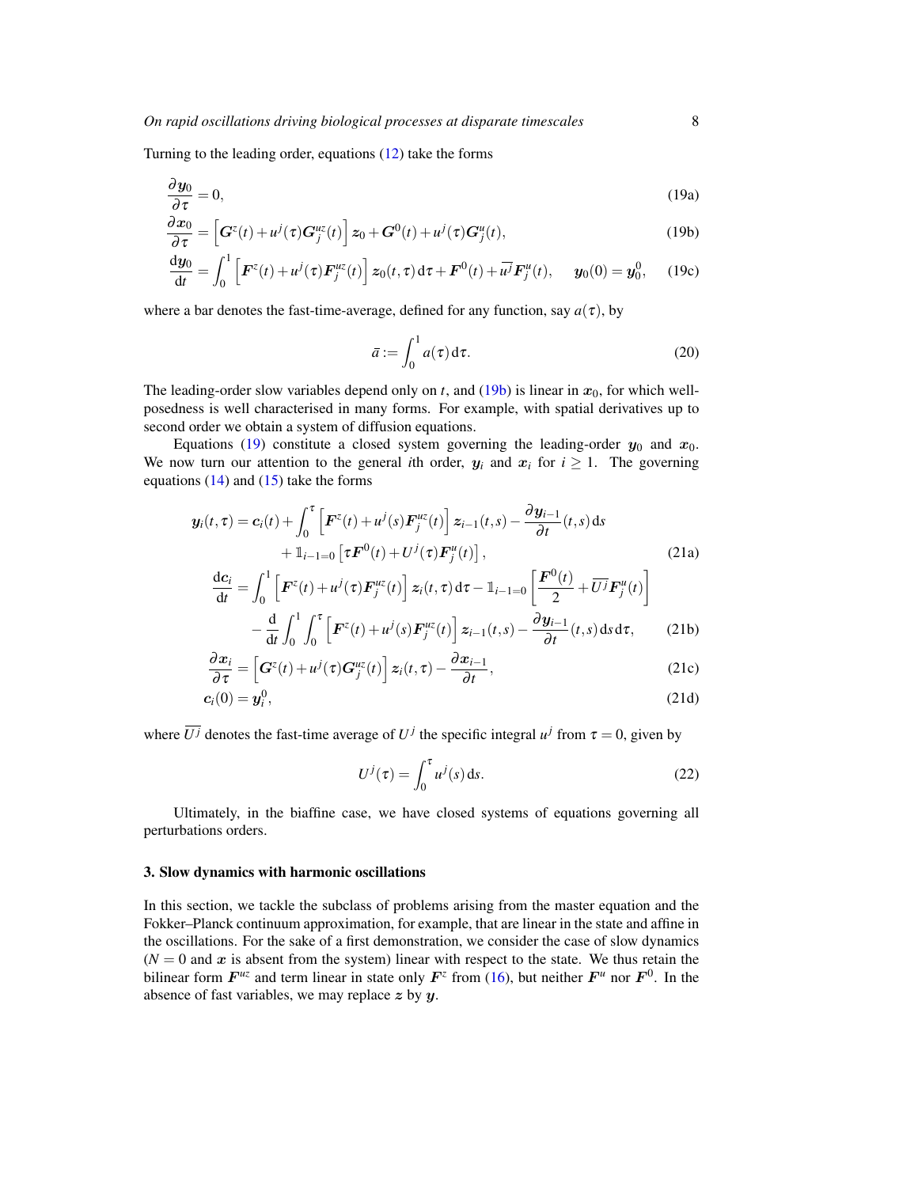Turning to the leading order, equations (12) take the forms

$$
\frac{\partial \boldsymbol{y}_0}{\partial \tau} = 0, \tag{19a}
$$

$$
\frac{\partial \boldsymbol{x}_0}{\partial \tau} = \left[\boldsymbol{G}^z(t) + u^j(\tau)\boldsymbol{G}^{uz}_j(t)\right]\boldsymbol{z}_0 + \boldsymbol{G}^0(t) + u^j(\tau)\boldsymbol{G}^u_j(t), \tag{19b}
$$

$$
\frac{\mathrm{d}\boldsymbol{y}_0}{\mathrm{d}t} = \int_0^1 \left[\boldsymbol{F}^z(t) + u^j(\tau)\boldsymbol{F}^{uz}_j(t)\right]\boldsymbol{z}_0(t,\tau)\,\mathrm{d}\tau + \boldsymbol{F}^0(t) + \overline{u^j}\boldsymbol{F}^u_j(t), \quad \boldsymbol{y}_0(0) = \boldsymbol{y}^0_0, \tag{19c}
$$

where a bar denotes the fast-time-average, defined for any function, say $a(\tau)$, by

$$
\bar{a} := \int_0^1 a(\tau)\,\mathrm{d}\tau. \tag{20}
$$

The leading-order slow variables depend only on $t$, and (19b) is linear in $\boldsymbol{x}_0$, for which well-posedness is well characterised in many forms. For example, with spatial derivatives up to second order we obtain a system of diffusion equations.

Equations (19) constitute a closed system governing the leading-order $\boldsymbol{y}_0$ and $\boldsymbol{x}_0$. We now turn our attention to the general $i$th order, $\boldsymbol{y}_i$ and $\boldsymbol{x}_i$ for $i \geq 1$. The governing equations (14) and (15) take the forms

$$
\begin{aligned}
\boldsymbol{y}_i(t,\tau) = \boldsymbol{c}_i(t) + \int_0^\tau \left[\boldsymbol{F}^z(t) + u^j(s)\boldsymbol{F}^{uz}_j(t)\right]\boldsymbol{z}_{i-1}(t,s) - \frac{\partial \boldsymbol{y}_{i-1}}{\partial t}(t,s)\,\mathrm{d}s \\
+ \mathbb{1}_{i-1=0}\left[\tau\boldsymbol{F}^0(t) + U^j(\tau)\boldsymbol{F}^u_j(t)\right],
\end{aligned} \tag{21a}
$$

$$
\begin{aligned}
\frac{\mathrm{d}\boldsymbol{c}_i}{\mathrm{d}t} = \int_0^1 \left[\boldsymbol{F}^z(t) + u^j(\tau)\boldsymbol{F}^{uz}_j(t)\right]\boldsymbol{z}_i(t,\tau)\,\mathrm{d}\tau - \mathbb{1}_{i-1=0}\left[\frac{\boldsymbol{F}^0(t)}{2} + \overline{U^j}\boldsymbol{F}^u_j(t)\right] \\
- \frac{\mathrm{d}}{\mathrm{d}t}\int_0^1\int_0^\tau \left[\boldsymbol{F}^z(t) + u^j(s)\boldsymbol{F}^{uz}_j(t)\right]\boldsymbol{z}_{i-1}(t,s) - \frac{\partial \boldsymbol{y}_{i-1}}{\partial t}(t,s)\,\mathrm{d}s\,\mathrm{d}\tau,
\end{aligned} \tag{21b}
$$

$$
\frac{\partial \boldsymbol{x}_i}{\partial \tau} = \left[\boldsymbol{G}^z(t) + u^j(\tau)\boldsymbol{G}^{uz}_j(t)\right]\boldsymbol{z}_i(t,\tau) - \frac{\partial \boldsymbol{x}_{i-1}}{\partial t}, \tag{21c}
$$

$$
\boldsymbol{c}_i(0) = \boldsymbol{y}^0_i, \tag{21d}
$$

where $\overline{U^j}$ denotes the fast-time average of $U^j$ the specific integral $u^j$ from $\tau = 0$, given by

$$
U^j(\tau) = \int_0^\tau u^j(s)\,\mathrm{d}s. \tag{22}
$$

Ultimately, in the biaffine case, we have closed systems of equations governing all perturbations orders.

### 3. Slow dynamics with harmonic oscillations

In this section, we tackle the subclass of problems arising from the master equation and the Fokker–Planck continuum approximation, for example, that are linear in the state and affine in the oscillations. For the sake of a first demonstration, we consider the case of slow dynamics ($N = 0$ and $\boldsymbol{x}$ is absent from the system) linear with respect to the state. We thus retain the bilinear form $\boldsymbol{F}^{uz}$ and term linear in state only $\boldsymbol{F}^z$ from (16), but neither $\boldsymbol{F}^u$ nor $\boldsymbol{F}^0$. In the absence of fast variables, we may replace $\boldsymbol{z}$ by $\boldsymbol{y}$.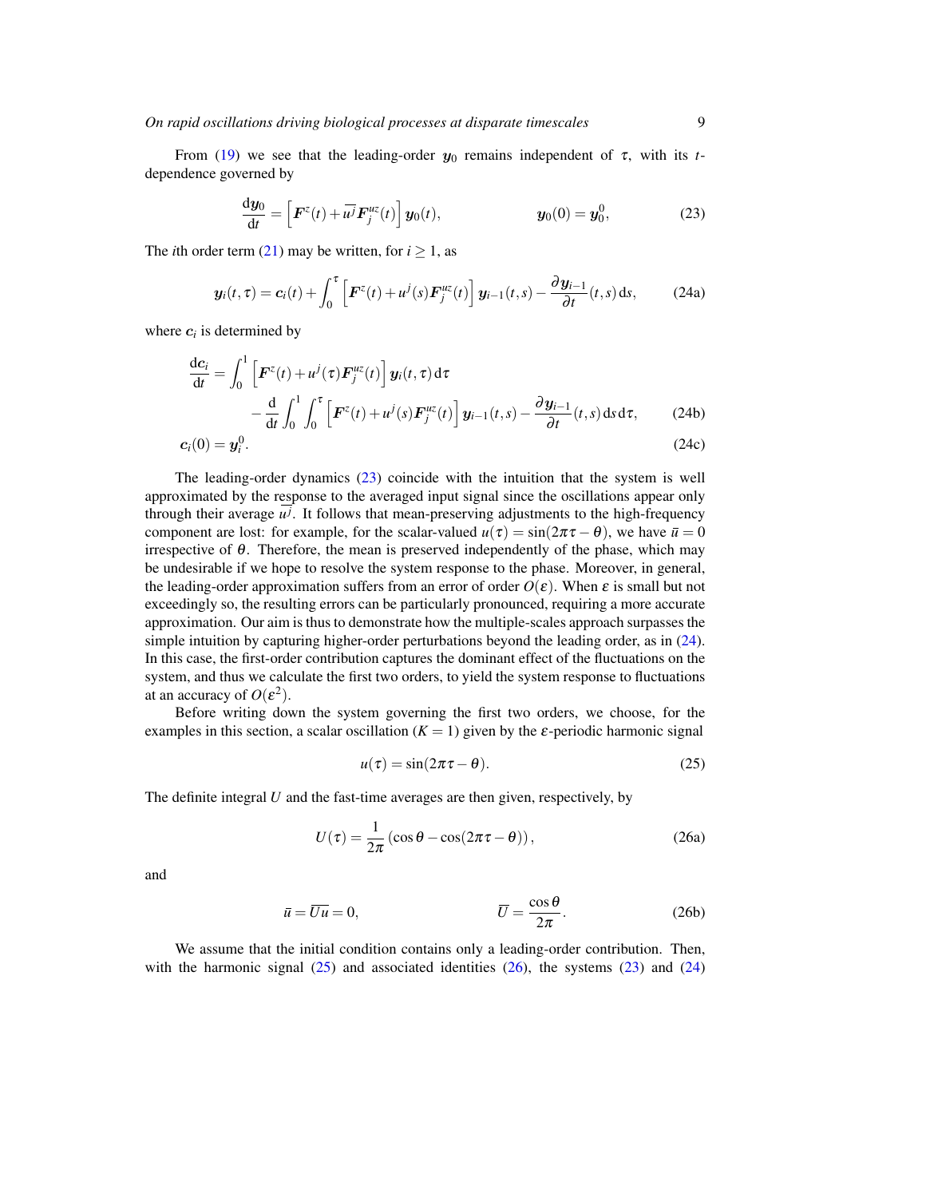From (19) we see that the leading-order $\boldsymbol{y}_0$ remains independent of $\tau$, with its $t$-dependence governed by

$$\frac{\mathrm{d}\boldsymbol{y}_0}{\mathrm{d}t} = \left[\boldsymbol{F}^z(t) + \overline{u^j}\boldsymbol{F}_j^{uz}(t)\right]\boldsymbol{y}_0(t), \qquad\qquad \boldsymbol{y}_0(0) = \boldsymbol{y}_0^0, \tag{23}$$

The $i$th order term (21) may be written, for $i \geq 1$, as

$$\boldsymbol{y}_i(t,\tau) = \boldsymbol{c}_i(t) + \int_0^\tau \left[\boldsymbol{F}^z(t) + u^j(s)\boldsymbol{F}_j^{uz}(t)\right]\boldsymbol{y}_{i-1}(t,s) - \frac{\partial \boldsymbol{y}_{i-1}}{\partial t}(t,s)\,\mathrm{d}s, \tag{24a}$$

where $\boldsymbol{c}_i$ is determined by

$$\frac{\mathrm{d}\boldsymbol{c}_i}{\mathrm{d}t} = \int_0^1 \left[\boldsymbol{F}^z(t) + u^j(\tau)\boldsymbol{F}_j^{uz}(t)\right]\boldsymbol{y}_i(t,\tau)\,\mathrm{d}\tau$$
$$- \frac{\mathrm{d}}{\mathrm{d}t}\int_0^1\int_0^\tau \left[\boldsymbol{F}^z(t) + u^j(s)\boldsymbol{F}_j^{uz}(t)\right]\boldsymbol{y}_{i-1}(t,s) - \frac{\partial \boldsymbol{y}_{i-1}}{\partial t}(t,s)\,\mathrm{d}s\,\mathrm{d}\tau, \tag{24b}$$

$$\boldsymbol{c}_i(0) = \boldsymbol{y}_i^0. \tag{24c}$$

The leading-order dynamics (23) coincide with the intuition that the system is well approximated by the response to the averaged input signal since the oscillations appear only through their average $\overline{u^j}$. It follows that mean-preserving adjustments to the high-frequency component are lost: for example, for the scalar-valued $u(\tau) = \sin(2\pi\tau - \theta)$, we have $\bar{u} = 0$ irrespective of $\theta$. Therefore, the mean is preserved independently of the phase, which may be undesirable if we hope to resolve the system response to the phase. Moreover, in general, the leading-order approximation suffers from an error of order $O(\varepsilon)$. When $\varepsilon$ is small but not exceedingly so, the resulting errors can be particularly pronounced, requiring a more accurate approximation. Our aim is thus to demonstrate how the multiple-scales approach surpasses the simple intuition by capturing higher-order perturbations beyond the leading order, as in (24). In this case, the first-order contribution captures the dominant effect of the fluctuations on the system, and thus we calculate the first two orders, to yield the system response to fluctuations at an accuracy of $O(\varepsilon^2)$.

Before writing down the system governing the first two orders, we choose, for the examples in this section, a scalar oscillation ($K = 1$) given by the $\varepsilon$-periodic harmonic signal

$$u(\tau) = \sin(2\pi\tau - \theta). \tag{25}$$

The definite integral $U$ and the fast-time averages are then given, respectively, by

$$U(\tau) = \frac{1}{2\pi}\left(\cos\theta - \cos(2\pi\tau - \theta)\right), \tag{26a}$$

and

$$\bar{u} = \overline{Uu} = 0, \qquad\qquad \overline{U} = \frac{\cos\theta}{2\pi}. \tag{26b}$$

We assume that the initial condition contains only a leading-order contribution. Then, with the harmonic signal (25) and associated identities (26), the systems (23) and (24)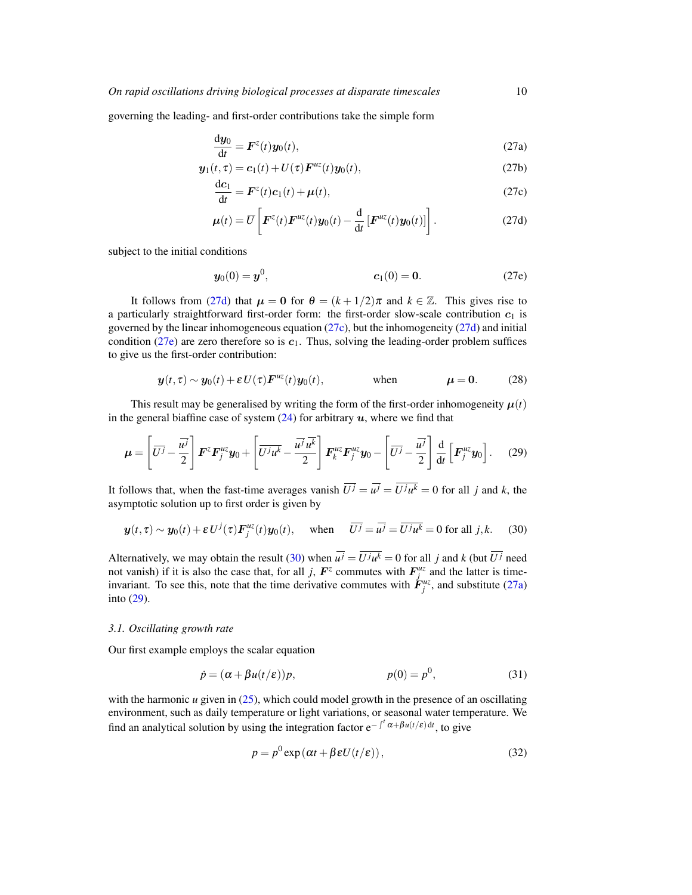governing the leading- and first-order contributions take the simple form

$$\frac{\mathrm{d}\boldsymbol{y}_0}{\mathrm{d}t} = \boldsymbol{F}^z(t)\boldsymbol{y}_0(t), \tag{27a}$$

$$\boldsymbol{y}_1(t,\tau) = \boldsymbol{c}_1(t) + U(\tau)\boldsymbol{F}^{uz}(t)\boldsymbol{y}_0(t), \tag{27b}$$

$$\frac{\mathrm{d}\boldsymbol{c}_1}{\mathrm{d}t} = \boldsymbol{F}^z(t)\boldsymbol{c}_1(t) + \boldsymbol{\mu}(t), \tag{27c}$$

$$\boldsymbol{\mu}(t) = \overline{U}\left[\boldsymbol{F}^z(t)\boldsymbol{F}^{uz}(t)\boldsymbol{y}_0(t) - \frac{\mathrm{d}}{\mathrm{d}t}\left[\boldsymbol{F}^{uz}(t)\boldsymbol{y}_0(t)\right]\right]. \tag{27d}$$

subject to the initial conditions

$$\boldsymbol{y}_0(0) = \boldsymbol{y}^0, \qquad\qquad \boldsymbol{c}_1(0) = \boldsymbol{0}. \tag{27e}$$

It follows from (27d) that $\boldsymbol{\mu} = \boldsymbol{0}$ for $\theta = (k+1/2)\pi$ and $k \in \mathbb{Z}$. This gives rise to a particularly straightforward first-order form: the first-order slow-scale contribution $\boldsymbol{c}_1$ is governed by the linear inhomogeneous equation (27c), but the inhomogeneity (27d) and initial condition (27e) are zero therefore so is $\boldsymbol{c}_1$. Thus, solving the leading-order problem suffices to give us the first-order contribution:

$$\boldsymbol{y}(t,\tau) \sim \boldsymbol{y}_0(t) + \varepsilon\, U(\tau)\boldsymbol{F}^{uz}(t)\boldsymbol{y}_0(t), \qquad \text{when} \qquad \boldsymbol{\mu} = \boldsymbol{0}. \tag{28}$$

This result may be generalised by writing the form of the first-order inhomogeneity $\boldsymbol{\mu}(t)$ in the general biaffine case of system (24) for arbitrary $\boldsymbol{u}$, where we find that

$$\boldsymbol{\mu} = \left[\overline{U^j} - \frac{\overline{u^j}}{2}\right]\boldsymbol{F}^z\boldsymbol{F}^{uz}_j\boldsymbol{y}_0 + \left[\overline{U^j u^k} - \frac{\overline{u^j}\,\overline{u^k}}{2}\right]\boldsymbol{F}^{uz}_k\boldsymbol{F}^{uz}_j\boldsymbol{y}_0 - \left[\overline{U^j} - \frac{\overline{u^j}}{2}\right]\frac{\mathrm{d}}{\mathrm{d}t}\left[\boldsymbol{F}^{uz}_j\boldsymbol{y}_0\right]. \tag{29}$$

It follows that, when the fast-time averages vanish $\overline{U^j} = \overline{u^j} = \overline{U^j u^k} = 0$ for all $j$ and $k$, the asymptotic solution up to first order is given by

$$\boldsymbol{y}(t,\tau) \sim \boldsymbol{y}_0(t) + \varepsilon\, U^j(\tau)\boldsymbol{F}^{uz}_j(t)\boldsymbol{y}_0(t), \quad \text{when} \quad \overline{U^j} = \overline{u^j} = \overline{U^j u^k} = 0 \text{ for all } j,k. \tag{30}$$

Alternatively, we may obtain the result (30) when $\overline{u^j} = \overline{U^j u^k} = 0$ for all $j$ and $k$ (but $\overline{U^j}$ need not vanish) if it is also the case that, for all $j$, $\boldsymbol{F}^z$ commutes with $\boldsymbol{F}^{uz}_j$ and the latter is time-invariant. To see this, note that the time derivative commutes with $\boldsymbol{F}^{uz}_j$, and substitute (27a) into (29).

### 3.1. Oscillating growth rate

Our first example employs the scalar equation

$$\dot{p} = (\alpha + \beta u(t/\varepsilon))p, \qquad\qquad p(0) = p^0, \tag{31}$$

with the harmonic $u$ given in (25), which could model growth in the presence of an oscillating environment, such as daily temperature or light variations, or seasonal water temperature. We find an analytical solution by using the integration factor $\mathrm{e}^{-\int^t \alpha + \beta u(t/\varepsilon)\,\mathrm{d}t}$, to give

$$p = p^0 \exp\left(\alpha t + \beta\varepsilon U(t/\varepsilon)\right), \tag{32}$$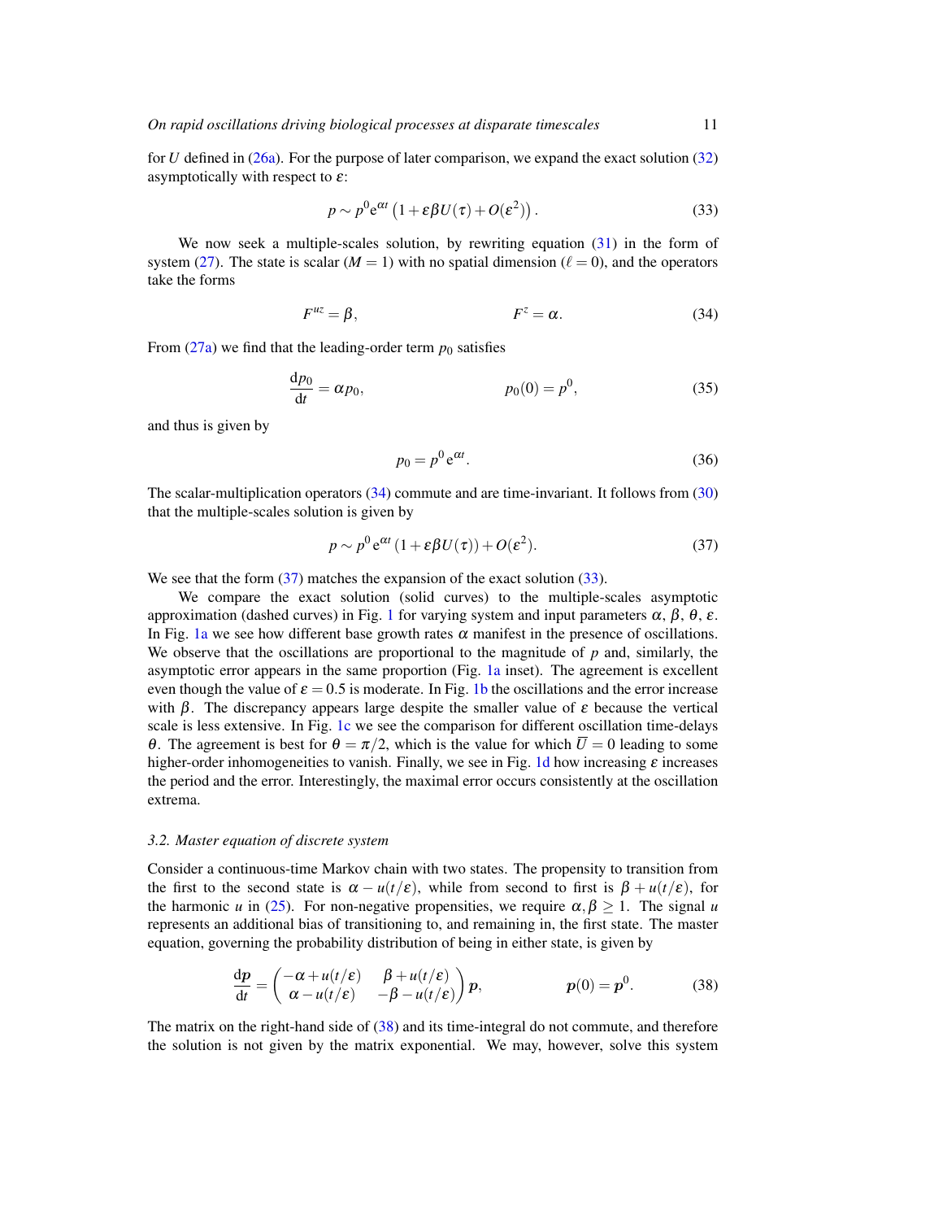for $U$ defined in (26a). For the purpose of later comparison, we expand the exact solution (32) asymptotically with respect to $\varepsilon$:

$$p \sim p^0 \mathrm{e}^{\alpha t} \left(1 + \varepsilon \beta U(\tau) + O(\varepsilon^2)\right). \tag{33}$$

We now seek a multiple-scales solution, by rewriting equation (31) in the form of system (27). The state is scalar ($M = 1$) with no spatial dimension ($\ell = 0$), and the operators take the forms

$$F^{uz} = \beta, \qquad\qquad F^z = \alpha. \tag{34}$$

From (27a) we find that the leading-order term $p_0$ satisfies

$$\frac{\mathrm{d}p_0}{\mathrm{d}t} = \alpha p_0, \qquad\qquad p_0(0) = p^0, \tag{35}$$

and thus is given by

$$p_0 = p^0 \mathrm{e}^{\alpha t}. \tag{36}$$

The scalar-multiplication operators (34) commute and are time-invariant. It follows from (30) that the multiple-scales solution is given by

$$p \sim p^0 \mathrm{e}^{\alpha t} \left(1 + \varepsilon \beta U(\tau)\right) + O(\varepsilon^2). \tag{37}$$

We see that the form (37) matches the expansion of the exact solution (33).

We compare the exact solution (solid curves) to the multiple-scales asymptotic approximation (dashed curves) in Fig. 1 for varying system and input parameters $\alpha$, $\beta$, $\theta$, $\varepsilon$. In Fig. 1a we see how different base growth rates $\alpha$ manifest in the presence of oscillations. We observe that the oscillations are proportional to the magnitude of $p$ and, similarly, the asymptotic error appears in the same proportion (Fig. 1a inset). The agreement is excellent even though the value of $\varepsilon = 0.5$ is moderate. In Fig. 1b the oscillations and the error increase with $\beta$. The discrepancy appears large despite the smaller value of $\varepsilon$ because the vertical scale is less extensive. In Fig. 1c we see the comparison for different oscillation time-delays $\theta$. The agreement is best for $\theta = \pi/2$, which is the value for which $\overline{U} = 0$ leading to some higher-order inhomogeneities to vanish. Finally, we see in Fig. 1d how increasing $\varepsilon$ increases the period and the error. Interestingly, the maximal error occurs consistently at the oscillation extrema.

### 3.2. Master equation of discrete system

Consider a continuous-time Markov chain with two states. The propensity to transition from the first to the second state is $\alpha - u(t/\varepsilon)$, while from second to first is $\beta + u(t/\varepsilon)$, for the harmonic $u$ in (25). For non-negative propensities, we require $\alpha, \beta \geq 1$. The signal $u$ represents an additional bias of transitioning to, and remaining in, the first state. The master equation, governing the probability distribution of being in either state, is given by

$$\frac{\mathrm{d}\boldsymbol{p}}{\mathrm{d}t} = \begin{pmatrix} -\alpha + u(t/\varepsilon) & \beta + u(t/\varepsilon) \\ \alpha - u(t/\varepsilon) & -\beta - u(t/\varepsilon) \end{pmatrix} \boldsymbol{p}, \qquad\qquad \boldsymbol{p}(0) = \boldsymbol{p}^0. \tag{38}$$

The matrix on the right-hand side of (38) and its time-integral do not commute, and therefore the solution is not given by the matrix exponential. We may, however, solve this system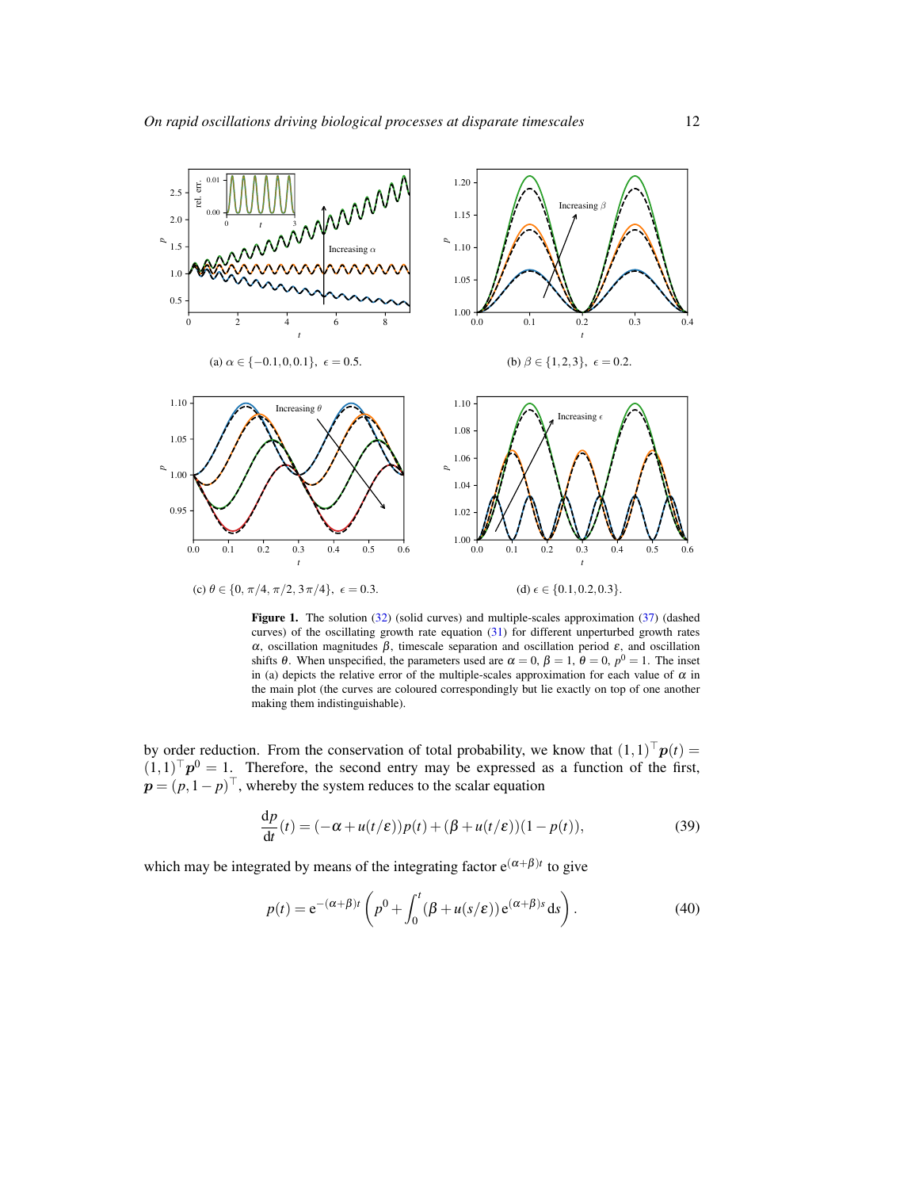(a) $\alpha \in \{-0.1, 0, 0.1\},\ \epsilon = 0.5$.

(b) $\beta \in \{1, 2, 3\},\ \epsilon = 0.2$.

(c) $\theta \in \{0, \pi/4, \pi/2, 3\pi/4\},\ \epsilon = 0.3$.

(d) $\epsilon \in \{0.1, 0.2, 0.3\}$.

**Figure 1.** The solution (32) (solid curves) and multiple-scales approximation (37) (dashed curves) of the oscillating growth rate equation (31) for different unperturbed growth rates $\alpha$, oscillation magnitudes $\beta$, timescale separation and oscillation period $\varepsilon$, and oscillation shifts $\theta$. When unspecified, the parameters used are $\alpha = 0$, $\beta = 1$, $\theta = 0$, $p^0 = 1$. The inset in (a) depicts the relative error of the multiple-scales approximation for each value of $\alpha$ in the main plot (the curves are coloured correspondingly but lie exactly on top of one another making them indistinguishable).

by order reduction. From the conservation of total probability, we know that $(1,1)^\top \boldsymbol{p}(t) = (1,1)^\top \boldsymbol{p}^0 = 1$. Therefore, the second entry may be expressed as a function of the first, $\boldsymbol{p} = (p, 1-p)^\top$, whereby the system reduces to the scalar equation

$$\frac{\mathrm{d}p}{\mathrm{d}t}(t) = (-\alpha + u(t/\varepsilon))p(t) + (\beta + u(t/\varepsilon))(1 - p(t)), \tag{39}$$

which may be integrated by means of the integrating factor $\mathrm{e}^{(\alpha+\beta)t}$ to give

$$p(t) = \mathrm{e}^{-(\alpha+\beta)t}\left(p^0 + \int_0^t (\beta + u(s/\varepsilon))\,\mathrm{e}^{(\alpha+\beta)s}\,\mathrm{d}s\right). \tag{40}$$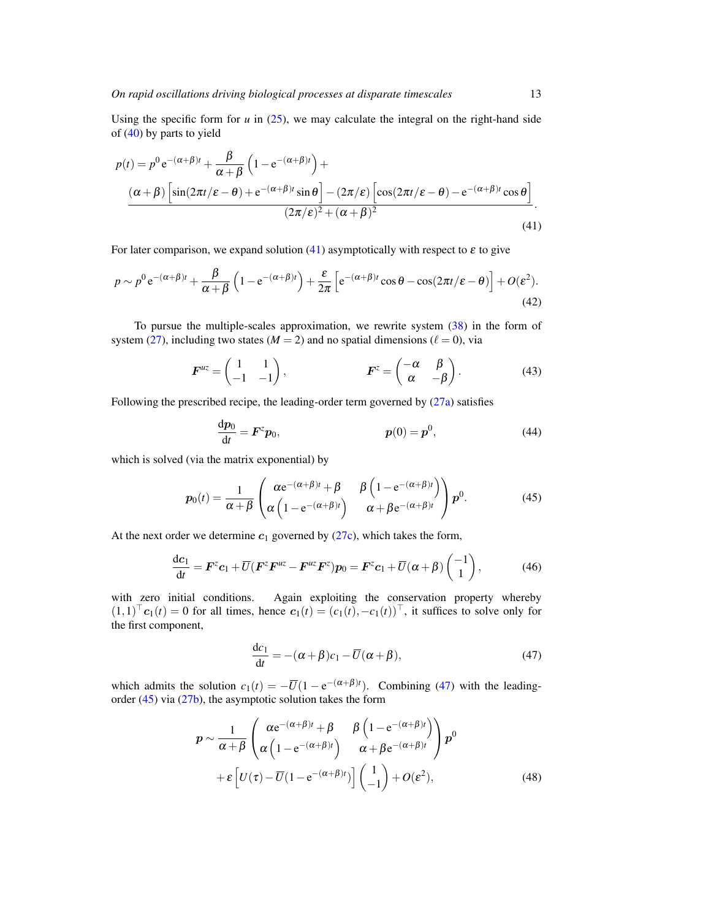Using the specific form for $u$ in (25), we may calculate the integral on the right-hand side of (40) by parts to yield

$$
p(t) = p^0\,\mathrm{e}^{-(\alpha+\beta)t} + \frac{\beta}{\alpha+\beta}\left(1-\mathrm{e}^{-(\alpha+\beta)t}\right) + \frac{(\alpha+\beta)\left[\sin(2\pi t/\varepsilon-\theta)+\mathrm{e}^{-(\alpha+\beta)t}\sin\theta\right]-(2\pi/\varepsilon)\left[\cos(2\pi t/\varepsilon-\theta)-\mathrm{e}^{-(\alpha+\beta)t}\cos\theta\right]}{(2\pi/\varepsilon)^2+(\alpha+\beta)^2}. \tag{41}
$$

For later comparison, we expand solution (41) asymptotically with respect to $\varepsilon$ to give

$$
p \sim p^0\,\mathrm{e}^{-(\alpha+\beta)t} + \frac{\beta}{\alpha+\beta}\left(1-\mathrm{e}^{-(\alpha+\beta)t}\right) + \frac{\varepsilon}{2\pi}\left[\mathrm{e}^{-(\alpha+\beta)t}\cos\theta - \cos(2\pi t/\varepsilon-\theta)\right] + O(\varepsilon^2). \tag{42}
$$

To pursue the multiple-scales approximation, we rewrite system (38) in the form of system (27), including two states ($M=2$) and no spatial dimensions ($\ell=0$), via

$$
\boldsymbol{F}^{uz} = \begin{pmatrix} 1 & 1 \\ -1 & -1 \end{pmatrix}, \qquad \boldsymbol{F}^{z} = \begin{pmatrix} -\alpha & \beta \\ \alpha & -\beta \end{pmatrix}. \tag{43}
$$

Following the prescribed recipe, the leading-order term governed by (27a) satisfies

$$
\frac{\mathrm{d}\boldsymbol{p}_0}{\mathrm{d}t} = \boldsymbol{F}^z\boldsymbol{p}_0, \qquad \boldsymbol{p}(0) = \boldsymbol{p}^0, \tag{44}
$$

which is solved (via the matrix exponential) by

$$
\boldsymbol{p}_0(t) = \frac{1}{\alpha+\beta}\begin{pmatrix} \alpha\mathrm{e}^{-(\alpha+\beta)t}+\beta & \beta\left(1-\mathrm{e}^{-(\alpha+\beta)t}\right) \\ \alpha\left(1-\mathrm{e}^{-(\alpha+\beta)t}\right) & \alpha+\beta\mathrm{e}^{-(\alpha+\beta)t} \end{pmatrix}\boldsymbol{p}^0. \tag{45}
$$

At the next order we determine $\boldsymbol{c}_1$ governed by (27c), which takes the form,

$$
\frac{\mathrm{d}\boldsymbol{c}_1}{\mathrm{d}t} = \boldsymbol{F}^z\boldsymbol{c}_1 + \overline{U}(\boldsymbol{F}^z\boldsymbol{F}^{uz} - \boldsymbol{F}^{uz}\boldsymbol{F}^z)\boldsymbol{p}_0 = \boldsymbol{F}^z\boldsymbol{c}_1 + \overline{U}(\alpha+\beta)\begin{pmatrix} -1 \\ 1 \end{pmatrix}, \tag{46}
$$

with zero initial conditions. Again exploiting the conservation property whereby $(1,1)^\top\boldsymbol{c}_1(t)=0$ for all times, hence $\boldsymbol{c}_1(t) = (c_1(t), -c_1(t))^\top$, it suffices to solve only for the first component,

$$
\frac{\mathrm{d}c_1}{\mathrm{d}t} = -(\alpha+\beta)c_1 - \overline{U}(\alpha+\beta), \tag{47}
$$

which admits the solution $c_1(t) = -\overline{U}(1-\mathrm{e}^{-(\alpha+\beta)t})$. Combining (47) with the leading-order (45) via (27b), the asymptotic solution takes the form

$$
\begin{aligned}
\boldsymbol{p} \sim \frac{1}{\alpha+\beta}&\begin{pmatrix} \alpha\mathrm{e}^{-(\alpha+\beta)t}+\beta & \beta\left(1-\mathrm{e}^{-(\alpha+\beta)t}\right) \\ \alpha\left(1-\mathrm{e}^{-(\alpha+\beta)t}\right) & \alpha+\beta\mathrm{e}^{-(\alpha+\beta)t} \end{pmatrix}\boldsymbol{p}^0 \\
&+ \varepsilon\left[U(\tau) - \overline{U}(1-\mathrm{e}^{-(\alpha+\beta)t})\right]\begin{pmatrix} 1 \\ -1 \end{pmatrix} + O(\varepsilon^2),
\end{aligned} \tag{48}
$$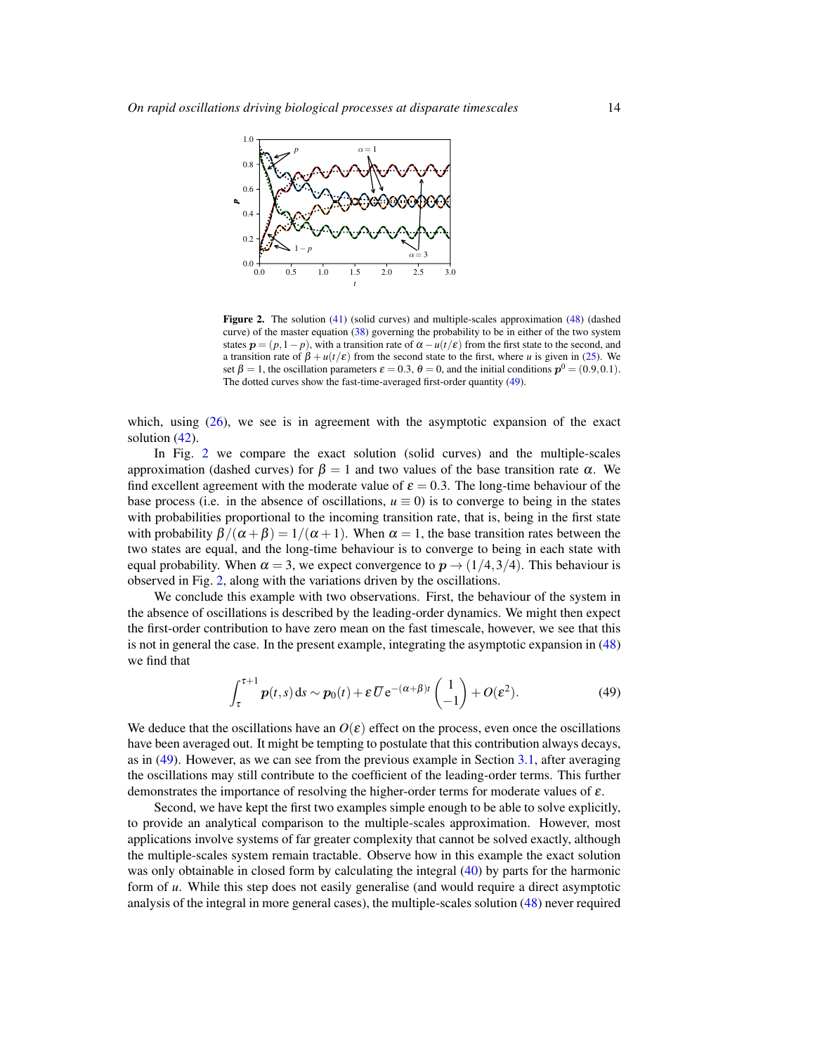**Figure 2.** The solution (41) (solid curves) and multiple-scales approximation (48) (dashed curve) of the master equation (38) governing the probability to be in either of the two system states $\boldsymbol{p} = (p, 1-p)$, with a transition rate of $\alpha - u(t/\varepsilon)$ from the first state to the second, and a transition rate of $\beta + u(t/\varepsilon)$ from the second state to the first, where $u$ is given in (25). We set $\beta = 1$, the oscillation parameters $\varepsilon = 0.3$, $\theta = 0$, and the initial conditions $\boldsymbol{p}^0 = (0.9, 0.1)$. The dotted curves show the fast-time-averaged first-order quantity (49).

which, using (26), we see is in agreement with the asymptotic expansion of the exact solution (42).

In Fig. 2 we compare the exact solution (solid curves) and the multiple-scales approximation (dashed curves) for $\beta = 1$ and two values of the base transition rate $\alpha$. We find excellent agreement with the moderate value of $\varepsilon = 0.3$. The long-time behaviour of the base process (i.e. in the absence of oscillations, $u \equiv 0$) is to converge to being in the states with probabilities proportional to the incoming transition rate, that is, being in the first state with probability $\beta/(\alpha+\beta) = 1/(\alpha+1)$. When $\alpha = 1$, the base transition rates between the two states are equal, and the long-time behaviour is to converge to being in each state with equal probability. When $\alpha = 3$, we expect convergence to $\boldsymbol{p} \to (1/4, 3/4)$. This behaviour is observed in Fig. 2, along with the variations driven by the oscillations.

We conclude this example with two observations. First, the behaviour of the system in the absence of oscillations is described by the leading-order dynamics. We might then expect the first-order contribution to have zero mean on the fast timescale, however, we see that this is not in general the case. In the present example, integrating the asymptotic expansion in (48) we find that

$$\int_{\tau}^{\tau+1} \boldsymbol{p}(t,s)\,\mathrm{d}s \sim \boldsymbol{p}_0(t) + \varepsilon\,\overline{U}\,\mathrm{e}^{-(\alpha+\beta)t}\begin{pmatrix}1\\-1\end{pmatrix} + O(\varepsilon^2). \tag{49}$$

We deduce that the oscillations have an $O(\varepsilon)$ effect on the process, even once the oscillations have been averaged out. It might be tempting to postulate that this contribution always decays, as in (49). However, as we can see from the previous example in Section 3.1, after averaging the oscillations may still contribute to the coefficient of the leading-order terms. This further demonstrates the importance of resolving the higher-order terms for moderate values of $\varepsilon$.

Second, we have kept the first two examples simple enough to be able to solve explicitly, to provide an analytical comparison to the multiple-scales approximation. However, most applications involve systems of far greater complexity that cannot be solved exactly, although the multiple-scales system remain tractable. Observe how in this example the exact solution was only obtainable in closed form by calculating the integral (40) by parts for the harmonic form of $u$. While this step does not easily generalise (and would require a direct asymptotic analysis of the integral in more general cases), the multiple-scales solution (48) never required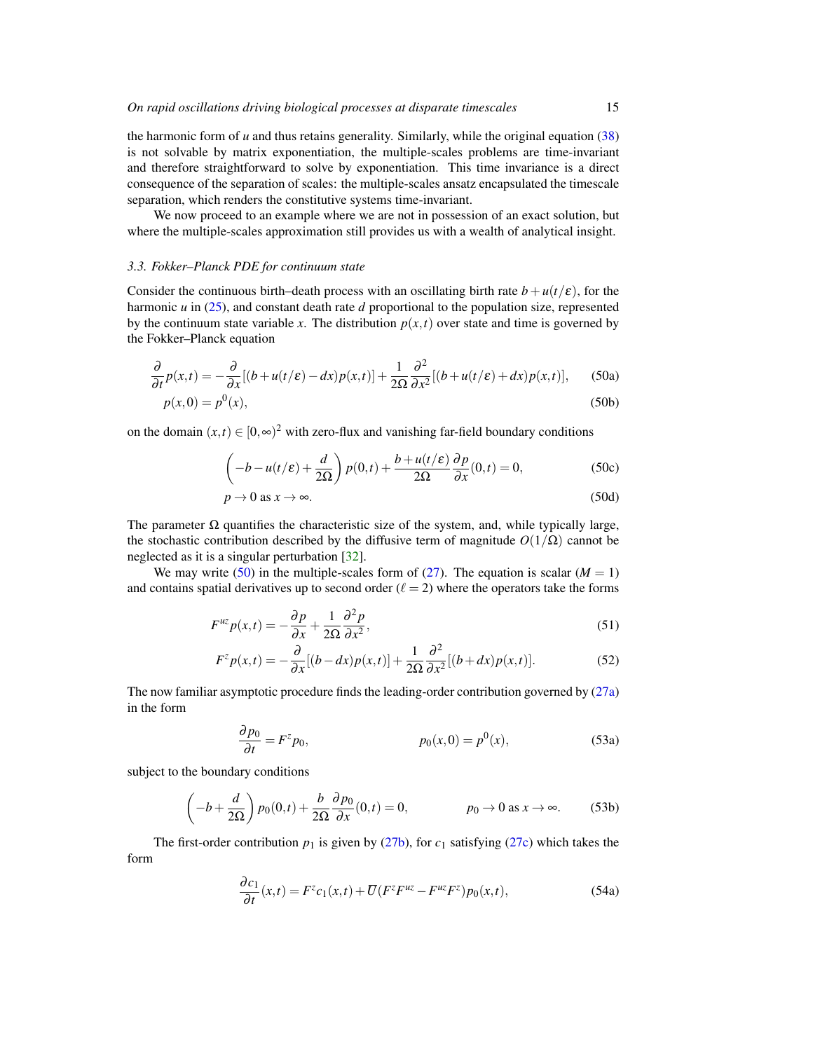the harmonic form of $u$ and thus retains generality. Similarly, while the original equation (38) is not solvable by matrix exponentiation, the multiple-scales problems are time-invariant and therefore straightforward to solve by exponentiation. This time invariance is a direct consequence of the separation of scales: the multiple-scales ansatz encapsulated the timescale separation, which renders the constitutive systems time-invariant.

We now proceed to an example where we are not in possession of an exact solution, but where the multiple-scales approximation still provides us with a wealth of analytical insight.

### 3.3. Fokker–Planck PDE for continuum state

Consider the continuous birth–death process with an oscillating birth rate $b + u(t/\varepsilon)$, for the harmonic $u$ in (25), and constant death rate $d$ proportional to the population size, represented by the continuum state variable $x$. The distribution $p(x,t)$ over state and time is governed by the Fokker–Planck equation

$$\frac{\partial}{\partial t}p(x,t) = -\frac{\partial}{\partial x}[(b+u(t/\varepsilon)-dx)p(x,t)] + \frac{1}{2\Omega}\frac{\partial^2}{\partial x^2}[(b+u(t/\varepsilon)+dx)p(x,t)], \tag{50a}$$

$$p(x,0) = p^0(x), \tag{50b}$$

on the domain $(x,t) \in [0,\infty)^2$ with zero-flux and vanishing far-field boundary conditions

$$\left(-b-u(t/\varepsilon)+\frac{d}{2\Omega}\right)p(0,t) + \frac{b+u(t/\varepsilon)}{2\Omega}\frac{\partial p}{\partial x}(0,t) = 0, \tag{50c}$$

$$p \to 0 \text{ as } x \to \infty. \tag{50d}$$

The parameter $\Omega$ quantifies the characteristic size of the system, and, while typically large, the stochastic contribution described by the diffusive term of magnitude $O(1/\Omega)$ cannot be neglected as it is a singular perturbation [32].

We may write (50) in the multiple-scales form of (27). The equation is scalar ($M = 1$) and contains spatial derivatives up to second order ($\ell = 2$) where the operators take the forms

$$F^{uz}p(x,t) = -\frac{\partial p}{\partial x} + \frac{1}{2\Omega}\frac{\partial^2 p}{\partial x^2}, \tag{51}$$

$$F^{z}p(x,t) = -\frac{\partial}{\partial x}[(b-dx)p(x,t)] + \frac{1}{2\Omega}\frac{\partial^2}{\partial x^2}[(b+dx)p(x,t)]. \tag{52}$$

The now familiar asymptotic procedure finds the leading-order contribution governed by (27a) in the form

$$\frac{\partial p_0}{\partial t} = F^z p_0, \qquad\qquad p_0(x,0) = p^0(x), \tag{53a}$$

subject to the boundary conditions

$$\left(-b+\frac{d}{2\Omega}\right)p_0(0,t) + \frac{b}{2\Omega}\frac{\partial p_0}{\partial x}(0,t) = 0, \qquad\qquad p_0 \to 0 \text{ as } x \to \infty. \tag{53b}$$

The first-order contribution $p_1$ is given by (27b), for $c_1$ satisfying (27c) which takes the form

$$\frac{\partial c_1}{\partial t}(x,t) = F^z c_1(x,t) + \overline{U}(F^z F^{uz} - F^{uz}F^z)p_0(x,t), \tag{54a}$$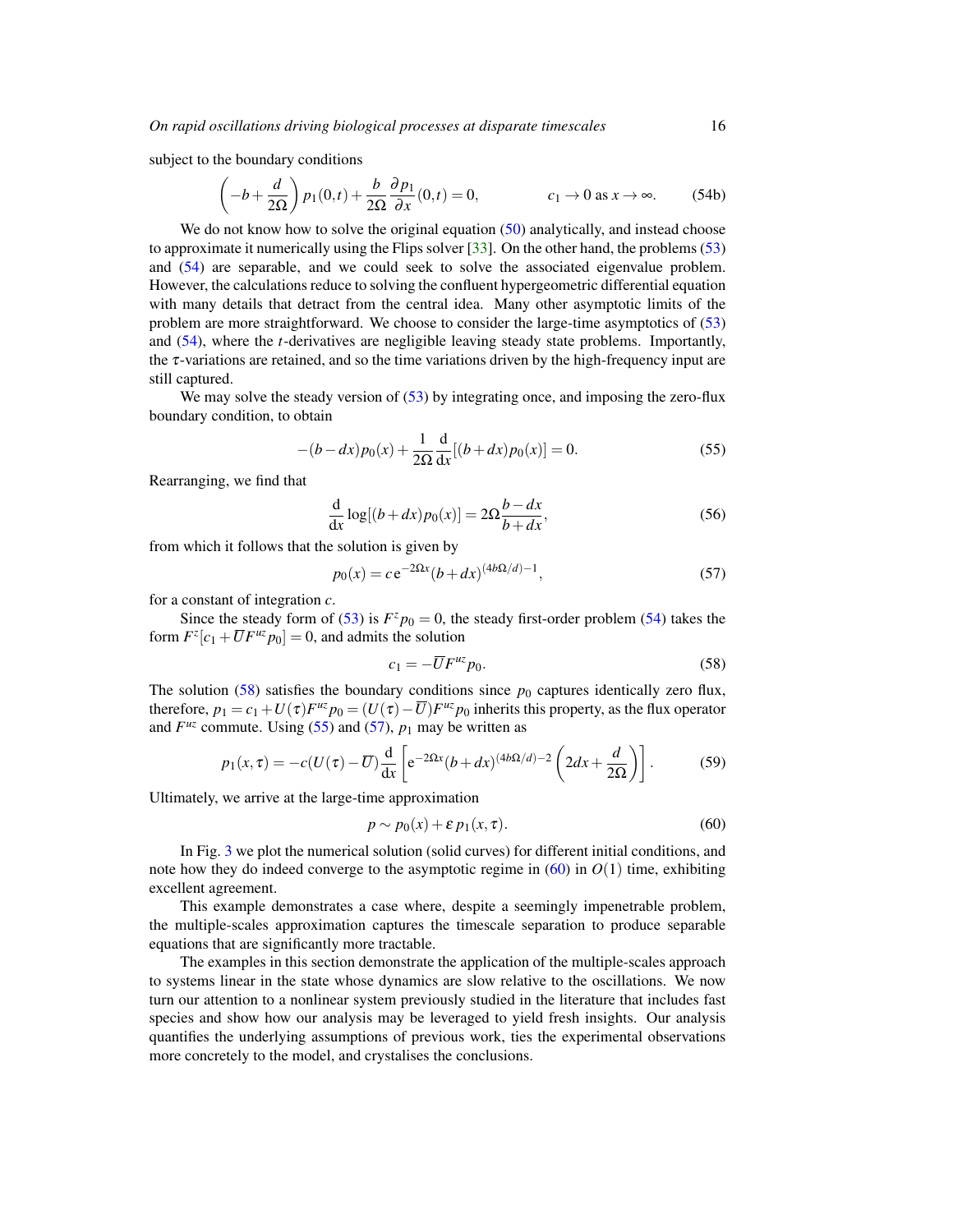subject to the boundary conditions

$$\left(-b+\frac{d}{2\Omega}\right)p_1(0,t)+\frac{b}{2\Omega}\frac{\partial p_1}{\partial x}(0,t)=0, \qquad\qquad c_1\to 0 \text{ as } x\to\infty. \tag{54b}$$

We do not know how to solve the original equation (50) analytically, and instead choose to approximate it numerically using the Flips solver [33]. On the other hand, the problems (53) and (54) are separable, and we could seek to solve the associated eigenvalue problem. However, the calculations reduce to solving the confluent hypergeometric differential equation with many details that detract from the central idea. Many other asymptotic limits of the problem are more straightforward. We choose to consider the large-time asymptotics of (53) and (54), where the $t$-derivatives are negligible leaving steady state problems. Importantly, the $\tau$-variations are retained, and so the time variations driven by the high-frequency input are still captured.

We may solve the steady version of (53) by integrating once, and imposing the zero-flux boundary condition, to obtain

$$-(b-dx)p_0(x)+\frac{1}{2\Omega}\frac{\mathrm{d}}{\mathrm{d}x}[(b+dx)p_0(x)]=0. \tag{55}$$

Rearranging, we find that

$$\frac{\mathrm{d}}{\mathrm{d}x}\log[(b+dx)p_0(x)]=2\Omega\frac{b-dx}{b+dx}, \tag{56}$$

from which it follows that the solution is given by

$$p_0(x)=c\,\mathrm{e}^{-2\Omega x}(b+dx)^{(4b\Omega/d)-1}, \tag{57}$$

for a constant of integration $c$.

Since the steady form of (53) is $F^z p_0=0$, the steady first-order problem (54) takes the form $F^z[c_1+\overline{U}F^{uz}p_0]=0$, and admits the solution

$$c_1=-\overline{U}F^{uz}p_0. \tag{58}$$

The solution (58) satisfies the boundary conditions since $p_0$ captures identically zero flux, therefore, $p_1=c_1+U(\tau)F^{uz}p_0=(U(\tau)-\overline{U})F^{uz}p_0$ inherits this property, as the flux operator and $F^{uz}$ commute. Using (55) and (57), $p_1$ may be written as

$$p_1(x,\tau)=-c(U(\tau)-\overline{U})\frac{\mathrm{d}}{\mathrm{d}x}\left[\mathrm{e}^{-2\Omega x}(b+dx)^{(4b\Omega/d)-2}\left(2dx+\frac{d}{2\Omega}\right)\right]. \tag{59}$$

Ultimately, we arrive at the large-time approximation

$$p\sim p_0(x)+\varepsilon\,p_1(x,\tau). \tag{60}$$

In Fig. 3 we plot the numerical solution (solid curves) for different initial conditions, and note how they do indeed converge to the asymptotic regime in (60) in $O(1)$ time, exhibiting excellent agreement.

This example demonstrates a case where, despite a seemingly impenetrable problem, the multiple-scales approximation captures the timescale separation to produce separable equations that are significantly more tractable.

The examples in this section demonstrate the application of the multiple-scales approach to systems linear in the state whose dynamics are slow relative to the oscillations. We now turn our attention to a nonlinear system previously studied in the literature that includes fast species and show how our analysis may be leveraged to yield fresh insights. Our analysis quantifies the underlying assumptions of previous work, ties the experimental observations more concretely to the model, and crystalises the conclusions.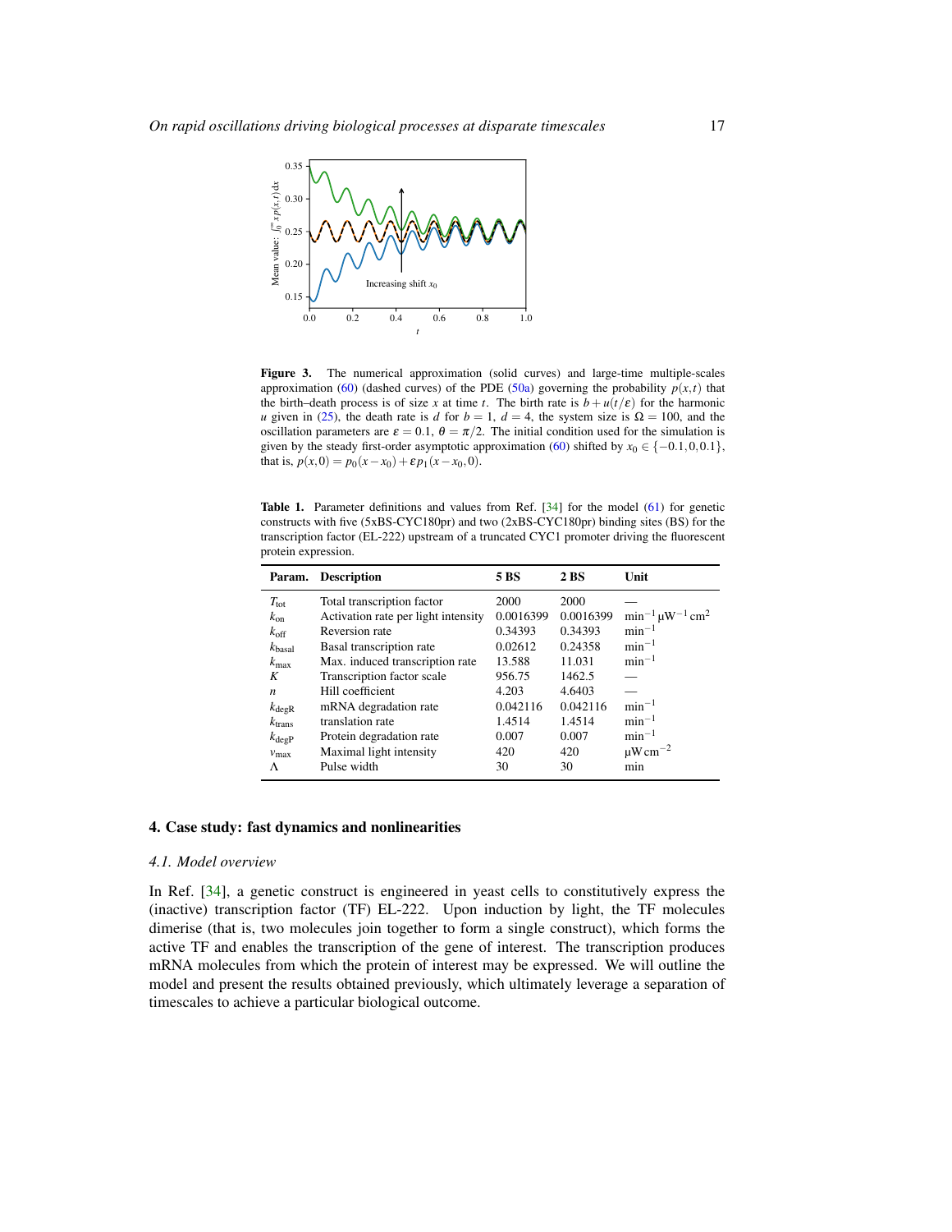**Figure 3.** The numerical approximation (solid curves) and large-time multiple-scales approximation (60) (dashed curves) of the PDE (50a) governing the probability $p(x,t)$ that the birth–death process is of size $x$ at time $t$. The birth rate is $b + u(t/\varepsilon)$ for the harmonic $u$ given in (25), the death rate is $d$ for $b = 1$, $d = 4$, the system size is $\Omega = 100$, and the oscillation parameters are $\varepsilon = 0.1$, $\theta = \pi/2$. The initial condition used for the simulation is given by the steady first-order asymptotic approximation (60) shifted by $x_0 \in \{-0.1, 0, 0.1\}$, that is, $p(x,0) = p_0(x - x_0) + \varepsilon p_1(x - x_0, 0)$.

**Table 1.** Parameter definitions and values from Ref. [34] for the model (61) for genetic constructs with five (5xBS-CYC180pr) and two (2xBS-CYC180pr) binding sites (BS) for the transcription factor (EL-222) upstream of a truncated CYC1 promoter driving the fluorescent protein expression.

| Param. | Description | 5 BS | 2 BS | Unit |
|---|---|---|---|---|
| $T_{\text{tot}}$ | Total transcription factor | 2000 | 2000 | — |
| $k_{\text{on}}$ | Activation rate per light intensity | 0.0016399 | 0.0016399 | $\text{min}^{-1}\,\mu\text{W}^{-1}\,\text{cm}^2$ |
| $k_{\text{off}}$ | Reversion rate | 0.34393 | 0.34393 | $\text{min}^{-1}$ |
| $k_{\text{basal}}$ | Basal transcription rate | 0.02612 | 0.24358 | $\text{min}^{-1}$ |
| $k_{\text{max}}$ | Max. induced transcription rate | 13.588 | 11.031 | $\text{min}^{-1}$ |
| $K$ | Transcription factor scale | 956.75 | 1462.5 | — |
| $n$ | Hill coefficient | 4.203 | 4.6403 | — |
| $k_{\text{degR}}$ | mRNA degradation rate | 0.042116 | 0.042116 | $\text{min}^{-1}$ |
| $k_{\text{trans}}$ | translation rate | 1.4514 | 1.4514 | $\text{min}^{-1}$ |
| $k_{\text{degP}}$ | Protein degradation rate | 0.007 | 0.007 | $\text{min}^{-1}$ |
| $v_{\text{max}}$ | Maximal light intensity | 420 | 420 | $\mu\text{W}\,\text{cm}^{-2}$ |
| $\Lambda$ | Pulse width | 30 | 30 | min |

## 4. Case study: fast dynamics and nonlinearities

### 4.1. Model overview

In Ref. [34], a genetic construct is engineered in yeast cells to constitutively express the (inactive) transcription factor (TF) EL-222. Upon induction by light, the TF molecules dimerise (that is, two molecules join together to form a single construct), which forms the active TF and enables the transcription of the gene of interest. The transcription produces mRNA molecules from which the protein of interest may be expressed. We will outline the model and present the results obtained previously, which ultimately leverage a separation of timescales to achieve a particular biological outcome.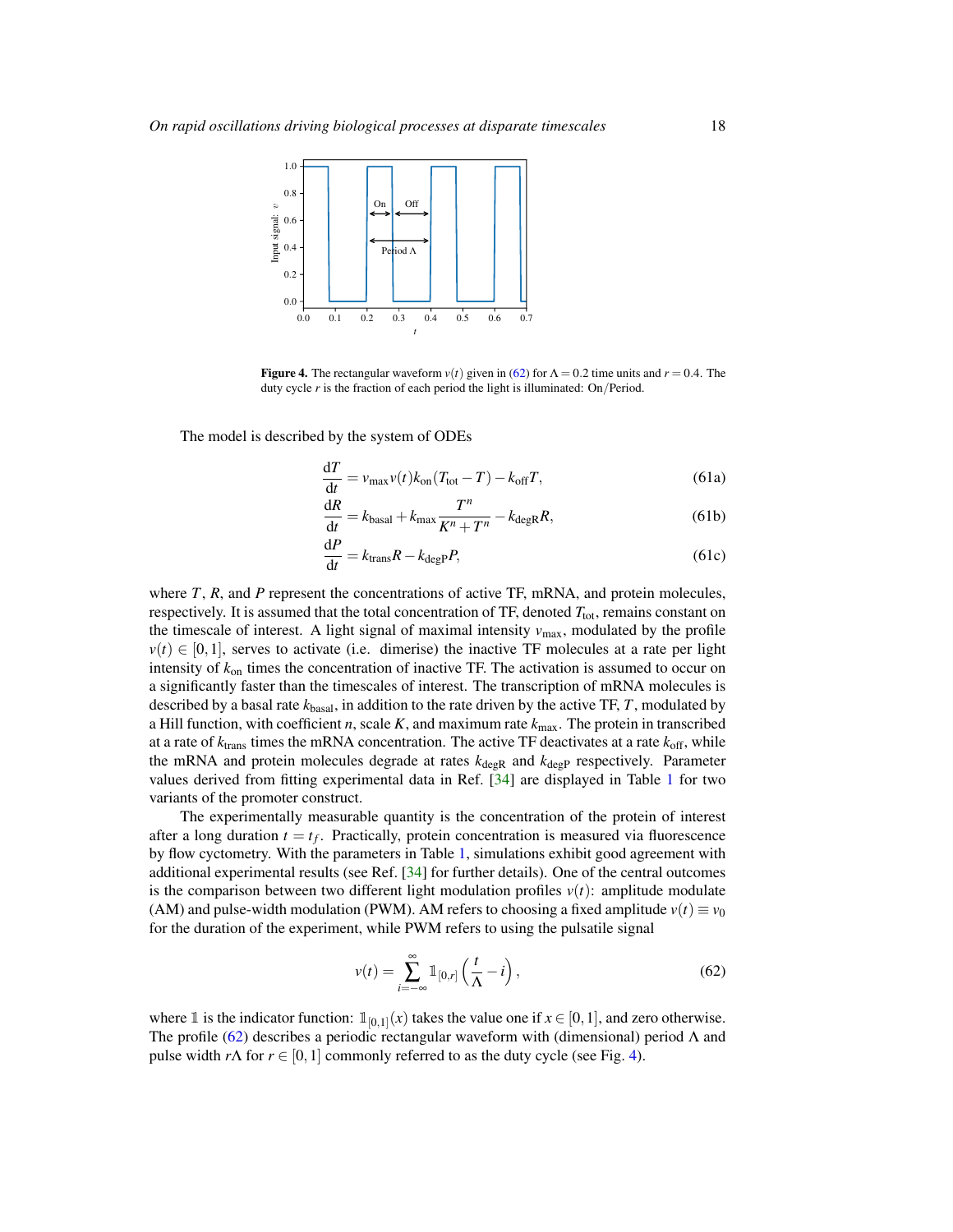**Figure 4.** The rectangular waveform $v(t)$ given in (62) for $\Lambda = 0.2$ time units and $r = 0.4$. The duty cycle $r$ is the fraction of each period the light is illuminated: On/Period.

The model is described by the system of ODEs

$$\frac{\mathrm{d}T}{\mathrm{d}t} = v_{\max} v(t) k_{\mathrm{on}} (T_{\mathrm{tot}} - T) - k_{\mathrm{off}} T, \tag{61a}$$

$$\frac{\mathrm{d}R}{\mathrm{d}t} = k_{\mathrm{basal}} + k_{\max} \frac{T^n}{K^n + T^n} - k_{\mathrm{degR}} R, \tag{61b}$$

$$\frac{\mathrm{d}P}{\mathrm{d}t} = k_{\mathrm{trans}} R - k_{\mathrm{degP}} P, \tag{61c}$$

where $T$, $R$, and $P$ represent the concentrations of active TF, mRNA, and protein molecules, respectively. It is assumed that the total concentration of TF, denoted $T_{\mathrm{tot}}$, remains constant on the timescale of interest. A light signal of maximal intensity $v_{\max}$, modulated by the profile $v(t) \in [0,1]$, serves to activate (i.e. dimerise) the inactive TF molecules at a rate per light intensity of $k_{\mathrm{on}}$ times the concentration of inactive TF. The activation is assumed to occur on a significantly faster than the timescales of interest. The transcription of mRNA molecules is described by a basal rate $k_{\mathrm{basal}}$, in addition to the rate driven by the active TF, $T$, modulated by a Hill function, with coefficient $n$, scale $K$, and maximum rate $k_{\max}$. The protein in transcribed at a rate of $k_{\mathrm{trans}}$ times the mRNA concentration. The active TF deactivates at a rate $k_{\mathrm{off}}$, while the mRNA and protein molecules degrade at rates $k_{\mathrm{degR}}$ and $k_{\mathrm{degP}}$ respectively. Parameter values derived from fitting experimental data in Ref. [34] are displayed in Table 1 for two variants of the promoter construct.

The experimentally measurable quantity is the concentration of the protein of interest after a long duration $t = t_f$. Practically, protein concentration is measured via fluorescence by flow cytometry. With the parameters in Table 1, simulations exhibit good agreement with additional experimental results (see Ref. [34] for further details). One of the central outcomes is the comparison between two different light modulation profiles $v(t)$: amplitude modulate (AM) and pulse-width modulation (PWM). AM refers to choosing a fixed amplitude $v(t) \equiv v_0$ for the duration of the experiment, while PWM refers to using the pulsatile signal

$$v(t) = \sum_{i=-\infty}^{\infty} \mathbb{1}_{[0,r]} \left( \frac{t}{\Lambda} - i \right), \tag{62}$$

where $\mathbb{1}$ is the indicator function: $\mathbb{1}_{[0,1]}(x)$ takes the value one if $x \in [0,1]$, and zero otherwise. The profile (62) describes a periodic rectangular waveform with (dimensional) period $\Lambda$ and pulse width $r\Lambda$ for $r \in [0,1]$ commonly referred to as the duty cycle (see Fig. 4).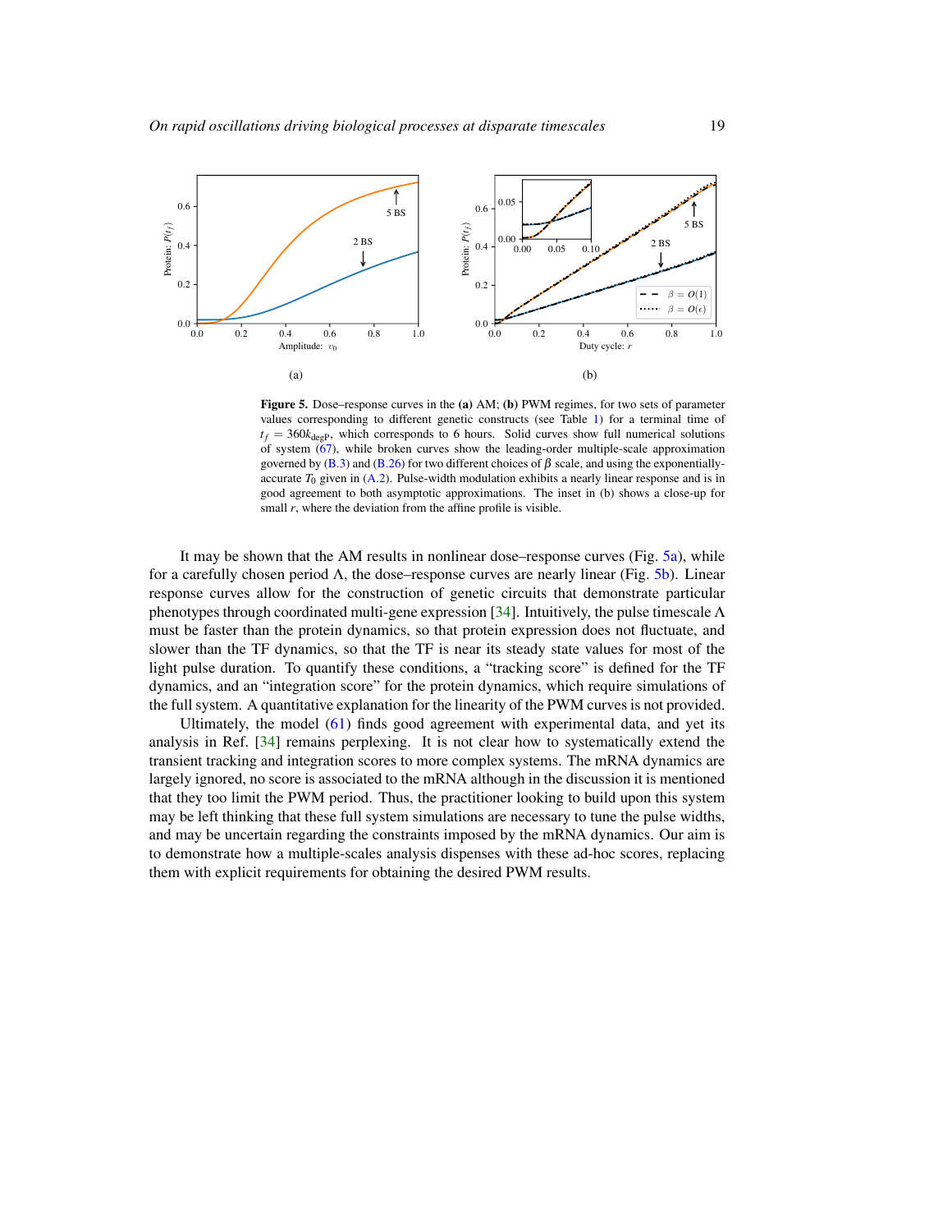**Figure 5.** Dose–response curves in the **(a)** AM; **(b)** PWM regimes, for two sets of parameter values corresponding to different genetic constructs (see Table 1) for a terminal time of $t_f = 360k_{\text{degP}}$, which corresponds to 6 hours. Solid curves show full numerical solutions of system (67), while broken curves show the leading-order multiple-scale approximation governed by (B.3) and (B.26) for two different choices of $\beta$ scale, and using the exponentially-accurate $T_0$ given in (A.2). Pulse-width modulation exhibits a nearly linear response and is in good agreement to both asymptotic approximations. The inset in (b) shows a close-up for small $r$, where the deviation from the affine profile is visible.

It may be shown that the AM results in nonlinear dose–response curves (Fig. 5a), while for a carefully chosen period $\Lambda$, the dose–response curves are nearly linear (Fig. 5b). Linear response curves allow for the construction of genetic circuits that demonstrate particular phenotypes through coordinated multi-gene expression [34]. Intuitively, the pulse timescale $\Lambda$ must be faster than the protein dynamics, so that protein expression does not fluctuate, and slower than the TF dynamics, so that the TF is near its steady state values for most of the light pulse duration. To quantify these conditions, a "tracking score" is defined for the TF dynamics, and an "integration score" for the protein dynamics, which require simulations of the full system. A quantitative explanation for the linearity of the PWM curves is not provided.

Ultimately, the model (61) finds good agreement with experimental data, and yet its analysis in Ref. [34] remains perplexing. It is not clear how to systematically extend the transient tracking and integration scores to more complex systems. The mRNA dynamics are largely ignored, no score is associated to the mRNA although in the discussion it is mentioned that they too limit the PWM period. Thus, the practitioner looking to build upon this system may be left thinking that these full system simulations are necessary to tune the pulse widths, and may be uncertain regarding the constraints imposed by the mRNA dynamics. Our aim is to demonstrate how a multiple-scales analysis dispenses with these ad-hoc scores, replacing them with explicit requirements for obtaining the desired PWM results.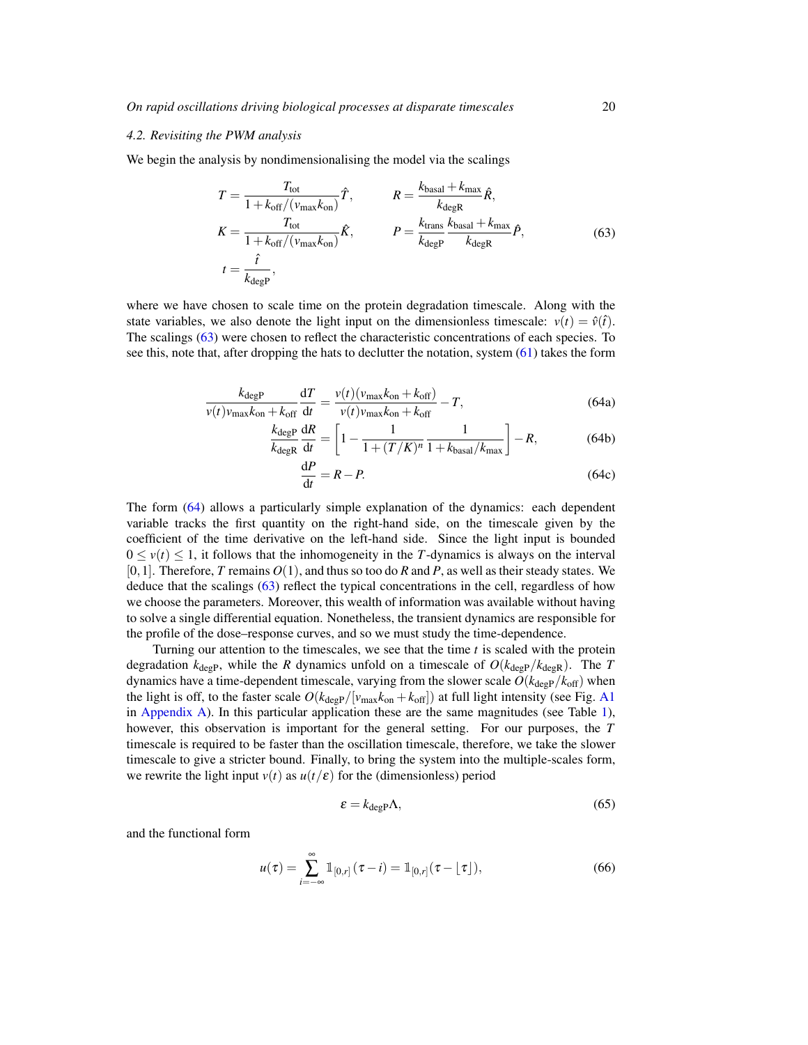### 4.2. Revisiting the PWM analysis

We begin the analysis by nondimensionalising the model via the scalings

$$
\begin{aligned}
T &= \frac{T_{\text{tot}}}{1 + k_{\text{off}}/(v_{\text{max}} k_{\text{on}})} \hat{T}, \qquad & R &= \frac{k_{\text{basal}} + k_{\text{max}}}{k_{\text{degR}}} \hat{R}, \\
K &= \frac{T_{\text{tot}}}{1 + k_{\text{off}}/(v_{\text{max}} k_{\text{on}})} \hat{K}, \qquad & P &= \frac{k_{\text{trans}}}{k_{\text{degP}}} \frac{k_{\text{basal}} + k_{\text{max}}}{k_{\text{degR}}} \hat{P}, \\
t &= \frac{\hat{t}}{k_{\text{degP}}},
\end{aligned}
\tag{63}
$$

where we have chosen to scale time on the protein degradation timescale. Along with the state variables, we also denote the light input on the dimensionless timescale: $v(t) = \hat{v}(\hat{t})$. The scalings (63) were chosen to reflect the characteristic concentrations of each species. To see this, note that, after dropping the hats to declutter the notation, system (61) takes the form

$$
\frac{k_{\text{degP}}}{v(t) v_{\text{max}} k_{\text{on}} + k_{\text{off}}} \frac{\mathrm{d}T}{\mathrm{d}t} = \frac{v(t)(v_{\text{max}} k_{\text{on}} + k_{\text{off}})}{v(t) v_{\text{max}} k_{\text{on}} + k_{\text{off}}} - T, \tag{64a}
$$

$$
\frac{k_{\text{degP}}}{k_{\text{degR}}} \frac{\mathrm{d}R}{\mathrm{d}t} = \left[ 1 - \frac{1}{1 + (T/K)^n} \frac{1}{1 + k_{\text{basal}}/k_{\text{max}}} \right] - R, \tag{64b}
$$

$$
\frac{\mathrm{d}P}{\mathrm{d}t} = R - P. \tag{64c}
$$

The form (64) allows a particularly simple explanation of the dynamics: each dependent variable tracks the first quantity on the right-hand side, on the timescale given by the coefficient of the time derivative on the left-hand side. Since the light input is bounded $0 \leq v(t) \leq 1$, it follows that the inhomogeneity in the $T$-dynamics is always on the interval $[0, 1]$. Therefore, $T$ remains $O(1)$, and thus so too do $R$ and $P$, as well as their steady states. We deduce that the scalings (63) reflect the typical concentrations in the cell, regardless of how we choose the parameters. Moreover, this wealth of information was available without having to solve a single differential equation. Nonetheless, the transient dynamics are responsible for the profile of the dose–response curves, and so we must study the time-dependence.

Turning our attention to the timescales, we see that the time $t$ is scaled with the protein degradation $k_{\text{degP}}$, while the $R$ dynamics unfold on a timescale of $O(k_{\text{degP}}/k_{\text{degR}})$. The $T$ dynamics have a time-dependent timescale, varying from the slower scale $O(k_{\text{degP}}/k_{\text{off}})$ when the light is off, to the faster scale $O(k_{\text{degP}}/[v_{\text{max}} k_{\text{on}} + k_{\text{off}}])$ at full light intensity (see Fig. A1 in Appendix A). In this particular application these are the same magnitudes (see Table 1), however, this observation is important for the general setting. For our purposes, the $T$ timescale is required to be faster than the oscillation timescale, therefore, we take the slower timescale to give a stricter bound. Finally, to bring the system into the multiple-scales form, we rewrite the light input $v(t)$ as $u(t/\varepsilon)$ for the (dimensionless) period

$$
\varepsilon = k_{\text{degP}} \Lambda, \tag{65}
$$

and the functional form

$$
u(\tau) = \sum_{i=-\infty}^{\infty} \mathbb{1}_{[0,r]}(\tau - i) = \mathbb{1}_{[0,r]}(\tau - \lfloor \tau \rfloor), \tag{66}
$$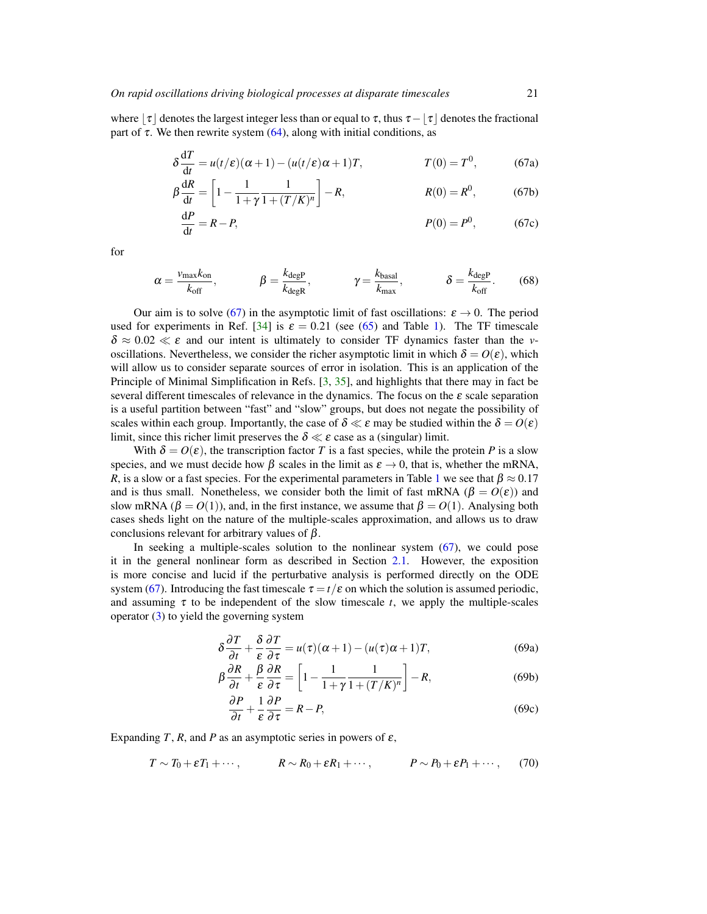where $\lfloor \tau \rfloor$ denotes the largest integer less than or equal to $\tau$, thus $\tau - \lfloor \tau \rfloor$ denotes the fractional part of $\tau$. We then rewrite system (64), along with initial conditions, as

$$\delta \frac{\mathrm{d}T}{\mathrm{d}t} = u(t/\varepsilon)(\alpha+1) - (u(t/\varepsilon)\alpha+1)T, \qquad T(0) = T^0, \tag{67a}$$

$$\beta \frac{\mathrm{d}R}{\mathrm{d}t} = \left[1 - \frac{1}{1+\gamma}\frac{1}{1+(T/K)^n}\right] - R, \qquad R(0) = R^0, \tag{67b}$$

$$\frac{\mathrm{d}P}{\mathrm{d}t} = R - P, \qquad P(0) = P^0, \tag{67c}$$

for

$$\alpha = \frac{v_{\max} k_{\mathrm{on}}}{k_{\mathrm{off}}}, \qquad \beta = \frac{k_{\mathrm{degP}}}{k_{\mathrm{degR}}}, \qquad \gamma = \frac{k_{\mathrm{basal}}}{k_{\max}}, \qquad \delta = \frac{k_{\mathrm{degP}}}{k_{\mathrm{off}}}. \tag{68}$$

Our aim is to solve (67) in the asymptotic limit of fast oscillations: $\varepsilon \to 0$. The period used for experiments in Ref. [34] is $\varepsilon = 0.21$ (see (65) and Table 1). The TF timescale $\delta \approx 0.02 \ll \varepsilon$ and our intent is ultimately to consider TF dynamics faster than the $v$-oscillations. Nevertheless, we consider the richer asymptotic limit in which $\delta = O(\varepsilon)$, which will allow us to consider separate sources of error in isolation. This is an application of the Principle of Minimal Simplification in Refs. [3, 35], and highlights that there may in fact be several different timescales of relevance in the dynamics. The focus on the $\varepsilon$ scale separation is a useful partition between "fast" and "slow" groups, but does not negate the possibility of scales within each group. Importantly, the case of $\delta \ll \varepsilon$ may be studied within the $\delta = O(\varepsilon)$ limit, since this richer limit preserves the $\delta \ll \varepsilon$ case as a (singular) limit.

With $\delta = O(\varepsilon)$, the transcription factor $T$ is a fast species, while the protein $P$ is a slow species, and we must decide how $\beta$ scales in the limit as $\varepsilon \to 0$, that is, whether the mRNA, $R$, is a slow or a fast species. For the experimental parameters in Table 1 we see that $\beta \approx 0.17$ and is thus small. Nonetheless, we consider both the limit of fast mRNA ($\beta = O(\varepsilon)$) and slow mRNA ($\beta = O(1)$), and, in the first instance, we assume that $\beta = O(1)$. Analysing both cases sheds light on the nature of the multiple-scales approximation, and allows us to draw conclusions relevant for arbitrary values of $\beta$.

In seeking a multiple-scales solution to the nonlinear system (67), we could pose it in the general nonlinear form as described in Section 2.1. However, the exposition is more concise and lucid if the perturbative analysis is performed directly on the ODE system (67). Introducing the fast timescale $\tau = t/\varepsilon$ on which the solution is assumed periodic, and assuming $\tau$ to be independent of the slow timescale $t$, we apply the multiple-scales operator (3) to yield the governing system

$$\delta \frac{\partial T}{\partial t} + \frac{\delta}{\varepsilon}\frac{\partial T}{\partial \tau} = u(\tau)(\alpha+1) - (u(\tau)\alpha+1)T, \tag{69a}$$

$$\beta \frac{\partial R}{\partial t} + \frac{\beta}{\varepsilon}\frac{\partial R}{\partial \tau} = \left[1 - \frac{1}{1+\gamma}\frac{1}{1+(T/K)^n}\right] - R, \tag{69b}$$

$$\frac{\partial P}{\partial t} + \frac{1}{\varepsilon}\frac{\partial P}{\partial \tau} = R - P, \tag{69c}$$

Expanding $T$, $R$, and $P$ as an asymptotic series in powers of $\varepsilon$,

$$T \sim T_0 + \varepsilon T_1 + \cdots, \qquad R \sim R_0 + \varepsilon R_1 + \cdots, \qquad P \sim P_0 + \varepsilon P_1 + \cdots, \tag{70}$$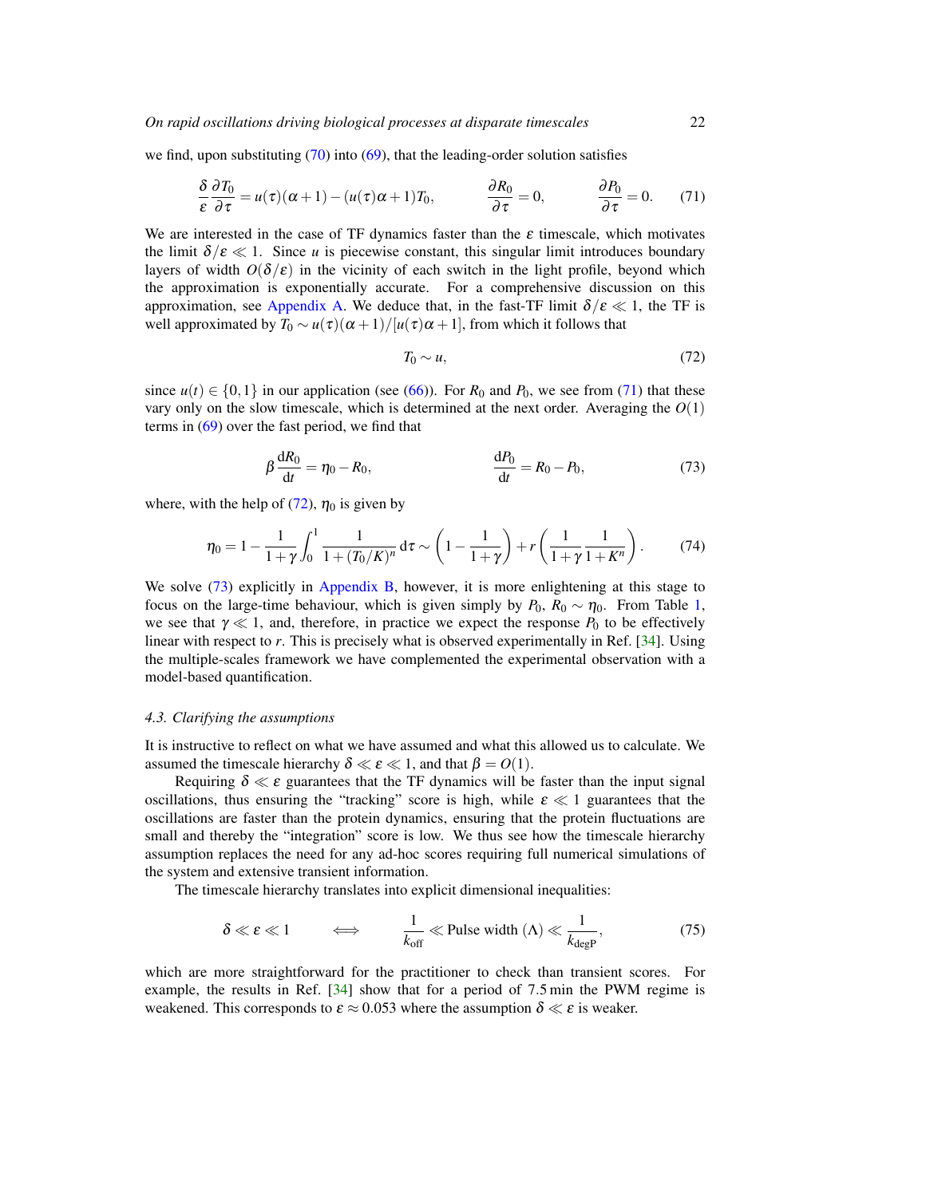we find, upon substituting (70) into (69), that the leading-order solution satisfies

$$\frac{\delta}{\varepsilon}\frac{\partial T_0}{\partial \tau} = u(\tau)(\alpha+1) - (u(\tau)\alpha+1)T_0, \qquad \frac{\partial R_0}{\partial \tau} = 0, \qquad \frac{\partial P_0}{\partial \tau} = 0. \tag{71}$$

We are interested in the case of TF dynamics faster than the $\varepsilon$ timescale, which motivates the limit $\delta/\varepsilon \ll 1$. Since $u$ is piecewise constant, this singular limit introduces boundary layers of width $O(\delta/\varepsilon)$ in the vicinity of each switch in the light profile, beyond which the approximation is exponentially accurate. For a comprehensive discussion on this approximation, see Appendix A. We deduce that, in the fast-TF limit $\delta/\varepsilon \ll 1$, the TF is well approximated by $T_0 \sim u(\tau)(\alpha+1)/[u(\tau)\alpha+1]$, from which it follows that

$$T_0 \sim u, \tag{72}$$

since $u(t) \in \{0,1\}$ in our application (see (66)). For $R_0$ and $P_0$, we see from (71) that these vary only on the slow timescale, which is determined at the next order. Averaging the $O(1)$ terms in (69) over the fast period, we find that

$$\beta\frac{\mathrm{d}R_0}{\mathrm{d}t} = \eta_0 - R_0, \qquad \frac{\mathrm{d}P_0}{\mathrm{d}t} = R_0 - P_0, \tag{73}$$

where, with the help of (72), $\eta_0$ is given by

$$\eta_0 = 1 - \frac{1}{1+\gamma}\int_0^1 \frac{1}{1+(T_0/K)^n}\,\mathrm{d}\tau \sim \left(1-\frac{1}{1+\gamma}\right) + r\left(\frac{1}{1+\gamma}\frac{1}{1+K^n}\right). \tag{74}$$

We solve (73) explicitly in Appendix B, however, it is more enlightening at this stage to focus on the large-time behaviour, which is given simply by $P_0$, $R_0 \sim \eta_0$. From Table 1, we see that $\gamma \ll 1$, and, therefore, in practice we expect the response $P_0$ to be effectively linear with respect to $r$. This is precisely what is observed experimentally in Ref. [34]. Using the multiple-scales framework we have complemented the experimental observation with a model-based quantification.

### 4.3. Clarifying the assumptions

It is instructive to reflect on what we have assumed and what this allowed us to calculate. We assumed the timescale hierarchy $\delta \ll \varepsilon \ll 1$, and that $\beta = O(1)$.

Requiring $\delta \ll \varepsilon$ guarantees that the TF dynamics will be faster than the input signal oscillations, thus ensuring the "tracking" score is high, while $\varepsilon \ll 1$ guarantees that the oscillations are faster than the protein dynamics, ensuring that the protein fluctuations are small and thereby the "integration" score is low. We thus see how the timescale hierarchy assumption replaces the need for any ad-hoc scores requiring full numerical simulations of the system and extensive transient information.

The timescale hierarchy translates into explicit dimensional inequalities:

$$\delta \ll \varepsilon \ll 1 \qquad \Longleftrightarrow \qquad \frac{1}{k_{\mathrm{off}}} \ll \text{Pulse width } (\Lambda) \ll \frac{1}{k_{\mathrm{degP}}}, \tag{75}$$

which are more straightforward for the practitioner to check than transient scores. For example, the results in Ref. [34] show that for a period of 7.5 min the PWM regime is weakened. This corresponds to $\varepsilon \approx 0.053$ where the assumption $\delta \ll \varepsilon$ is weaker.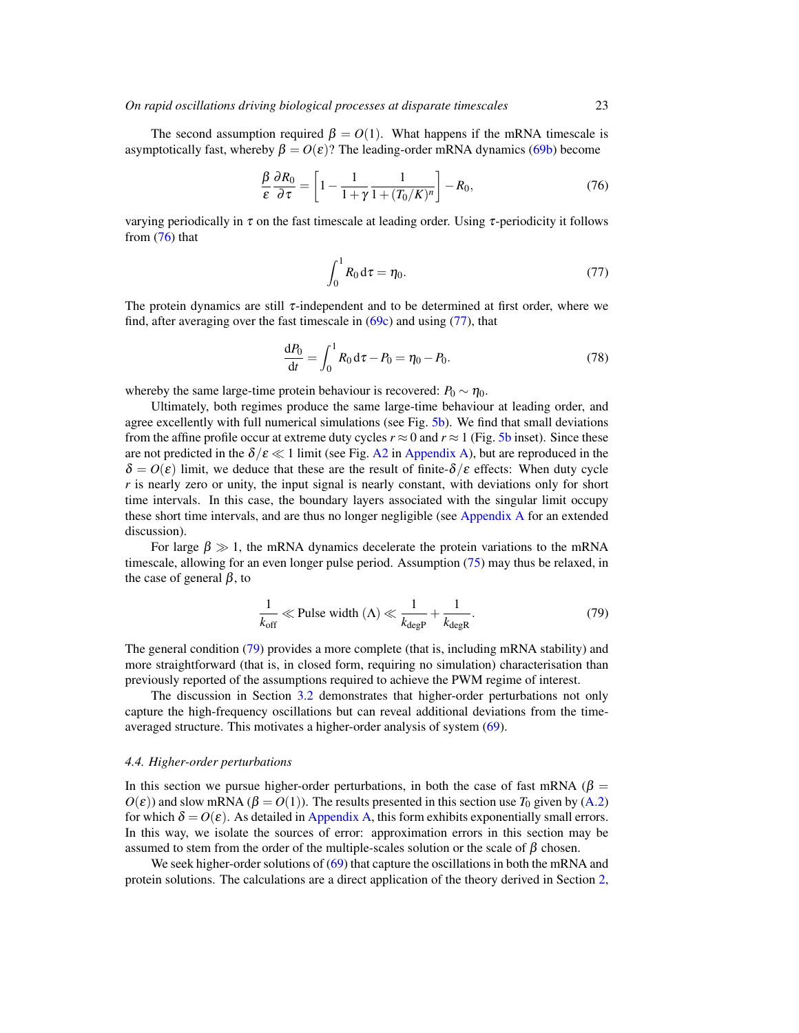The second assumption required $\beta = O(1)$. What happens if the mRNA timescale is asymptotically fast, whereby $\beta = O(\varepsilon)$? The leading-order mRNA dynamics (69b) become

$$\frac{\beta}{\varepsilon}\frac{\partial R_0}{\partial \tau} = \left[1 - \frac{1}{1+\gamma}\frac{1}{1+(T_0/K)^n}\right] - R_0, \tag{76}$$

varying periodically in $\tau$ on the fast timescale at leading order. Using $\tau$-periodicity it follows from (76) that

$$\int_0^1 R_0 \, \mathrm{d}\tau = \eta_0. \tag{77}$$

The protein dynamics are still $\tau$-independent and to be determined at first order, where we find, after averaging over the fast timescale in (69c) and using (77), that

$$\frac{\mathrm{d}P_0}{\mathrm{d}t} = \int_0^1 R_0 \, \mathrm{d}\tau - P_0 = \eta_0 - P_0. \tag{78}$$

whereby the same large-time protein behaviour is recovered: $P_0 \sim \eta_0$.

Ultimately, both regimes produce the same large-time behaviour at leading order, and agree excellently with full numerical simulations (see Fig. 5b). We find that small deviations from the affine profile occur at extreme duty cycles $r \approx 0$ and $r \approx 1$ (Fig. 5b inset). Since these are not predicted in the $\delta/\varepsilon \ll 1$ limit (see Fig. A2 in Appendix A), but are reproduced in the $\delta = O(\varepsilon)$ limit, we deduce that these are the result of finite-$\delta/\varepsilon$ effects: When duty cycle $r$ is nearly zero or unity, the input signal is nearly constant, with deviations only for short time intervals. In this case, the boundary layers associated with the singular limit occupy these short time intervals, and are thus no longer negligible (see Appendix A for an extended discussion).

For large $\beta \gg 1$, the mRNA dynamics decelerate the protein variations to the mRNA timescale, allowing for an even longer pulse period. Assumption (75) may thus be relaxed, in the case of general $\beta$, to

$$\frac{1}{k_{\text{off}}} \ll \text{Pulse width } (\Lambda) \ll \frac{1}{k_{\text{degP}}} + \frac{1}{k_{\text{degR}}}. \tag{79}$$

The general condition (79) provides a more complete (that is, including mRNA stability) and more straightforward (that is, in closed form, requiring no simulation) characterisation than previously reported of the assumptions required to achieve the PWM regime of interest.

The discussion in Section 3.2 demonstrates that higher-order perturbations not only capture the high-frequency oscillations but can reveal additional deviations from the time-averaged structure. This motivates a higher-order analysis of system (69).

#### *4.4. Higher-order perturbations*

In this section we pursue higher-order perturbations, in both the case of fast mRNA ($\beta = O(\varepsilon)$) and slow mRNA ($\beta = O(1)$). The results presented in this section use $T_0$ given by (A.2) for which $\delta = O(\varepsilon)$. As detailed in Appendix A, this form exhibits exponentially small errors. In this way, we isolate the sources of error: approximation errors in this section may be assumed to stem from the order of the multiple-scales solution or the scale of $\beta$ chosen.

We seek higher-order solutions of (69) that capture the oscillations in both the mRNA and protein solutions. The calculations are a direct application of the theory derived in Section 2,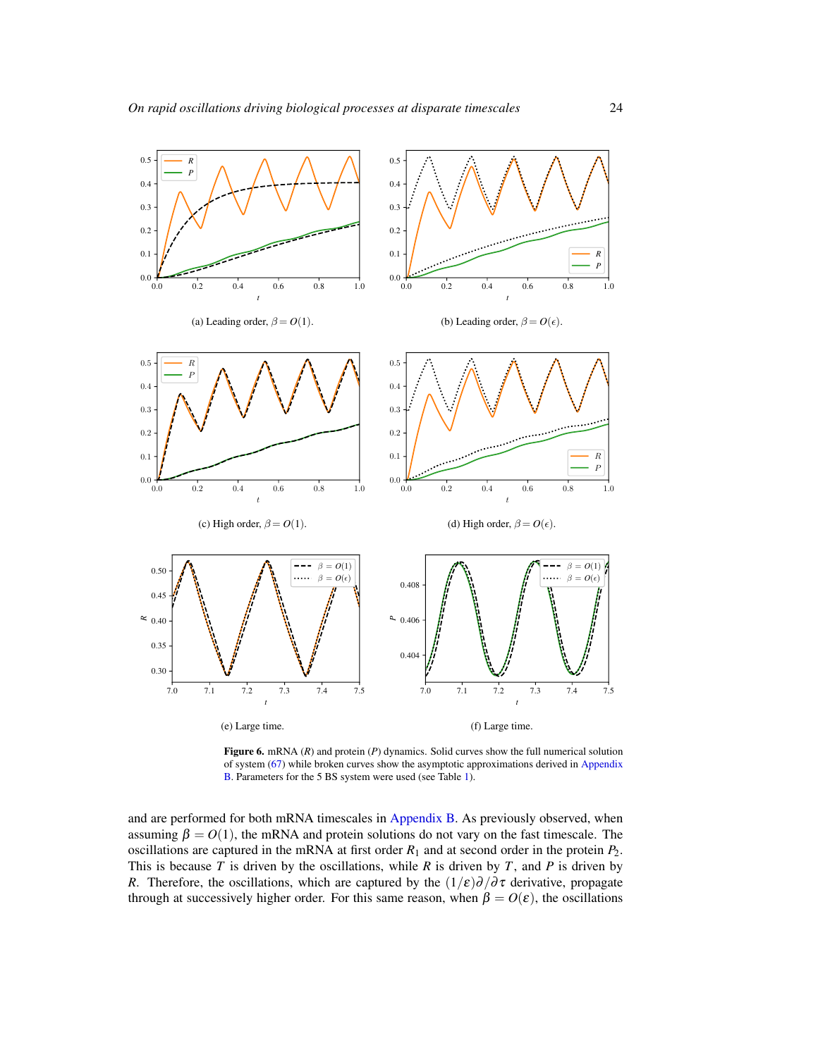(a) Leading order, $\beta = O(1)$.

(b) Leading order, $\beta = O(\epsilon)$.

(c) High order, $\beta = O(1)$.

(d) High order, $\beta = O(\epsilon)$.

(e) Large time.

(f) Large time.

**Figure 6.** mRNA ($R$) and protein ($P$) dynamics. Solid curves show the full numerical solution of system (67) while broken curves show the asymptotic approximations derived in Appendix B. Parameters for the 5 BS system were used (see Table 1).

and are performed for both mRNA timescales in Appendix B. As previously observed, when assuming $\beta = O(1)$, the mRNA and protein solutions do not vary on the fast timescale. The oscillations are captured in the mRNA at first order $R_1$ and at second order in the protein $P_2$. This is because $T$ is driven by the oscillations, while $R$ is driven by $T$, and $P$ is driven by $R$. Therefore, the oscillations, which are captured by the $(1/\varepsilon)\partial/\partial\tau$ derivative, propagate through at successively higher order. For this same reason, when $\beta = O(\varepsilon)$, the oscillations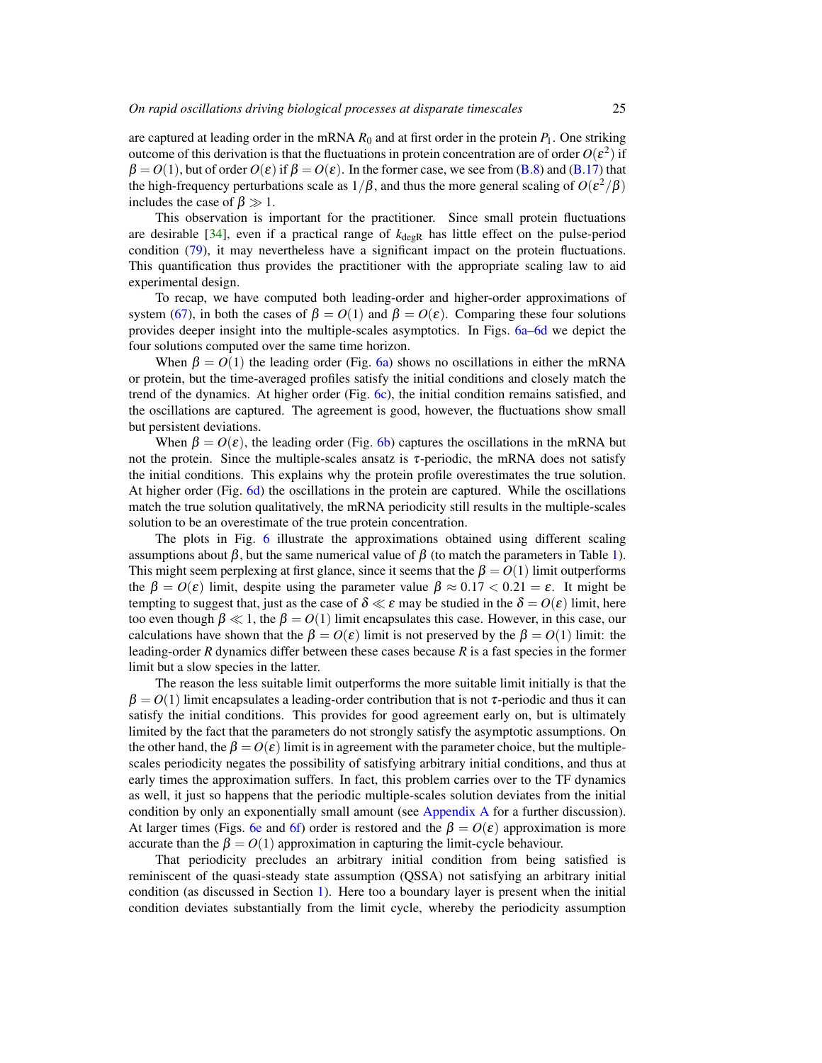are captured at leading order in the mRNA $R_0$ and at first order in the protein $P_1$. One striking outcome of this derivation is that the fluctuations in protein concentration are of order $O(\varepsilon^2)$ if $\beta = O(1)$, but of order $O(\varepsilon)$ if $\beta = O(\varepsilon)$. In the former case, we see from (B.8) and (B.17) that the high-frequency perturbations scale as $1/\beta$, and thus the more general scaling of $O(\varepsilon^2/\beta)$ includes the case of $\beta \gg 1$.

This observation is important for the practitioner. Since small protein fluctuations are desirable [34], even if a practical range of $k_{\text{degR}}$ has little effect on the pulse-period condition (79), it may nevertheless have a significant impact on the protein fluctuations. This quantification thus provides the practitioner with the appropriate scaling law to aid experimental design.

To recap, we have computed both leading-order and higher-order approximations of system (67), in both the cases of $\beta = O(1)$ and $\beta = O(\varepsilon)$. Comparing these four solutions provides deeper insight into the multiple-scales asymptotics. In Figs. 6a–6d we depict the four solutions computed over the same time horizon.

When $\beta = O(1)$ the leading order (Fig. 6a) shows no oscillations in either the mRNA or protein, but the time-averaged profiles satisfy the initial conditions and closely match the trend of the dynamics. At higher order (Fig. 6c), the initial condition remains satisfied, and the oscillations are captured. The agreement is good, however, the fluctuations show small but persistent deviations.

When $\beta = O(\varepsilon)$, the leading order (Fig. 6b) captures the oscillations in the mRNA but not the protein. Since the multiple-scales ansatz is $\tau$-periodic, the mRNA does not satisfy the initial conditions. This explains why the protein profile overestimates the true solution. At higher order (Fig. 6d) the oscillations in the protein are captured. While the oscillations match the true solution qualitatively, the mRNA periodicity still results in the multiple-scales solution to be an overestimate of the true protein concentration.

The plots in Fig. 6 illustrate the approximations obtained using different scaling assumptions about $\beta$, but the same numerical value of $\beta$ (to match the parameters in Table 1). This might seem perplexing at first glance, since it seems that the $\beta = O(1)$ limit outperforms the $\beta = O(\varepsilon)$ limit, despite using the parameter value $\beta \approx 0.17 < 0.21 = \varepsilon$. It might be tempting to suggest that, just as the case of $\delta \ll \varepsilon$ may be studied in the $\delta = O(\varepsilon)$ limit, here too even though $\beta \ll 1$, the $\beta = O(1)$ limit encapsulates this case. However, in this case, our calculations have shown that the $\beta = O(\varepsilon)$ limit is not preserved by the $\beta = O(1)$ limit: the leading-order $R$ dynamics differ between these cases because $R$ is a fast species in the former limit but a slow species in the latter.

The reason the less suitable limit outperforms the more suitable limit initially is that the $\beta = O(1)$ limit encapsulates a leading-order contribution that is not $\tau$-periodic and thus it can satisfy the initial conditions. This provides for good agreement early on, but is ultimately limited by the fact that the parameters do not strongly satisfy the asymptotic assumptions. On the other hand, the $\beta = O(\varepsilon)$ limit is in agreement with the parameter choice, but the multiple-scales periodicity negates the possibility of satisfying arbitrary initial conditions, and thus at early times the approximation suffers. In fact, this problem carries over to the TF dynamics as well, it just so happens that the periodic multiple-scales solution deviates from the initial condition by only an exponentially small amount (see Appendix A for a further discussion). At larger times (Figs. 6e and 6f) order is restored and the $\beta = O(\varepsilon)$ approximation is more accurate than the $\beta = O(1)$ approximation in capturing the limit-cycle behaviour.

That periodicity precludes an arbitrary initial condition from being satisfied is reminiscent of the quasi-steady state assumption (QSSA) not satisfying an arbitrary initial condition (as discussed in Section 1). Here too a boundary layer is present when the initial condition deviates substantially from the limit cycle, whereby the periodicity assumption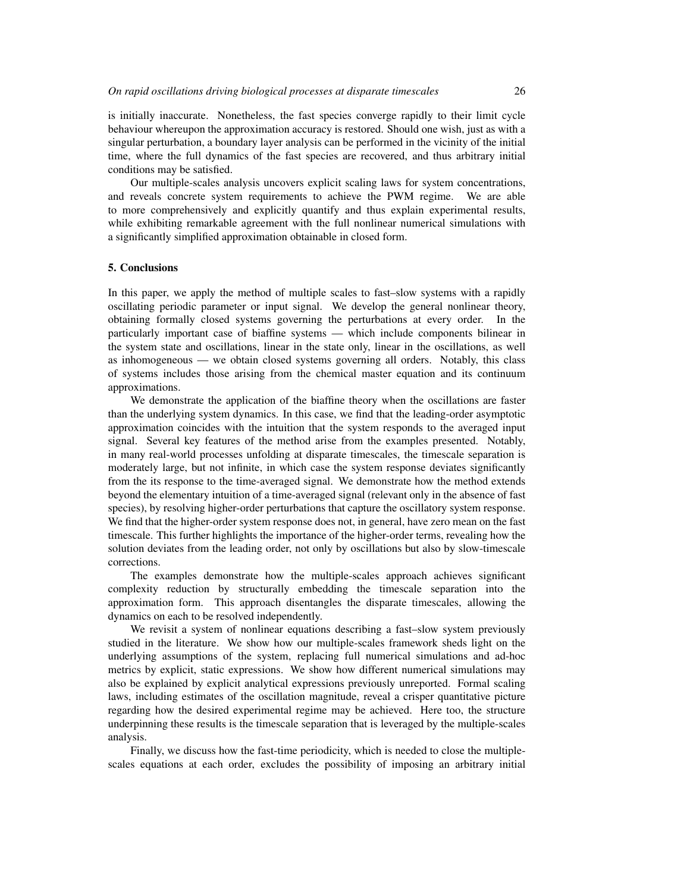is initially inaccurate. Nonetheless, the fast species converge rapidly to their limit cycle behaviour whereupon the approximation accuracy is restored. Should one wish, just as with a singular perturbation, a boundary layer analysis can be performed in the vicinity of the initial time, where the full dynamics of the fast species are recovered, and thus arbitrary initial conditions may be satisfied.

Our multiple-scales analysis uncovers explicit scaling laws for system concentrations, and reveals concrete system requirements to achieve the PWM regime. We are able to more comprehensively and explicitly quantify and thus explain experimental results, while exhibiting remarkable agreement with the full nonlinear numerical simulations with a significantly simplified approximation obtainable in closed form.

## 5. Conclusions

In this paper, we apply the method of multiple scales to fast–slow systems with a rapidly oscillating periodic parameter or input signal. We develop the general nonlinear theory, obtaining formally closed systems governing the perturbations at every order. In the particularly important case of biaffine systems — which include components bilinear in the system state and oscillations, linear in the state only, linear in the oscillations, as well as inhomogeneous — we obtain closed systems governing all orders. Notably, this class of systems includes those arising from the chemical master equation and its continuum approximations.

We demonstrate the application of the biaffine theory when the oscillations are faster than the underlying system dynamics. In this case, we find that the leading-order asymptotic approximation coincides with the intuition that the system responds to the averaged input signal. Several key features of the method arise from the examples presented. Notably, in many real-world processes unfolding at disparate timescales, the timescale separation is moderately large, but not infinite, in which case the system response deviates significantly from the its response to the time-averaged signal. We demonstrate how the method extends beyond the elementary intuition of a time-averaged signal (relevant only in the absence of fast species), by resolving higher-order perturbations that capture the oscillatory system response. We find that the higher-order system response does not, in general, have zero mean on the fast timescale. This further highlights the importance of the higher-order terms, revealing how the solution deviates from the leading order, not only by oscillations but also by slow-timescale corrections.

The examples demonstrate how the multiple-scales approach achieves significant complexity reduction by structurally embedding the timescale separation into the approximation form. This approach disentangles the disparate timescales, allowing the dynamics on each to be resolved independently.

We revisit a system of nonlinear equations describing a fast–slow system previously studied in the literature. We show how our multiple-scales framework sheds light on the underlying assumptions of the system, replacing full numerical simulations and ad-hoc metrics by explicit, static expressions. We show how different numerical simulations may also be explained by explicit analytical expressions previously unreported. Formal scaling laws, including estimates of the oscillation magnitude, reveal a crisper quantitative picture regarding how the desired experimental regime may be achieved. Here too, the structure underpinning these results is the timescale separation that is leveraged by the multiple-scales analysis.

Finally, we discuss how the fast-time periodicity, which is needed to close the multiple-scales equations at each order, excludes the possibility of imposing an arbitrary initial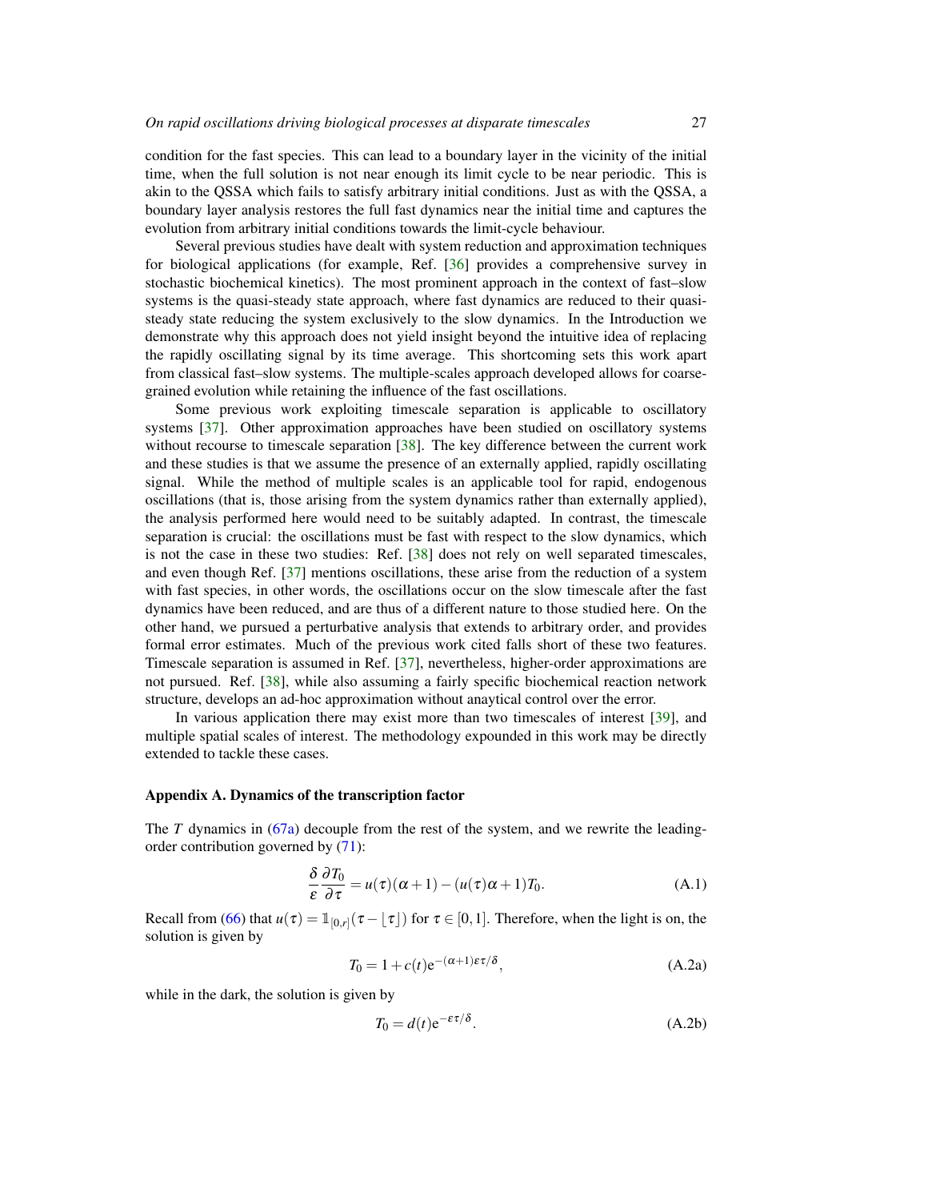condition for the fast species. This can lead to a boundary layer in the vicinity of the initial time, when the full solution is not near enough its limit cycle to be near periodic. This is akin to the QSSA which fails to satisfy arbitrary initial conditions. Just as with the QSSA, a boundary layer analysis restores the full fast dynamics near the initial time and captures the evolution from arbitrary initial conditions towards the limit-cycle behaviour.

Several previous studies have dealt with system reduction and approximation techniques for biological applications (for example, Ref. [36] provides a comprehensive survey in stochastic biochemical kinetics). The most prominent approach in the context of fast–slow systems is the quasi-steady state approach, where fast dynamics are reduced to their quasi-steady state reducing the system exclusively to the slow dynamics. In the Introduction we demonstrate why this approach does not yield insight beyond the intuitive idea of replacing the rapidly oscillating signal by its time average. This shortcoming sets this work apart from classical fast–slow systems. The multiple-scales approach developed allows for coarse-grained evolution while retaining the influence of the fast oscillations.

Some previous work exploiting timescale separation is applicable to oscillatory systems [37]. Other approximation approaches have been studied on oscillatory systems without recourse to timescale separation [38]. The key difference between the current work and these studies is that we assume the presence of an externally applied, rapidly oscillating signal. While the method of multiple scales is an applicable tool for rapid, endogenous oscillations (that is, those arising from the system dynamics rather than externally applied), the analysis performed here would need to be suitably adapted. In contrast, the timescale separation is crucial: the oscillations must be fast with respect to the slow dynamics, which is not the case in these two studies: Ref. [38] does not rely on well separated timescales, and even though Ref. [37] mentions oscillations, these arise from the reduction of a system with fast species, in other words, the oscillations occur on the slow timescale after the fast dynamics have been reduced, and are thus of a different nature to those studied here. On the other hand, we pursued a perturbative analysis that extends to arbitrary order, and provides formal error estimates. Much of the previous work cited falls short of these two features. Timescale separation is assumed in Ref. [37], nevertheless, higher-order approximations are not pursued. Ref. [38], while also assuming a fairly specific biochemical reaction network structure, develops an ad-hoc approximation without anaytical control over the error.

In various application there may exist more than two timescales of interest [39], and multiple spatial scales of interest. The methodology expounded in this work may be directly extended to tackle these cases.

## Appendix A. Dynamics of the transcription factor

The $T$ dynamics in (67a) decouple from the rest of the system, and we rewrite the leading-order contribution governed by (71):

$$\frac{\delta}{\varepsilon}\frac{\partial T_0}{\partial \tau} = u(\tau)(\alpha+1) - (u(\tau)\alpha+1)T_0. \tag{A.1}$$

Recall from (66) that $u(\tau) = \mathbb{1}_{[0,r]}(\tau - \lfloor \tau \rfloor)$ for $\tau \in [0,1]$. Therefore, when the light is on, the solution is given by

$$T_0 = 1 + c(t)\mathrm{e}^{-(\alpha+1)\varepsilon\tau/\delta}, \tag{A.2a}$$

while in the dark, the solution is given by

$$T_0 = d(t)\mathrm{e}^{-\varepsilon\tau/\delta}. \tag{A.2b}$$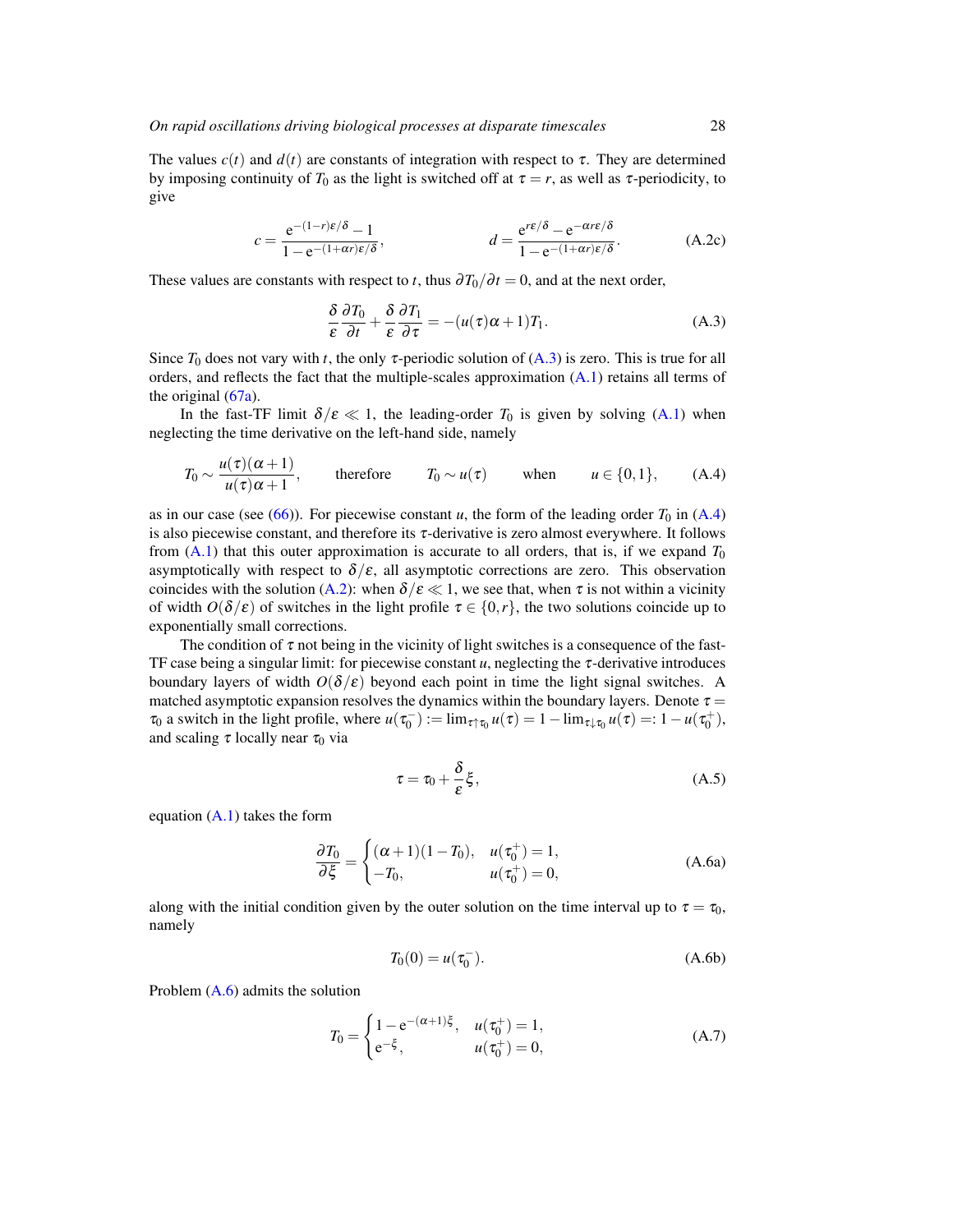The values $c(t)$ and $d(t)$ are constants of integration with respect to $\tau$. They are determined by imposing continuity of $T_0$ as the light is switched off at $\tau = r$, as well as $\tau$-periodicity, to give

$$c = \frac{e^{-(1-r)\varepsilon/\delta} - 1}{1 - e^{-(1+\alpha r)\varepsilon/\delta}}, \qquad\qquad d = \frac{e^{r\varepsilon/\delta} - e^{-\alpha r\varepsilon/\delta}}{1 - e^{-(1+\alpha r)\varepsilon/\delta}}. \tag{A.2c}$$

These values are constants with respect to $t$, thus $\partial T_0/\partial t = 0$, and at the next order,

$$\frac{\delta}{\varepsilon}\frac{\partial T_0}{\partial t} + \frac{\delta}{\varepsilon}\frac{\partial T_1}{\partial \tau} = -(u(\tau)\alpha + 1)T_1. \tag{A.3}$$

Since $T_0$ does not vary with $t$, the only $\tau$-periodic solution of (A.3) is zero. This is true for all orders, and reflects the fact that the multiple-scales approximation (A.1) retains all terms of the original (67a).

In the fast-TF limit $\delta/\varepsilon \ll 1$, the leading-order $T_0$ is given by solving (A.1) when neglecting the time derivative on the left-hand side, namely

$$T_0 \sim \frac{u(\tau)(\alpha+1)}{u(\tau)\alpha + 1}, \qquad \text{therefore} \qquad T_0 \sim u(\tau) \qquad \text{when} \qquad u \in \{0,1\}, \tag{A.4}$$

as in our case (see (66)). For piecewise constant $u$, the form of the leading order $T_0$ in (A.4) is also piecewise constant, and therefore its $\tau$-derivative is zero almost everywhere. It follows from (A.1) that this outer approximation is accurate to all orders, that is, if we expand $T_0$ asymptotically with respect to $\delta/\varepsilon$, all asymptotic corrections are zero. This observation coincides with the solution (A.2): when $\delta/\varepsilon \ll 1$, we see that, when $\tau$ is not within a vicinity of width $O(\delta/\varepsilon)$ of switches in the light profile $\tau \in \{0, r\}$, the two solutions coincide up to exponentially small corrections.

The condition of $\tau$ not being in the vicinity of light switches is a consequence of the fast-TF case being a singular limit: for piecewise constant $u$, neglecting the $\tau$-derivative introduces boundary layers of width $O(\delta/\varepsilon)$ beyond each point in time the light signal switches. A matched asymptotic expansion resolves the dynamics within the boundary layers. Denote $\tau = \tau_0$ a switch in the light profile, where $u(\tau_0^-) := \lim_{\tau\uparrow\tau_0} u(\tau) = 1 - \lim_{\tau\downarrow\tau_0} u(\tau) =: 1 - u(\tau_0^+)$, and scaling $\tau$ locally near $\tau_0$ via

$$\tau = \tau_0 + \frac{\delta}{\varepsilon}\xi, \tag{A.5}$$

equation (A.1) takes the form

$$\frac{\partial T_0}{\partial \xi} = \begin{cases} (\alpha+1)(1-T_0), & u(\tau_0^+) = 1, \\ -T_0, & u(\tau_0^+) = 0, \end{cases} \tag{A.6a}$$

along with the initial condition given by the outer solution on the time interval up to $\tau = \tau_0$, namely

$$T_0(0) = u(\tau_0^-). \tag{A.6b}$$

Problem (A.6) admits the solution

$$T_0 = \begin{cases} 1 - e^{-(\alpha+1)\xi}, & u(\tau_0^+) = 1, \\ e^{-\xi}, & u(\tau_0^+) = 0, \end{cases} \tag{A.7}$$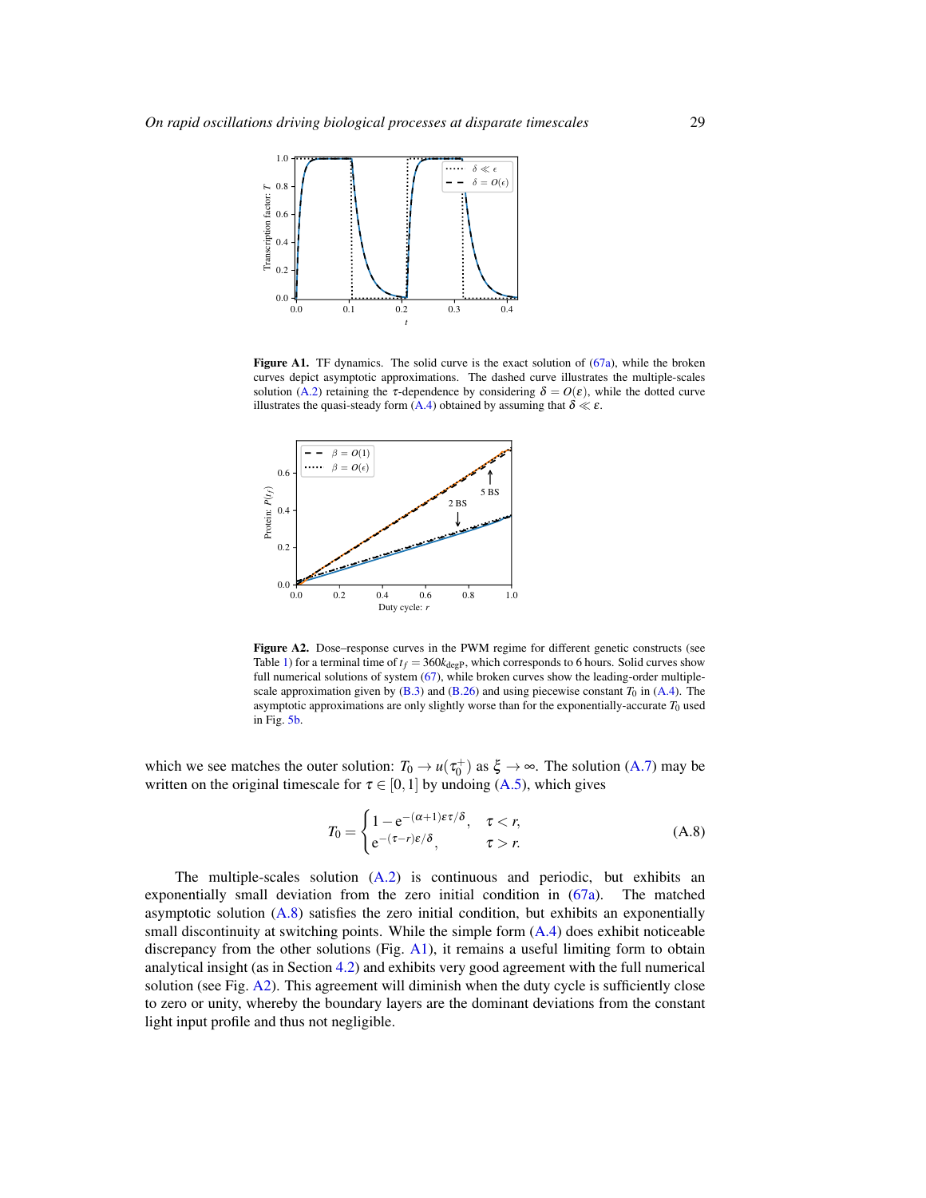Figure A1. TF dynamics. The solid curve is the exact solution of (67a), while the broken curves depict asymptotic approximations. The dashed curve illustrates the multiple-scales solution (A.2) retaining the $\tau$-dependence by considering $\delta = O(\varepsilon)$, while the dotted curve illustrates the quasi-steady form (A.4) obtained by assuming that $\delta \ll \varepsilon$.

Figure A2. Dose–response curves in the PWM regime for different genetic constructs (see Table 1) for a terminal time of $t_f = 360k_{\mathrm{degP}}$, which corresponds to 6 hours. Solid curves show full numerical solutions of system (67), while broken curves show the leading-order multiple-scale approximation given by (B.3) and (B.26) and using piecewise constant $T_0$ in (A.4). The asymptotic approximations are only slightly worse than for the exponentially-accurate $T_0$ used in Fig. 5b.

which we see matches the outer solution: $T_0 \to u(\tau_0^+)$ as $\xi \to \infty$. The solution (A.7) may be written on the original timescale for $\tau \in [0,1]$ by undoing (A.5), which gives

$$T_0 = \begin{cases} 1 - \mathrm{e}^{-(\alpha+1)\varepsilon\tau/\delta}, & \tau < r, \\ \mathrm{e}^{-(\tau-r)\varepsilon/\delta}, & \tau > r. \end{cases} \tag{A.8}$$

The multiple-scales solution (A.2) is continuous and periodic, but exhibits an exponentially small deviation from the zero initial condition in (67a). The matched asymptotic solution (A.8) satisfies the zero initial condition, but exhibits an exponentially small discontinuity at switching points. While the simple form (A.4) does exhibit noticeable discrepancy from the other solutions (Fig. A1), it remains a useful limiting form to obtain analytical insight (as in Section 4.2) and exhibits very good agreement with the full numerical solution (see Fig. A2). This agreement will diminish when the duty cycle is sufficiently close to zero or unity, whereby the boundary layers are the dominant deviations from the constant light input profile and thus not negligible.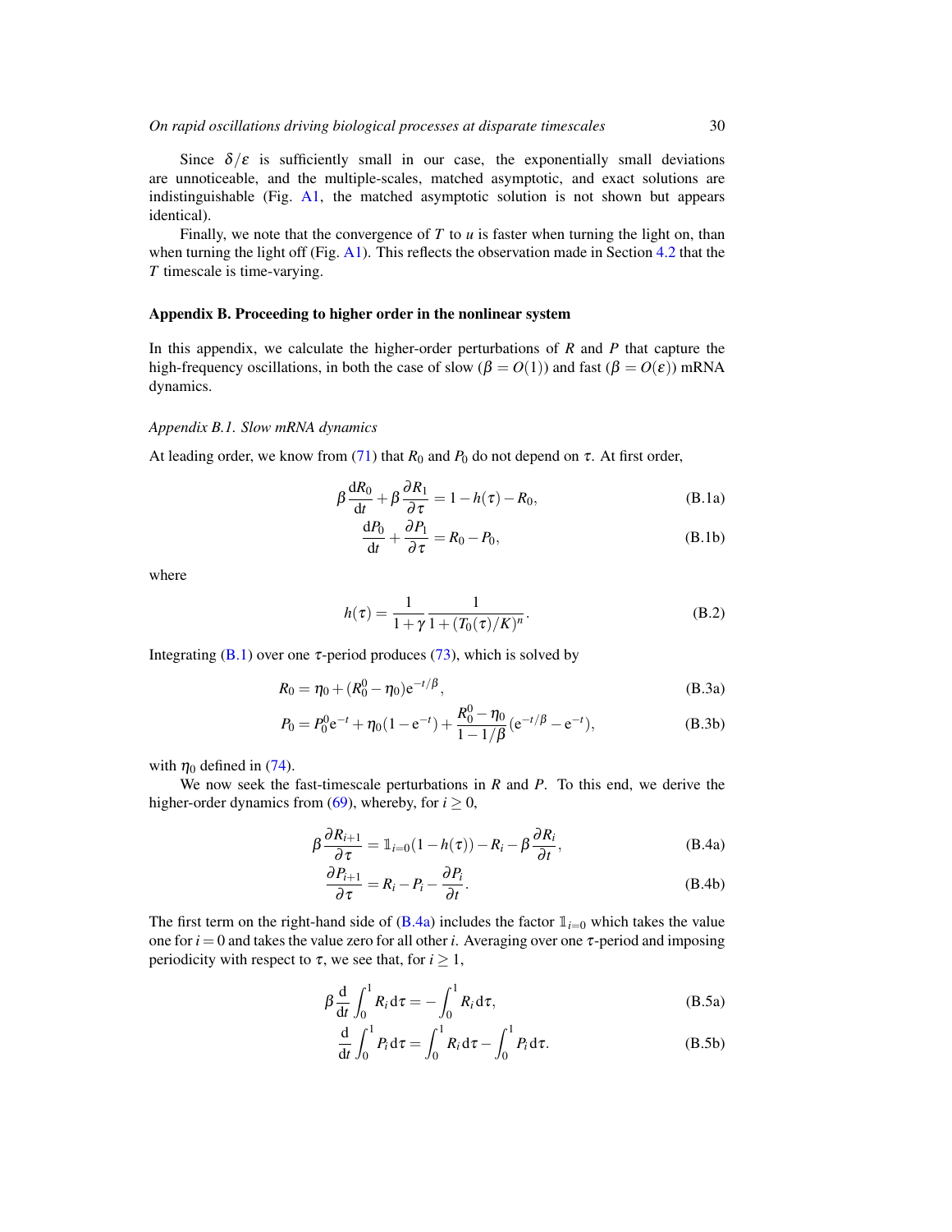Since $\delta/\varepsilon$ is sufficiently small in our case, the exponentially small deviations are unnoticeable, and the multiple-scales, matched asymptotic, and exact solutions are indistinguishable (Fig. A1, the matched asymptotic solution is not shown but appears identical).

Finally, we note that the convergence of $T$ to $u$ is faster when turning the light on, than when turning the light off (Fig. A1). This reflects the observation made in Section 4.2 that the $T$ timescale is time-varying.

## Appendix B. Proceeding to higher order in the nonlinear system

In this appendix, we calculate the higher-order perturbations of $R$ and $P$ that capture the high-frequency oscillations, in both the case of slow ($\beta = O(1)$) and fast ($\beta = O(\varepsilon)$) mRNA dynamics.

### *Appendix B.1. Slow mRNA dynamics*

At leading order, we know from (71) that $R_0$ and $P_0$ do not depend on $\tau$. At first order,

$$\beta \frac{\mathrm{d}R_0}{\mathrm{d}t} + \beta \frac{\partial R_1}{\partial \tau} = 1 - h(\tau) - R_0, \tag{B.1a}$$

$$\frac{\mathrm{d}P_0}{\mathrm{d}t} + \frac{\partial P_1}{\partial \tau} = R_0 - P_0, \tag{B.1b}$$

where

$$h(\tau) = \frac{1}{1+\gamma} \frac{1}{1+(T_0(\tau)/K)^n}. \tag{B.2}$$

Integrating (B.1) over one $\tau$-period produces (73), which is solved by

$$R_0 = \eta_0 + (R_0^0 - \eta_0)\mathrm{e}^{-t/\beta}, \tag{B.3a}$$

$$P_0 = P_0^0 \mathrm{e}^{-t} + \eta_0(1-\mathrm{e}^{-t}) + \frac{R_0^0 - \eta_0}{1-1/\beta}(\mathrm{e}^{-t/\beta} - \mathrm{e}^{-t}), \tag{B.3b}$$

with $\eta_0$ defined in (74).

We now seek the fast-timescale perturbations in $R$ and $P$. To this end, we derive the higher-order dynamics from (69), whereby, for $i \geq 0$,

$$\beta \frac{\partial R_{i+1}}{\partial \tau} = \mathbb{1}_{i=0}(1-h(\tau)) - R_i - \beta \frac{\partial R_i}{\partial t}, \tag{B.4a}$$

$$\frac{\partial P_{i+1}}{\partial \tau} = R_i - P_i - \frac{\partial P_i}{\partial t}. \tag{B.4b}$$

The first term on the right-hand side of (B.4a) includes the factor $\mathbb{1}_{i=0}$ which takes the value one for $i = 0$ and takes the value zero for all other $i$. Averaging over one $\tau$-period and imposing periodicity with respect to $\tau$, we see that, for $i \geq 1$,

$$\beta \frac{\mathrm{d}}{\mathrm{d}t} \int_0^1 R_i \,\mathrm{d}\tau = -\int_0^1 R_i \,\mathrm{d}\tau, \tag{B.5a}$$

$$\frac{\mathrm{d}}{\mathrm{d}t} \int_0^1 P_i \,\mathrm{d}\tau = \int_0^1 R_i \,\mathrm{d}\tau - \int_0^1 P_i \,\mathrm{d}\tau. \tag{B.5b}$$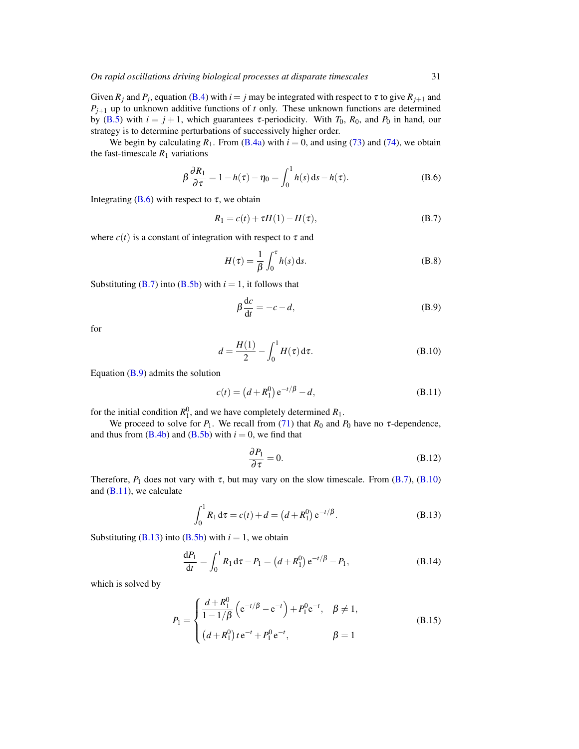Given $R_j$ and $P_j$, equation (B.4) with $i = j$ may be integrated with respect to $\tau$ to give $R_{j+1}$ and $P_{j+1}$ up to unknown additive functions of $t$ only. These unknown functions are determined by (B.5) with $i = j+1$, which guarantees $\tau$-periodicity. With $T_0$, $R_0$, and $P_0$ in hand, our strategy is to determine perturbations of successively higher order.

We begin by calculating $R_1$. From (B.4a) with $i = 0$, and using (73) and (74), we obtain the fast-timescale $R_1$ variations

$$\beta \frac{\partial R_1}{\partial \tau} = 1 - h(\tau) - \eta_0 = \int_0^1 h(s)\,\mathrm{d}s - h(\tau). \tag{B.6}$$

Integrating (B.6) with respect to $\tau$, we obtain

$$R_1 = c(t) + \tau H(1) - H(\tau), \tag{B.7}$$

where $c(t)$ is a constant of integration with respect to $\tau$ and

$$H(\tau) = \frac{1}{\beta} \int_0^\tau h(s)\,\mathrm{d}s. \tag{B.8}$$

Substituting (B.7) into (B.5b) with $i = 1$, it follows that

$$\beta \frac{\mathrm{d}c}{\mathrm{d}t} = -c - d, \tag{B.9}$$

for

$$d = \frac{H(1)}{2} - \int_0^1 H(\tau)\,\mathrm{d}\tau. \tag{B.10}$$

Equation (B.9) admits the solution

$$c(t) = \left(d + R_1^0\right) \mathrm{e}^{-t/\beta} - d, \tag{B.11}$$

for the initial condition $R_1^0$, and we have completely determined $R_1$.

We proceed to solve for $P_1$. We recall from (71) that $R_0$ and $P_0$ have no $\tau$-dependence, and thus from (B.4b) and (B.5b) with $i = 0$, we find that

$$\frac{\partial P_1}{\partial \tau} = 0. \tag{B.12}$$

Therefore, $P_1$ does not vary with $\tau$, but may vary on the slow timescale. From (B.7), (B.10) and (B.11), we calculate

$$\int_0^1 R_1\,\mathrm{d}\tau = c(t) + d = \left(d + R_1^0\right) \mathrm{e}^{-t/\beta}. \tag{B.13}$$

Substituting (B.13) into (B.5b) with $i = 1$, we obtain

$$\frac{\mathrm{d}P_1}{\mathrm{d}t} = \int_0^1 R_1\,\mathrm{d}\tau - P_1 = \left(d + R_1^0\right) \mathrm{e}^{-t/\beta} - P_1, \tag{B.14}$$

which is solved by

$$P_1 = \begin{cases} \dfrac{d + R_1^0}{1 - 1/\beta} \left(\mathrm{e}^{-t/\beta} - \mathrm{e}^{-t}\right) + P_1^0 \mathrm{e}^{-t}, & \beta \neq 1, \\[2ex] \left(d + R_1^0\right) t\, \mathrm{e}^{-t} + P_1^0 \mathrm{e}^{-t}, & \beta = 1 \end{cases} \tag{B.15}$$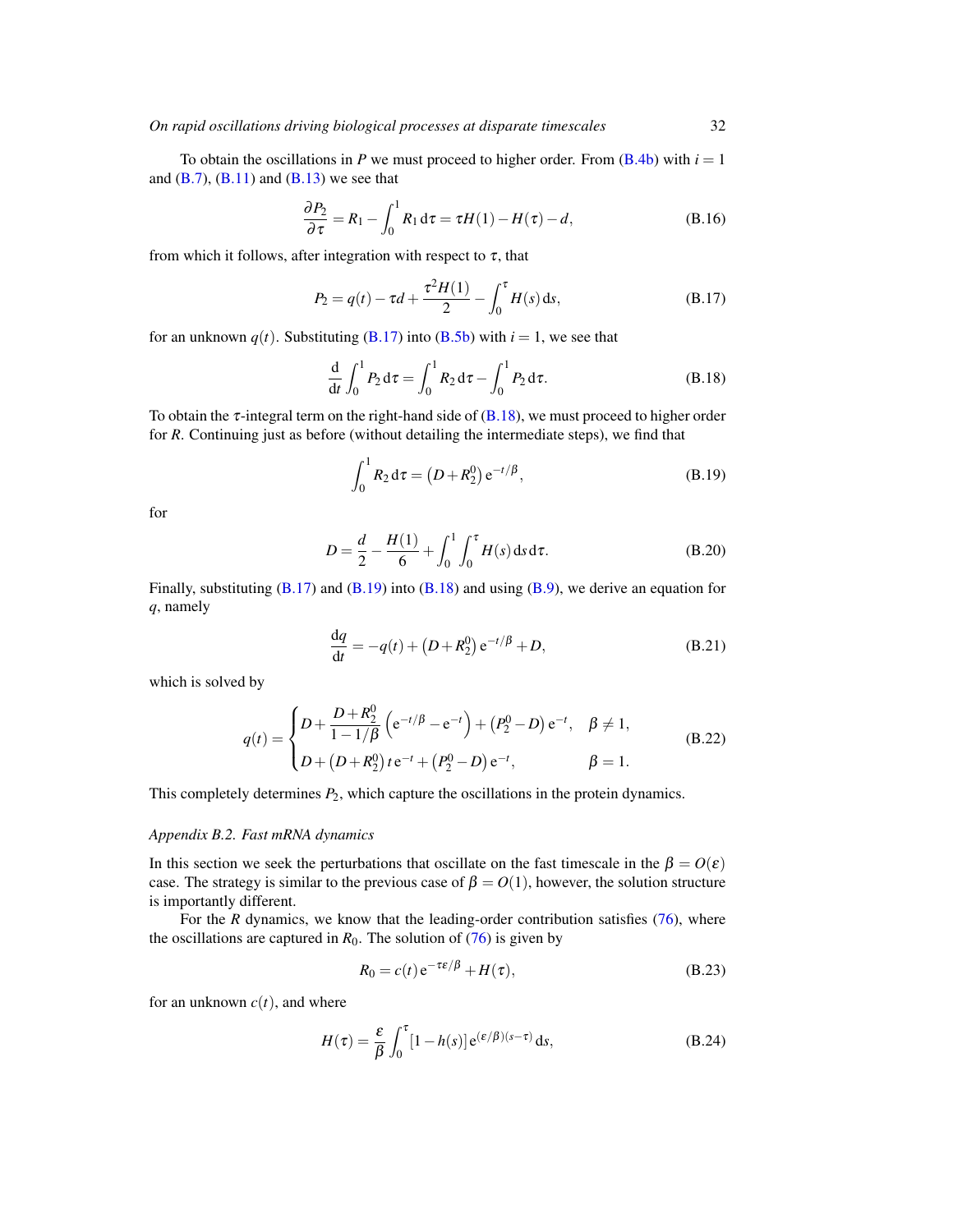To obtain the oscillations in $P$ we must proceed to higher order. From (B.4b) with $i = 1$ and (B.7), (B.11) and (B.13) we see that

$$\frac{\partial P_2}{\partial \tau} = R_1 - \int_0^1 R_1 \, \mathrm{d}\tau = \tau H(1) - H(\tau) - d, \tag{B.16}$$

from which it follows, after integration with respect to $\tau$, that

$$P_2 = q(t) - \tau d + \frac{\tau^2 H(1)}{2} - \int_0^\tau H(s) \, \mathrm{d}s, \tag{B.17}$$

for an unknown $q(t)$. Substituting (B.17) into (B.5b) with $i = 1$, we see that

$$\frac{\mathrm{d}}{\mathrm{d}t} \int_0^1 P_2 \, \mathrm{d}\tau = \int_0^1 R_2 \, \mathrm{d}\tau - \int_0^1 P_2 \, \mathrm{d}\tau. \tag{B.18}$$

To obtain the $\tau$-integral term on the right-hand side of (B.18), we must proceed to higher order for $R$. Continuing just as before (without detailing the intermediate steps), we find that

$$\int_0^1 R_2 \, \mathrm{d}\tau = \left(D + R_2^0\right) \mathrm{e}^{-t/\beta}, \tag{B.19}$$

for

$$D = \frac{d}{2} - \frac{H(1)}{6} + \int_0^1 \int_0^\tau H(s) \, \mathrm{d}s \, \mathrm{d}\tau. \tag{B.20}$$

Finally, substituting (B.17) and (B.19) into (B.18) and using (B.9), we derive an equation for $q$, namely

$$\frac{\mathrm{d}q}{\mathrm{d}t} = -q(t) + \left(D + R_2^0\right) \mathrm{e}^{-t/\beta} + D, \tag{B.21}$$

which is solved by

$$q(t) = \begin{cases} D + \dfrac{D + R_2^0}{1 - 1/\beta} \left(\mathrm{e}^{-t/\beta} - \mathrm{e}^{-t}\right) + \left(P_2^0 - D\right) \mathrm{e}^{-t}, & \beta \neq 1, \\ D + \left(D + R_2^0\right) t \, \mathrm{e}^{-t} + \left(P_2^0 - D\right) \mathrm{e}^{-t}, & \beta = 1. \end{cases} \tag{B.22}$$

This completely determines $P_2$, which capture the oscillations in the protein dynamics.

*Appendix B.2. Fast mRNA dynamics*

In this section we seek the perturbations that oscillate on the fast timescale in the $\beta = O(\varepsilon)$ case. The strategy is similar to the previous case of $\beta = O(1)$, however, the solution structure is importantly different.

For the $R$ dynamics, we know that the leading-order contribution satisfies (76), where the oscillations are captured in $R_0$. The solution of (76) is given by

$$R_0 = c(t) \, \mathrm{e}^{-\tau\varepsilon/\beta} + H(\tau), \tag{B.23}$$

for an unknown $c(t)$, and where

$$H(\tau) = \frac{\varepsilon}{\beta} \int_0^\tau [1 - h(s)] \, \mathrm{e}^{(\varepsilon/\beta)(s - \tau)} \, \mathrm{d}s, \tag{B.24}$$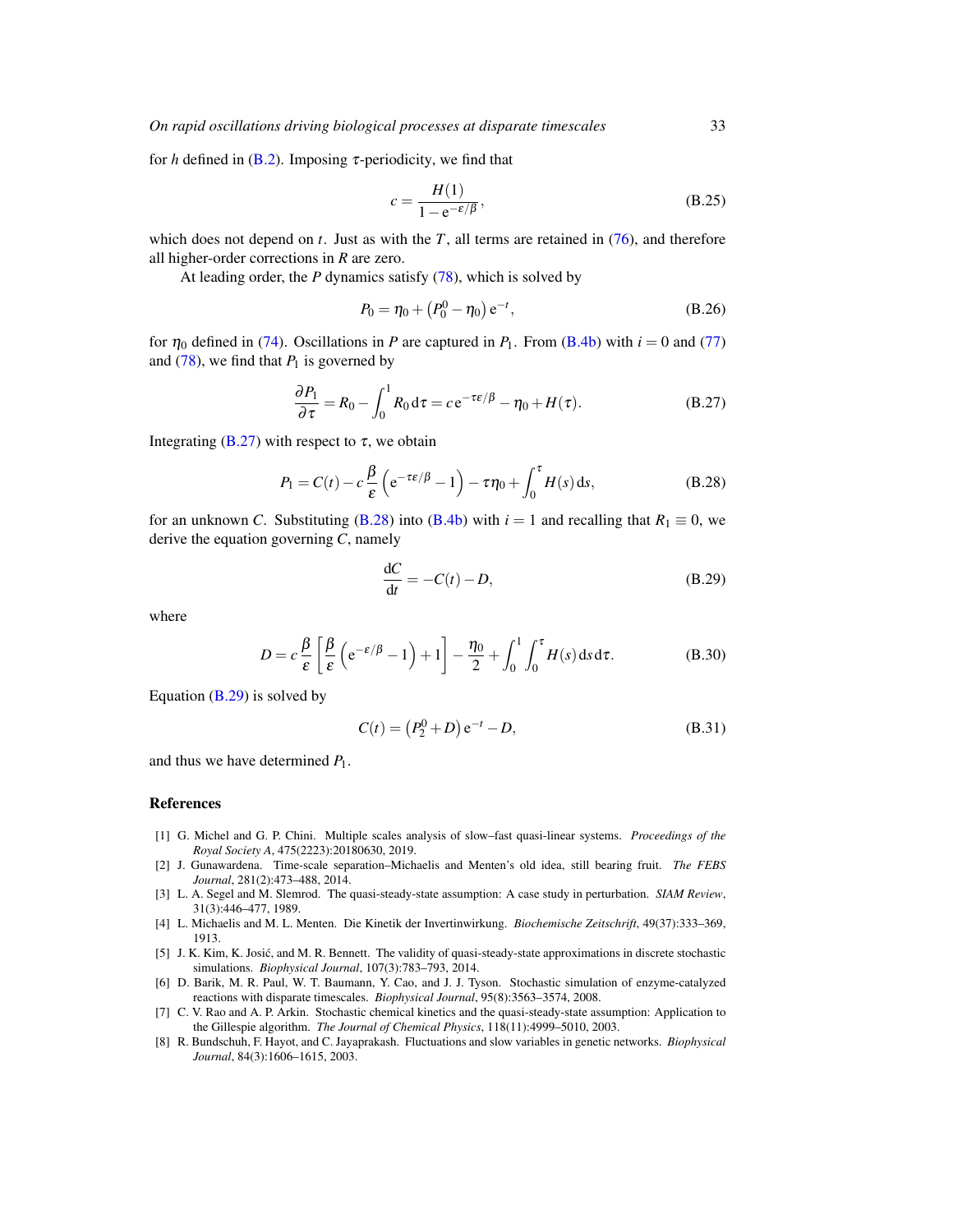for $h$ defined in (B.2). Imposing $\tau$-periodicity, we find that

$$c = \frac{H(1)}{1 - \mathrm{e}^{-\varepsilon/\beta}}, \tag{B.25}$$

which does not depend on $t$. Just as with the $T$, all terms are retained in (76), and therefore all higher-order corrections in $R$ are zero.

At leading order, the $P$ dynamics satisfy (78), which is solved by

$$P_0 = \eta_0 + \left(P_0^0 - \eta_0\right)\mathrm{e}^{-t}, \tag{B.26}$$

for $\eta_0$ defined in (74). Oscillations in $P$ are captured in $P_1$. From (B.4b) with $i = 0$ and (77) and (78), we find that $P_1$ is governed by

$$\frac{\partial P_1}{\partial \tau} = R_0 - \int_0^1 R_0 \,\mathrm{d}\tau = c\,\mathrm{e}^{-\tau\varepsilon/\beta} - \eta_0 + H(\tau). \tag{B.27}$$

Integrating (B.27) with respect to $\tau$, we obtain

$$P_1 = C(t) - c\,\frac{\beta}{\varepsilon}\left(\mathrm{e}^{-\tau\varepsilon/\beta} - 1\right) - \tau\eta_0 + \int_0^\tau H(s)\,\mathrm{d}s, \tag{B.28}$$

for an unknown $C$. Substituting (B.28) into (B.4b) with $i = 1$ and recalling that $R_1 \equiv 0$, we derive the equation governing $C$, namely

$$\frac{\mathrm{d}C}{\mathrm{d}t} = -C(t) - D, \tag{B.29}$$

where

$$D = c\,\frac{\beta}{\varepsilon}\left[\frac{\beta}{\varepsilon}\left(\mathrm{e}^{-\varepsilon/\beta} - 1\right) + 1\right] - \frac{\eta_0}{2} + \int_0^1 \int_0^\tau H(s)\,\mathrm{d}s\,\mathrm{d}\tau. \tag{B.30}$$

Equation (B.29) is solved by

$$C(t) = \left(P_2^0 + D\right)\mathrm{e}^{-t} - D, \tag{B.31}$$

and thus we have determined $P_1$.

## References

[1] G. Michel and G. P. Chini. Multiple scales analysis of slow–fast quasi-linear systems. *Proceedings of the Royal Society A*, 475(2223):20180630, 2019.

[2] J. Gunawardena. Time-scale separation–Michaelis and Menten's old idea, still bearing fruit. *The FEBS Journal*, 281(2):473–488, 2014.

[3] L. A. Segel and M. Slemrod. The quasi-steady-state assumption: A case study in perturbation. *SIAM Review*, 31(3):446–477, 1989.

[4] L. Michaelis and M. L. Menten. Die Kinetik der Invertinwirkung. *Biochemische Zeitschrift*, 49(37):333–369, 1913.

[5] J. K. Kim, K. Josić, and M. R. Bennett. The validity of quasi-steady-state approximations in discrete stochastic simulations. *Biophysical Journal*, 107(3):783–793, 2014.

[6] D. Barik, M. R. Paul, W. T. Baumann, Y. Cao, and J. J. Tyson. Stochastic simulation of enzyme-catalyzed reactions with disparate timescales. *Biophysical Journal*, 95(8):3563–3574, 2008.

[7] C. V. Rao and A. P. Arkin. Stochastic chemical kinetics and the quasi-steady-state assumption: Application to the Gillespie algorithm. *The Journal of Chemical Physics*, 118(11):4999–5010, 2003.

[8] R. Bundschuh, F. Hayot, and C. Jayaprakash. Fluctuations and slow variables in genetic networks. *Biophysical Journal*, 84(3):1606–1615, 2003.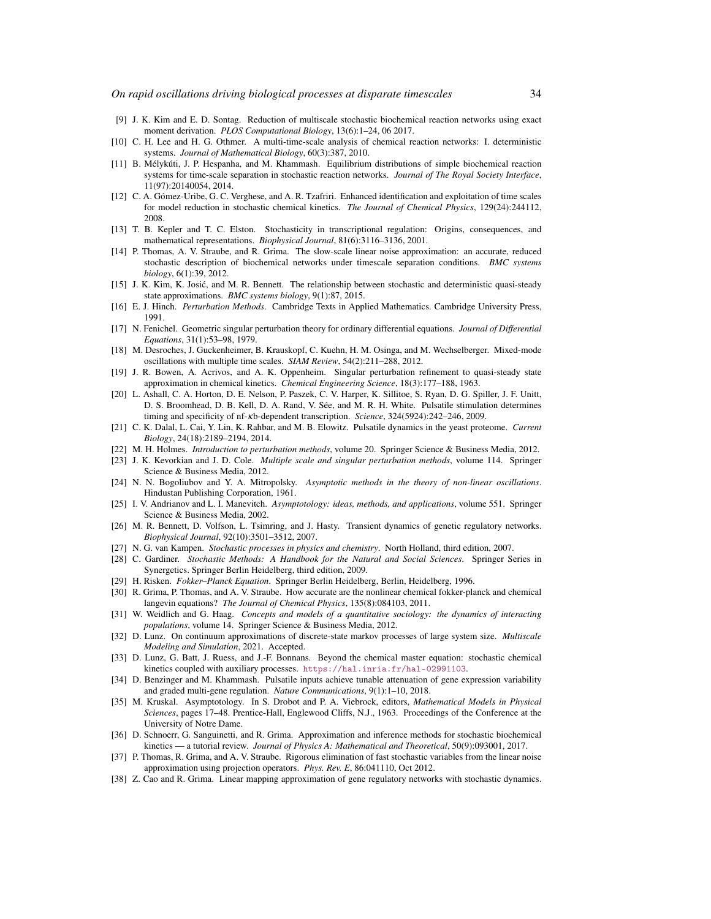[9] J. K. Kim and E. D. Sontag. Reduction of multiscale stochastic biochemical reaction networks using exact moment derivation. *PLOS Computational Biology*, 13(6):1–24, 06 2017.

[10] C. H. Lee and H. G. Othmer. A multi-time-scale analysis of chemical reaction networks: I. deterministic systems. *Journal of Mathematical Biology*, 60(3):387, 2010.

[11] B. Mélykúti, J. P. Hespanha, and M. Khammash. Equilibrium distributions of simple biochemical reaction systems for time-scale separation in stochastic reaction networks. *Journal of The Royal Society Interface*, 11(97):20140054, 2014.

[12] C. A. Gómez-Uribe, G. C. Verghese, and A. R. Tzafriri. Enhanced identification and exploitation of time scales for model reduction in stochastic chemical kinetics. *The Journal of Chemical Physics*, 129(24):244112, 2008.

[13] T. B. Kepler and T. C. Elston. Stochasticity in transcriptional regulation: Origins, consequences, and mathematical representations. *Biophysical Journal*, 81(6):3116–3136, 2001.

[14] P. Thomas, A. V. Straube, and R. Grima. The slow-scale linear noise approximation: an accurate, reduced stochastic description of biochemical networks under timescale separation conditions. *BMC systems biology*, 6(1):39, 2012.

[15] J. K. Kim, K. Josić, and M. R. Bennett. The relationship between stochastic and deterministic quasi-steady state approximations. *BMC systems biology*, 9(1):87, 2015.

[16] E. J. Hinch. *Perturbation Methods*. Cambridge Texts in Applied Mathematics. Cambridge University Press, 1991.

[17] N. Fenichel. Geometric singular perturbation theory for ordinary differential equations. *Journal of Differential Equations*, 31(1):53–98, 1979.

[18] M. Desroches, J. Guckenheimer, B. Krauskopf, C. Kuehn, H. M. Osinga, and M. Wechselberger. Mixed-mode oscillations with multiple time scales. *SIAM Review*, 54(2):211–288, 2012.

[19] J. R. Bowen, A. Acrivos, and A. K. Oppenheim. Singular perturbation refinement to quasi-steady state approximation in chemical kinetics. *Chemical Engineering Science*, 18(3):177–188, 1963.

[20] L. Ashall, C. A. Horton, D. E. Nelson, P. Paszek, C. V. Harper, K. Sillitoe, S. Ryan, D. G. Spiller, J. F. Unitt, D. S. Broomhead, D. B. Kell, D. A. Rand, V. Sée, and M. R. H. White. Pulsatile stimulation determines timing and specificity of nf-κb-dependent transcription. *Science*, 324(5924):242–246, 2009.

[21] C. K. Dalal, L. Cai, Y. Lin, K. Rahbar, and M. B. Elowitz. Pulsatile dynamics in the yeast proteome. *Current Biology*, 24(18):2189–2194, 2014.

[22] M. H. Holmes. *Introduction to perturbation methods*, volume 20. Springer Science & Business Media, 2012.

[23] J. K. Kevorkian and J. D. Cole. *Multiple scale and singular perturbation methods*, volume 114. Springer Science & Business Media, 2012.

[24] N. N. Bogoliubov and Y. A. Mitropolsky. *Asymptotic methods in the theory of non-linear oscillations*. Hindustan Publishing Corporation, 1961.

[25] I. V. Andrianov and L. I. Manevitch. *Asymptotology: ideas, methods, and applications*, volume 551. Springer Science & Business Media, 2002.

[26] M. R. Bennett, D. Volfson, L. Tsimring, and J. Hasty. Transient dynamics of genetic regulatory networks. *Biophysical Journal*, 92(10):3501–3512, 2007.

[27] N. G. van Kampen. *Stochastic processes in physics and chemistry*. North Holland, third edition, 2007.

[28] C. Gardiner. *Stochastic Methods: A Handbook for the Natural and Social Sciences*. Springer Series in Synergetics. Springer Berlin Heidelberg, third edition, 2009.

[29] H. Risken. *Fokker–Planck Equation*. Springer Berlin Heidelberg, Berlin, Heidelberg, 1996.

[30] R. Grima, P. Thomas, and A. V. Straube. How accurate are the nonlinear chemical fokker-planck and chemical langevin equations? *The Journal of Chemical Physics*, 135(8):084103, 2011.

[31] W. Weidlich and G. Haag. *Concepts and models of a quantitative sociology: the dynamics of interacting populations*, volume 14. Springer Science & Business Media, 2012.

[32] D. Lunz. On continuum approximations of discrete-state markov processes of large system size. *Multiscale Modeling and Simulation*, 2021. Accepted.

[33] D. Lunz, G. Batt, J. Ruess, and J.-F. Bonnans. Beyond the chemical master equation: stochastic chemical kinetics coupled with auxiliary processes. https://hal.inria.fr/hal-02991103.

[34] D. Benzinger and M. Khammash. Pulsatile inputs achieve tunable attenuation of gene expression variability and graded multi-gene regulation. *Nature Communications*, 9(1):1–10, 2018.

[35] M. Kruskal. Asymptotology. In S. Drobot and P. A. Viebrock, editors, *Mathematical Models in Physical Sciences*, pages 17–48. Prentice-Hall, Englewood Cliffs, N.J., 1963. Proceedings of the Conference at the University of Notre Dame.

[36] D. Schnoerr, G. Sanguinetti, and R. Grima. Approximation and inference methods for stochastic biochemical kinetics — a tutorial review. *Journal of Physics A: Mathematical and Theoretical*, 50(9):093001, 2017.

[37] P. Thomas, R. Grima, and A. V. Straube. Rigorous elimination of fast stochastic variables from the linear noise approximation using projection operators. *Phys. Rev. E*, 86:041110, Oct 2012.

[38] Z. Cao and R. Grima. Linear mapping approximation of gene regulatory networks with stochastic dynamics.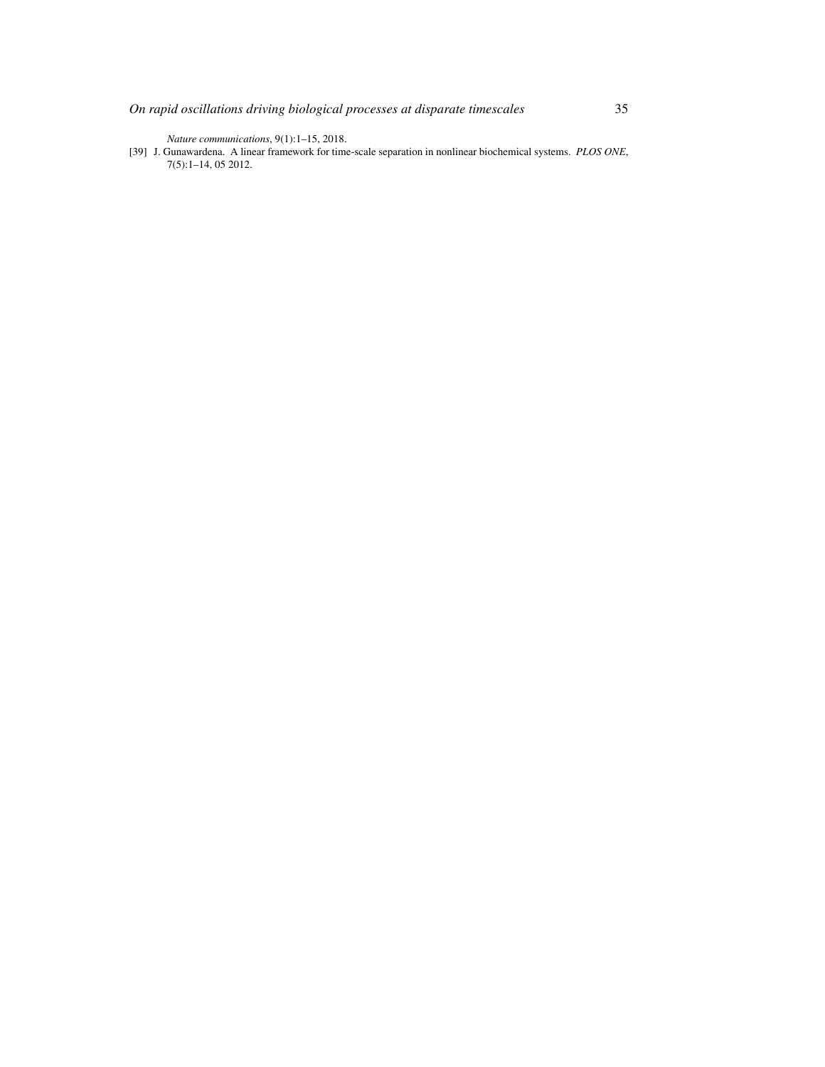*Nature communications*, 9(1):1–15, 2018.

[39] J. Gunawardena. A linear framework for time-scale separation in nonlinear biochemical systems. *PLOS ONE*, 7(5):1–14, 05 2012.